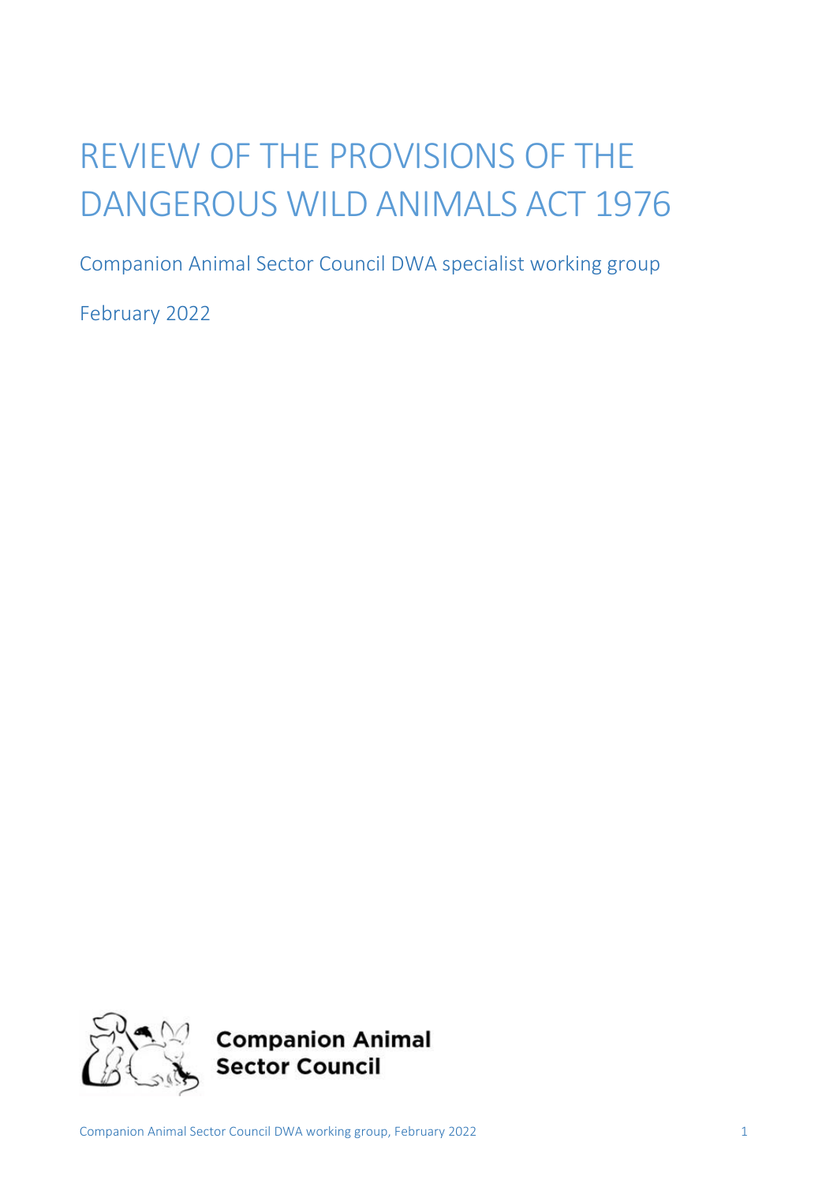# REVIEW OF THE PROVISIONS OF THE DANGEROUS WILD ANIMALS ACT 1976

Companion Animal Sector Council DWA specialist working group

February 2022

**Companion Animal Sector Council**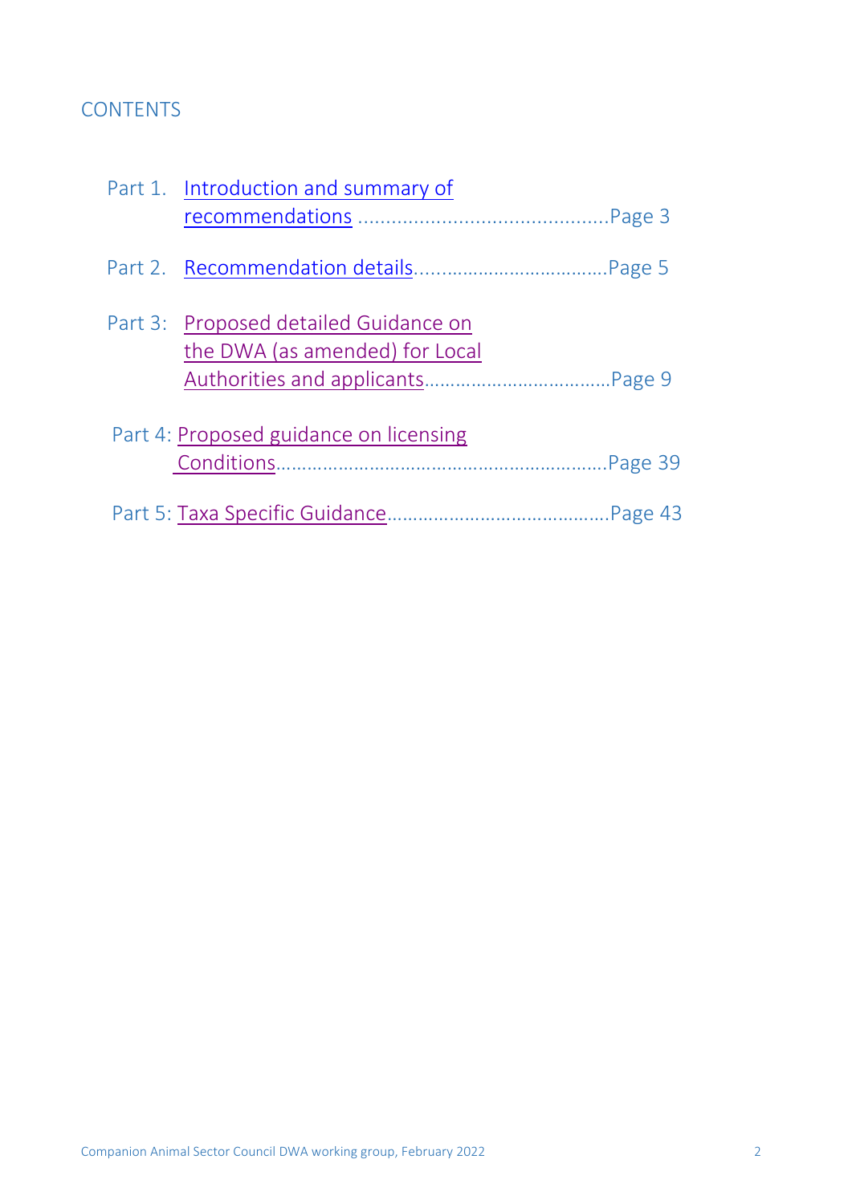## CONTENTS

Part 1. Introduction and summary of recommendations ............................................Page 3

Part 2. Recommendation details....................................Page 5

Part 3: Proposed detailed Guidance on the DWA (as amended) for Local Authorities and applicants...................................Page 9

Part 4: Proposed guidance on licensing Conditions...............................................................Page 39

Part 5: Taxa Specific Guidance..........................................Page 43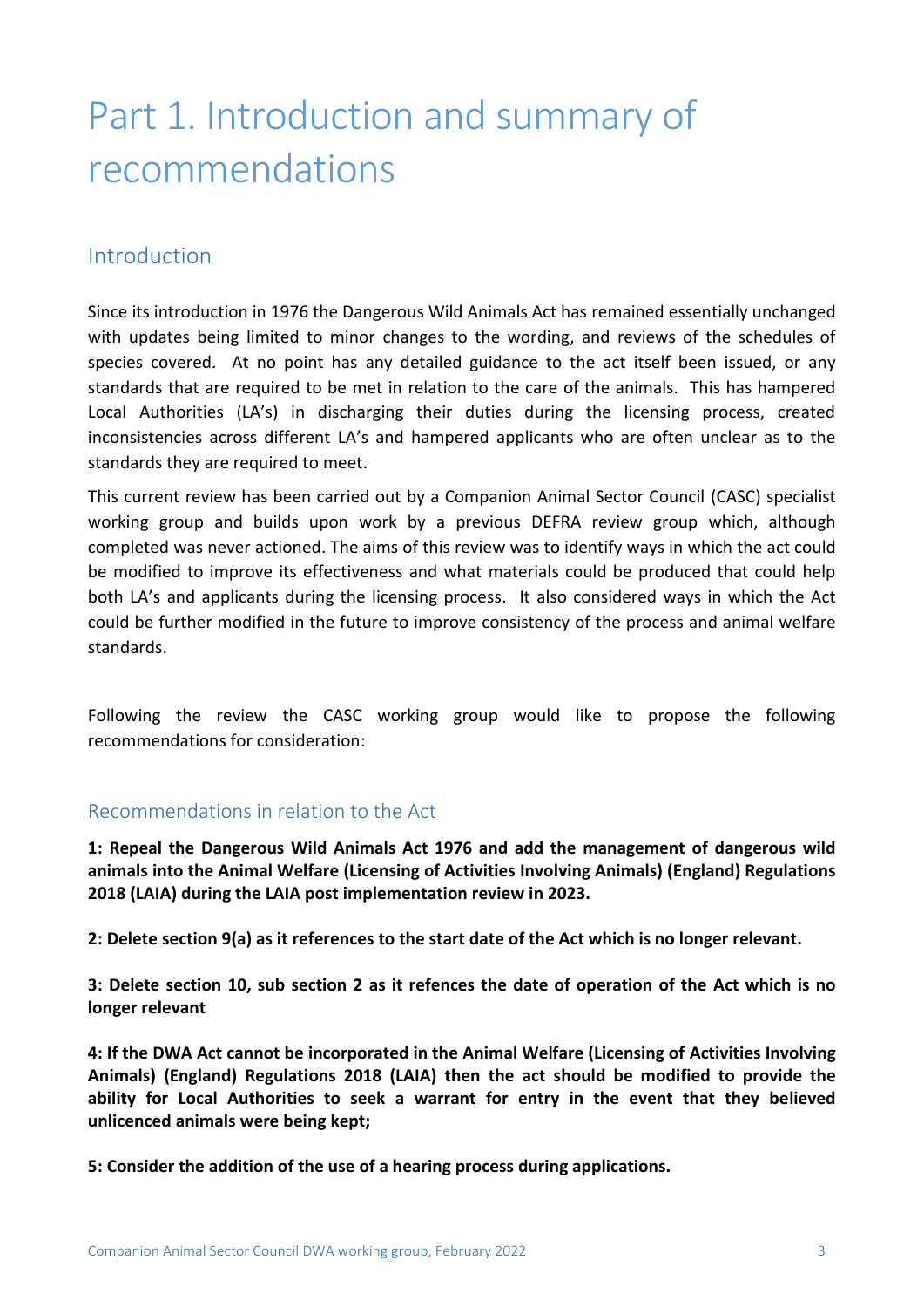# Part 1. Introduction and summary of recommendations

## Introduction

Since its introduction in 1976 the Dangerous Wild Animals Act has remained essentially unchanged with updates being limited to minor changes to the wording, and reviews of the schedules of species covered. At no point has any detailed guidance to the act itself been issued, or any standards that are required to be met in relation to the care of the animals. This has hampered Local Authorities (LA's) in discharging their duties during the licensing process, created inconsistencies across different LA's and hampered applicants who are often unclear as to the standards they are required to meet.

This current review has been carried out by a Companion Animal Sector Council (CASC) specialist working group and builds upon work by a previous DEFRA review group which, although completed was never actioned. The aims of this review was to identify ways in which the act could be modified to improve its effectiveness and what materials could be produced that could help both LA's and applicants during the licensing process. It also considered ways in which the Act could be further modified in the future to improve consistency of the process and animal welfare standards.

Following the review the CASC working group would like to propose the following recommendations for consideration:

### Recommendations in relation to the Act

**1: Repeal the Dangerous Wild Animals Act 1976 and add the management of dangerous wild animals into the Animal Welfare (Licensing of Activities Involving Animals) (England) Regulations 2018 (LAIA) during the LAIA post implementation review in 2023.**

**2: Delete section 9(a) as it references to the start date of the Act which is no longer relevant.**

**3: Delete section 10, sub section 2 as it refences the date of operation of the Act which is no longer relevant**

**4: If the DWA Act cannot be incorporated in the Animal Welfare (Licensing of Activities Involving Animals) (England) Regulations 2018 (LAIA) then the act should be modified to provide the ability for Local Authorities to seek a warrant for entry in the event that they believed unlicenced animals were being kept;**

**5: Consider the addition of the use of a hearing process during applications.**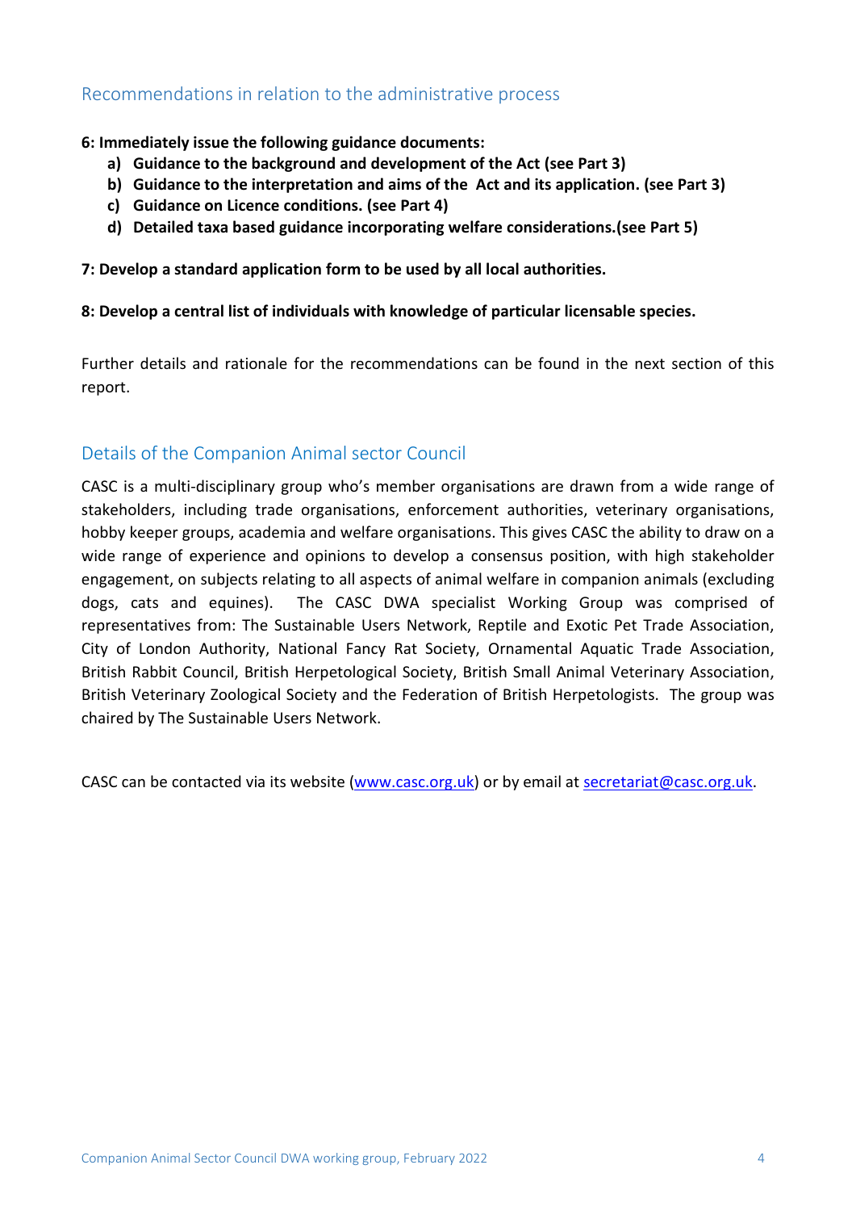## Recommendations in relation to the administrative process

**6: Immediately issue the following guidance documents:**

- **a) Guidance to the background and development of the Act (see Part 3)**
- **b) Guidance to the interpretation and aims of the Act and its application. (see Part 3)**
- **c) Guidance on Licence conditions. (see Part 4)**
- **d) Detailed taxa based guidance incorporating welfare considerations.(see Part 5)**

**7: Develop a standard application form to be used by all local authorities.**

**8: Develop a central list of individuals with knowledge of particular licensable species.**

Further details and rationale for the recommendations can be found in the next section of this report.

## Details of the Companion Animal sector Council

CASC is a multi-disciplinary group who's member organisations are drawn from a wide range of stakeholders, including trade organisations, enforcement authorities, veterinary organisations, hobby keeper groups, academia and welfare organisations. This gives CASC the ability to draw on a wide range of experience and opinions to develop a consensus position, with high stakeholder engagement, on subjects relating to all aspects of animal welfare in companion animals (excluding dogs, cats and equines). The CASC DWA specialist Working Group was comprised of representatives from: The Sustainable Users Network, Reptile and Exotic Pet Trade Association, City of London Authority, National Fancy Rat Society, Ornamental Aquatic Trade Association, British Rabbit Council, British Herpetological Society, British Small Animal Veterinary Association, British Veterinary Zoological Society and the Federation of British Herpetologists. The group was chaired by The Sustainable Users Network.

CASC can be contacted via its website (www.casc.org.uk) or by email at secretariat@casc.org.uk.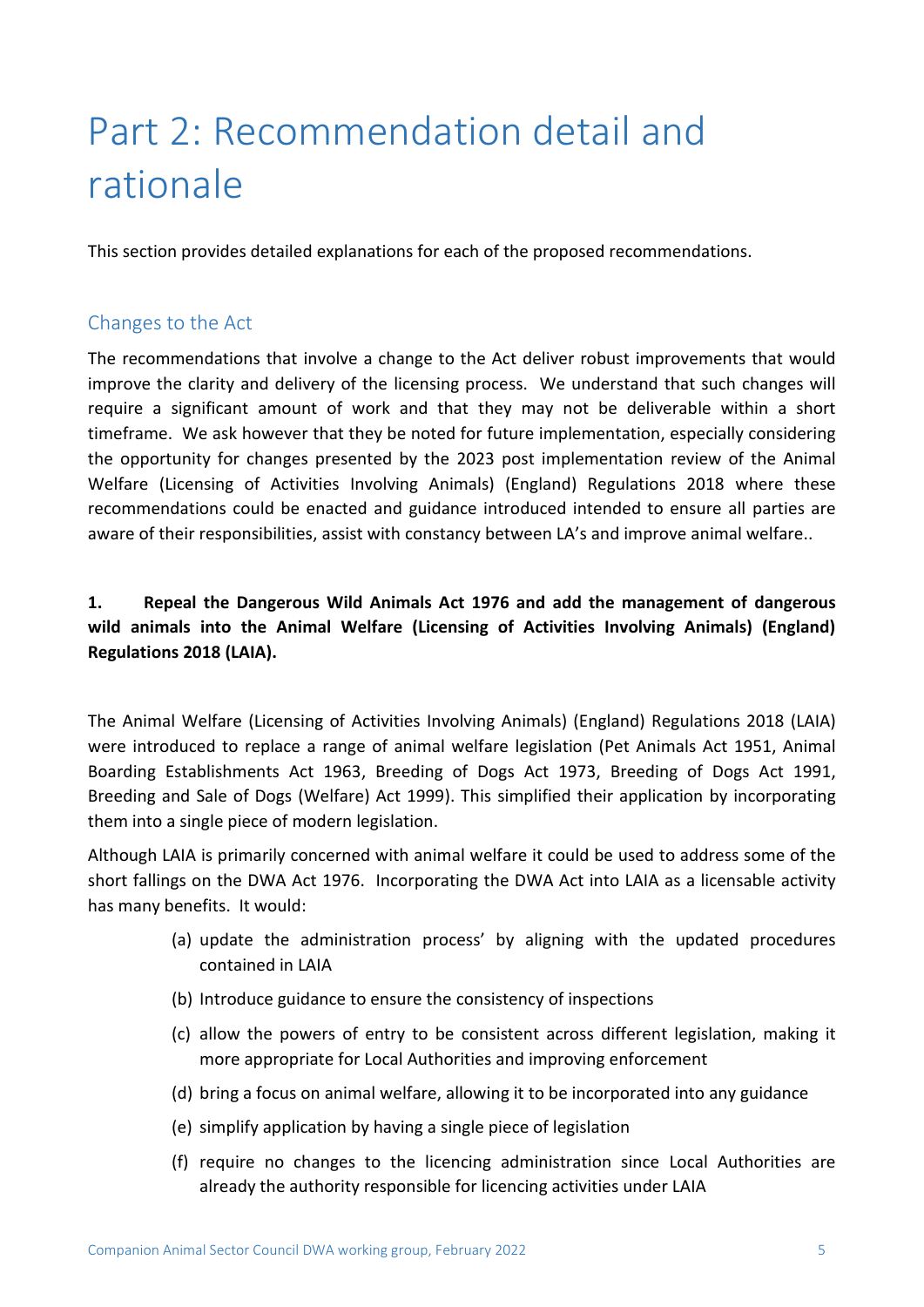# Part 2: Recommendation detail and rationale

This section provides detailed explanations for each of the proposed recommendations.

## Changes to the Act

The recommendations that involve a change to the Act deliver robust improvements that would improve the clarity and delivery of the licensing process. We understand that such changes will require a significant amount of work and that they may not be deliverable within a short timeframe. We ask however that they be noted for future implementation, especially considering the opportunity for changes presented by the 2023 post implementation review of the Animal Welfare (Licensing of Activities Involving Animals) (England) Regulations 2018 where these recommendations could be enacted and guidance introduced intended to ensure all parties are aware of their responsibilities, assist with constancy between LA's and improve animal welfare..

**1. Repeal the Dangerous Wild Animals Act 1976 and add the management of dangerous wild animals into the Animal Welfare (Licensing of Activities Involving Animals) (England) Regulations 2018 (LAIA).**

The Animal Welfare (Licensing of Activities Involving Animals) (England) Regulations 2018 (LAIA) were introduced to replace a range of animal welfare legislation (Pet Animals Act 1951, Animal Boarding Establishments Act 1963, Breeding of Dogs Act 1973, Breeding of Dogs Act 1991, Breeding and Sale of Dogs (Welfare) Act 1999). This simplified their application by incorporating them into a single piece of modern legislation.

Although LAIA is primarily concerned with animal welfare it could be used to address some of the short fallings on the DWA Act 1976. Incorporating the DWA Act into LAIA as a licensable activity has many benefits. It would:

(a) update the administration process' by aligning with the updated procedures contained in LAIA

(b) Introduce guidance to ensure the consistency of inspections

(c) allow the powers of entry to be consistent across different legislation, making it more appropriate for Local Authorities and improving enforcement

(d) bring a focus on animal welfare, allowing it to be incorporated into any guidance

(e) simplify application by having a single piece of legislation

(f) require no changes to the licencing administration since Local Authorities are already the authority responsible for licencing activities under LAIA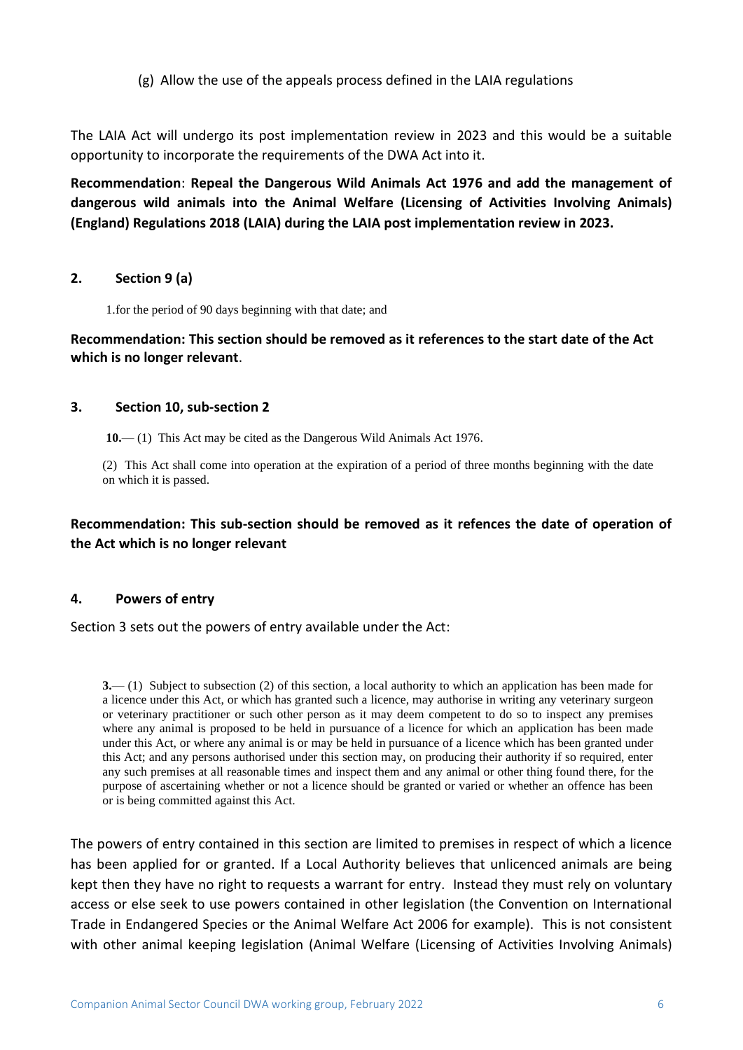(g) Allow the use of the appeals process defined in the LAIA regulations

The LAIA Act will undergo its post implementation review in 2023 and this would be a suitable opportunity to incorporate the requirements of the DWA Act into it.

**Recommendation**: **Repeal the Dangerous Wild Animals Act 1976 and add the management of dangerous wild animals into the Animal Welfare (Licensing of Activities Involving Animals) (England) Regulations 2018 (LAIA) during the LAIA post implementation review in 2023.**

## 2. Section 9 (a)

1.for the period of 90 days beginning with that date; and

**Recommendation: This section should be removed as it references to the start date of the Act which is no longer relevant**.

## 3. Section 10, sub-section 2

**10.**— (1) This Act may be cited as the Dangerous Wild Animals Act 1976.

(2) This Act shall come into operation at the expiration of a period of three months beginning with the date on which it is passed.

**Recommendation: This sub-section should be removed as it refences the date of operation of the Act which is no longer relevant**

## 4. Powers of entry

Section 3 sets out the powers of entry available under the Act:

> **3.**— (1) Subject to subsection (2) of this section, a local authority to which an application has been made for a licence under this Act, or which has granted such a licence, may authorise in writing any veterinary surgeon or veterinary practitioner or such other person as it may deem competent to do so to inspect any premises where any animal is proposed to be held in pursuance of a licence for which an application has been made under this Act, or where any animal is or may be held in pursuance of a licence which has been granted under this Act; and any persons authorised under this section may, on producing their authority if so required, enter any such premises at all reasonable times and inspect them and any animal or other thing found there, for the purpose of ascertaining whether or not a licence should be granted or varied or whether an offence has been or is being committed against this Act.

The powers of entry contained in this section are limited to premises in respect of which a licence has been applied for or granted. If a Local Authority believes that unlicenced animals are being kept then they have no right to requests a warrant for entry. Instead they must rely on voluntary access or else seek to use powers contained in other legislation (the Convention on International Trade in Endangered Species or the Animal Welfare Act 2006 for example). This is not consistent with other animal keeping legislation (Animal Welfare (Licensing of Activities Involving Animals)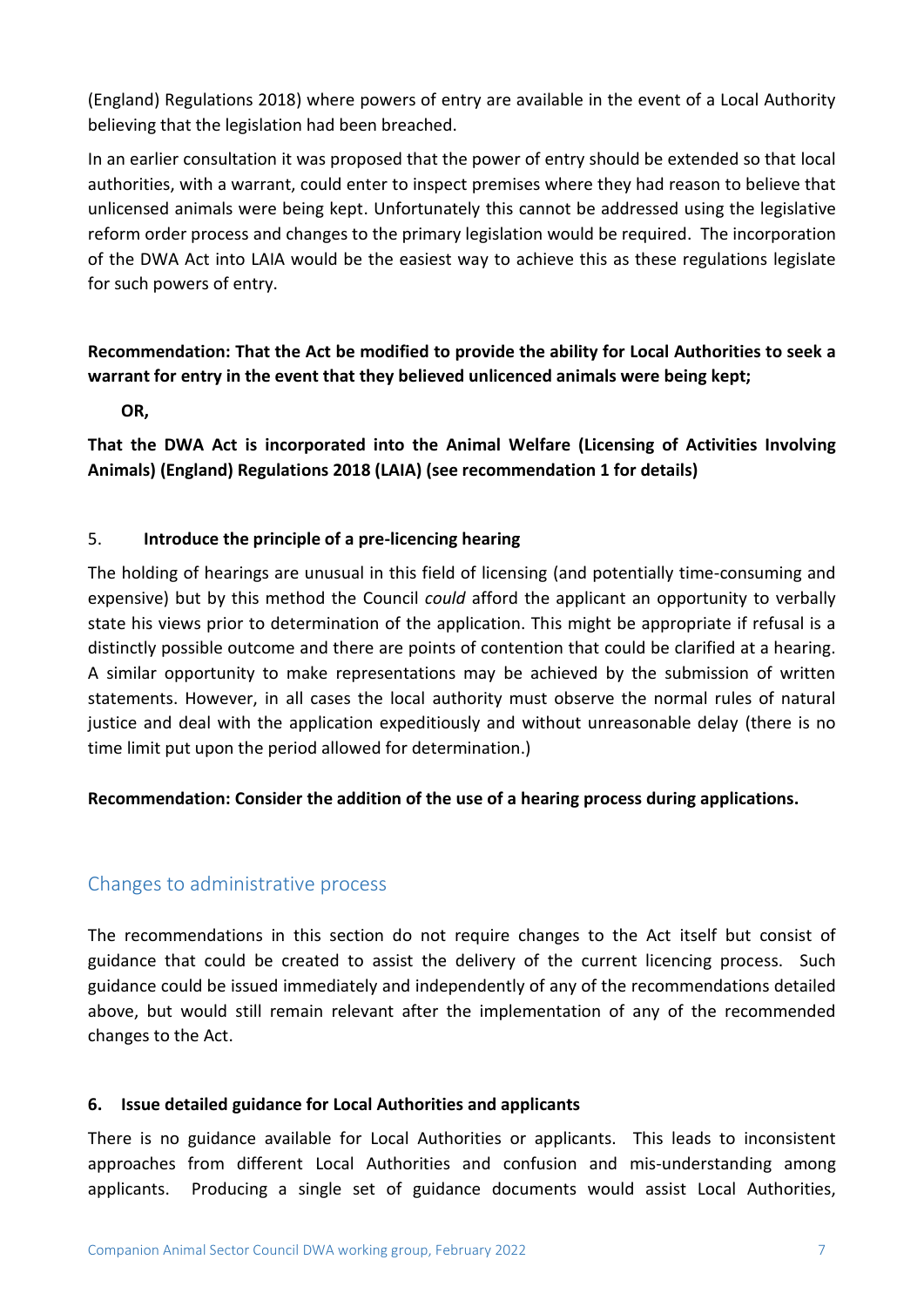(England) Regulations 2018) where powers of entry are available in the event of a Local Authority believing that the legislation had been breached.

In an earlier consultation it was proposed that the power of entry should be extended so that local authorities, with a warrant, could enter to inspect premises where they had reason to believe that unlicensed animals were being kept. Unfortunately this cannot be addressed using the legislative reform order process and changes to the primary legislation would be required. The incorporation of the DWA Act into LAIA would be the easiest way to achieve this as these regulations legislate for such powers of entry.

**Recommendation: That the Act be modified to provide the ability for Local Authorities to seek a warrant for entry in the event that they believed unlicenced animals were being kept;**

**OR,**

**That the DWA Act is incorporated into the Animal Welfare (Licensing of Activities Involving Animals) (England) Regulations 2018 (LAIA) (see recommendation 1 for details)**

### 5. Introduce the principle of a pre-licencing hearing

The holding of hearings are unusual in this field of licensing (and potentially time-consuming and expensive) but by this method the Council *could* afford the applicant an opportunity to verbally state his views prior to determination of the application. This might be appropriate if refusal is a distinctly possible outcome and there are points of contention that could be clarified at a hearing. A similar opportunity to make representations may be achieved by the submission of written statements. However, in all cases the local authority must observe the normal rules of natural justice and deal with the application expeditiously and without unreasonable delay (there is no time limit put upon the period allowed for determination.)

**Recommendation: Consider the addition of the use of a hearing process during applications.**

## Changes to administrative process

The recommendations in this section do not require changes to the Act itself but consist of guidance that could be created to assist the delivery of the current licencing process. Such guidance could be issued immediately and independently of any of the recommendations detailed above, but would still remain relevant after the implementation of any of the recommended changes to the Act.

### 6. Issue detailed guidance for Local Authorities and applicants

There is no guidance available for Local Authorities or applicants. This leads to inconsistent approaches from different Local Authorities and confusion and mis-understanding among applicants. Producing a single set of guidance documents would assist Local Authorities,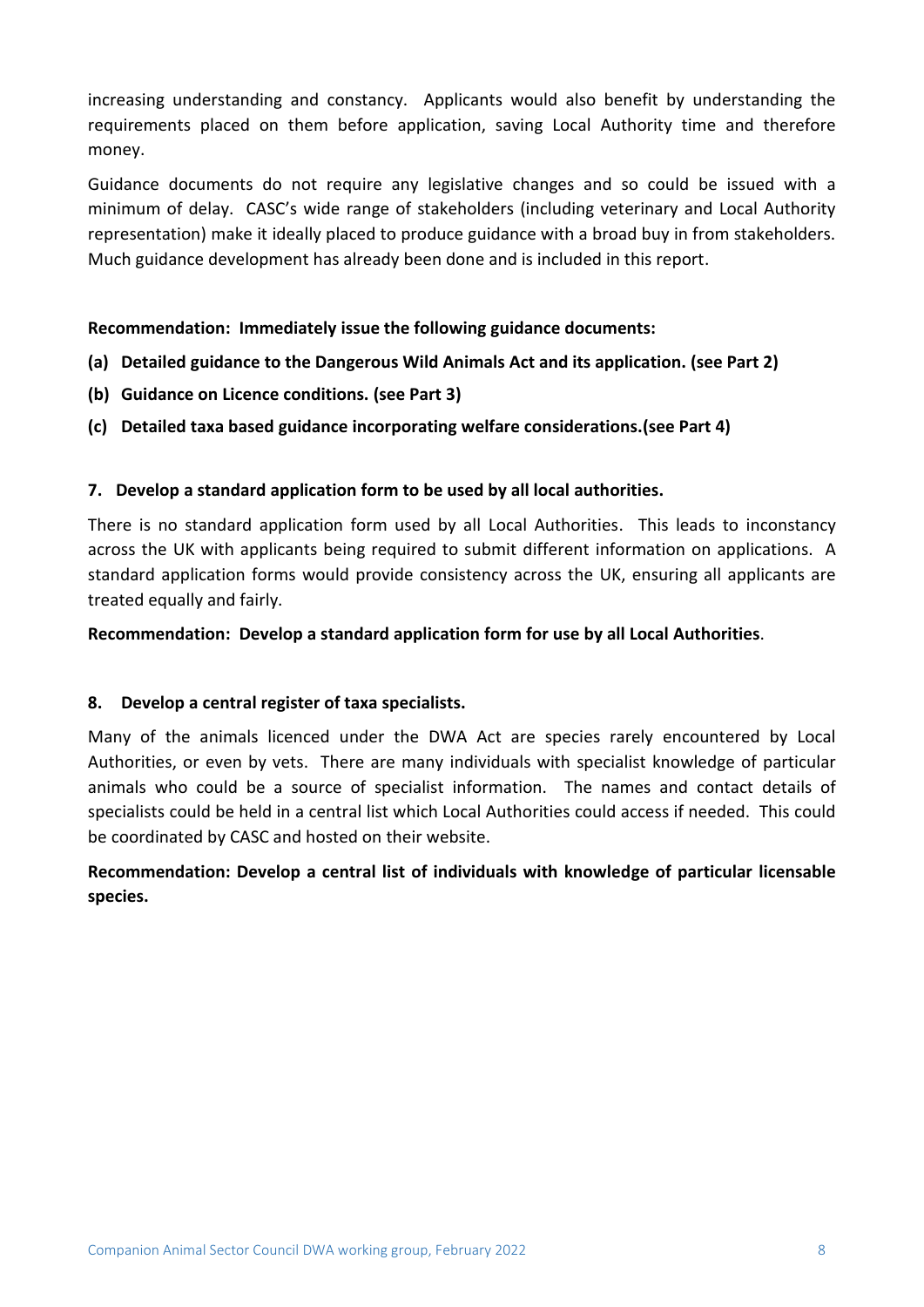increasing understanding and constancy. Applicants would also benefit by understanding the requirements placed on them before application, saving Local Authority time and therefore money.

Guidance documents do not require any legislative changes and so could be issued with a minimum of delay. CASC's wide range of stakeholders (including veterinary and Local Authority representation) make it ideally placed to produce guidance with a broad buy in from stakeholders. Much guidance development has already been done and is included in this report.

**Recommendation: Immediately issue the following guidance documents:**

**(a) Detailed guidance to the Dangerous Wild Animals Act and its application. (see Part 2)**

**(b) Guidance on Licence conditions. (see Part 3)**

**(c) Detailed taxa based guidance incorporating welfare considerations.(see Part 4)**

### 7. Develop a standard application form to be used by all local authorities.

There is no standard application form used by all Local Authorities. This leads to inconstancy across the UK with applicants being required to submit different information on applications. A standard application forms would provide consistency across the UK, ensuring all applicants are treated equally and fairly.

**Recommendation: Develop a standard application form for use by all Local Authorities**.

### 8. Develop a central register of taxa specialists.

Many of the animals licenced under the DWA Act are species rarely encountered by Local Authorities, or even by vets. There are many individuals with specialist knowledge of particular animals who could be a source of specialist information. The names and contact details of specialists could be held in a central list which Local Authorities could access if needed. This could be coordinated by CASC and hosted on their website.

**Recommendation: Develop a central list of individuals with knowledge of particular licensable species.**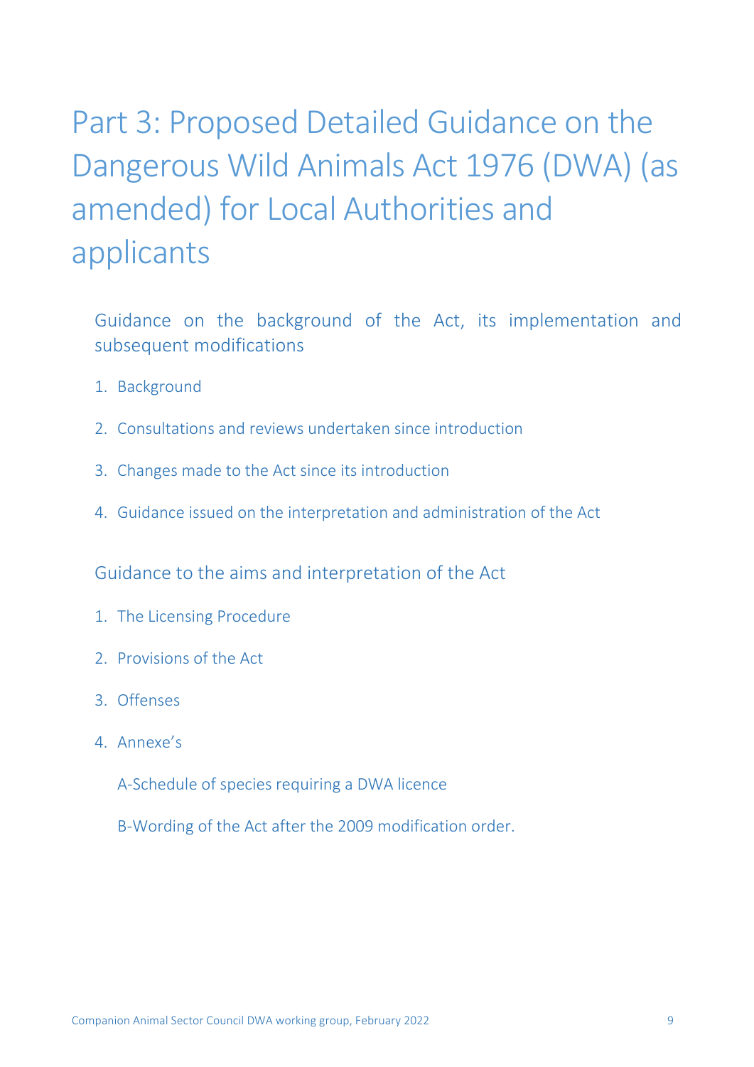# Part 3: Proposed Detailed Guidance on the Dangerous Wild Animals Act 1976 (DWA) (as amended) for Local Authorities and applicants

## Guidance on the background of the Act, its implementation and subsequent modifications

1. Background
2. Consultations and reviews undertaken since introduction
3. Changes made to the Act since its introduction
4. Guidance issued on the interpretation and administration of the Act

## Guidance to the aims and interpretation of the Act

1. The Licensing Procedure
2. Provisions of the Act
3. Offenses
4. Annexe's

   A-Schedule of species requiring a DWA licence

   B-Wording of the Act after the 2009 modification order.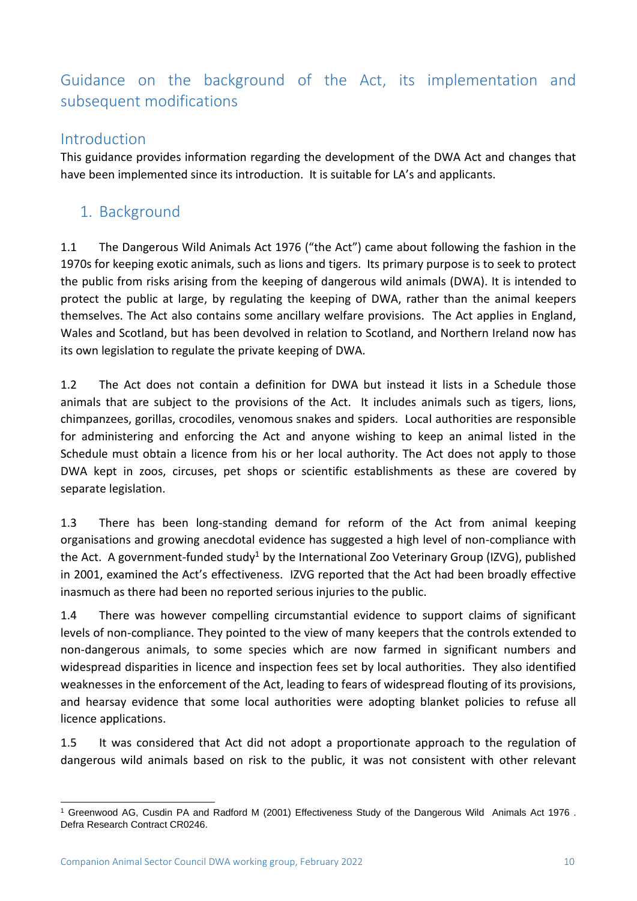## Guidance on the background of the Act, its implementation and subsequent modifications

### Introduction

This guidance provides information regarding the development of the DWA Act and changes that have been implemented since its introduction. It is suitable for LA's and applicants.

### 1. Background

1.1 The Dangerous Wild Animals Act 1976 ("the Act") came about following the fashion in the 1970s for keeping exotic animals, such as lions and tigers. Its primary purpose is to seek to protect the public from risks arising from the keeping of dangerous wild animals (DWA). It is intended to protect the public at large, by regulating the keeping of DWA, rather than the animal keepers themselves. The Act also contains some ancillary welfare provisions. The Act applies in England, Wales and Scotland, but has been devolved in relation to Scotland, and Northern Ireland now has its own legislation to regulate the private keeping of DWA.

1.2 The Act does not contain a definition for DWA but instead it lists in a Schedule those animals that are subject to the provisions of the Act. It includes animals such as tigers, lions, chimpanzees, gorillas, crocodiles, venomous snakes and spiders. Local authorities are responsible for administering and enforcing the Act and anyone wishing to keep an animal listed in the Schedule must obtain a licence from his or her local authority. The Act does not apply to those DWA kept in zoos, circuses, pet shops or scientific establishments as these are covered by separate legislation.

1.3 There has been long-standing demand for reform of the Act from animal keeping organisations and growing anecdotal evidence has suggested a high level of non-compliance with the Act. A government-funded study[1] by the International Zoo Veterinary Group (IZVG), published in 2001, examined the Act's effectiveness. IZVG reported that the Act had been broadly effective inasmuch as there had been no reported serious injuries to the public.

1.4 There was however compelling circumstantial evidence to support claims of significant levels of non-compliance. They pointed to the view of many keepers that the controls extended to non-dangerous animals, to some species which are now farmed in significant numbers and widespread disparities in licence and inspection fees set by local authorities. They also identified weaknesses in the enforcement of the Act, leading to fears of widespread flouting of its provisions, and hearsay evidence that some local authorities were adopting blanket policies to refuse all licence applications.

1.5 It was considered that Act did not adopt a proportionate approach to the regulation of dangerous wild animals based on risk to the public, it was not consistent with other relevant

[1] Greenwood AG, Cusdin PA and Radford M (2001) Effectiveness Study of the Dangerous Wild Animals Act 1976 . Defra Research Contract CR0246.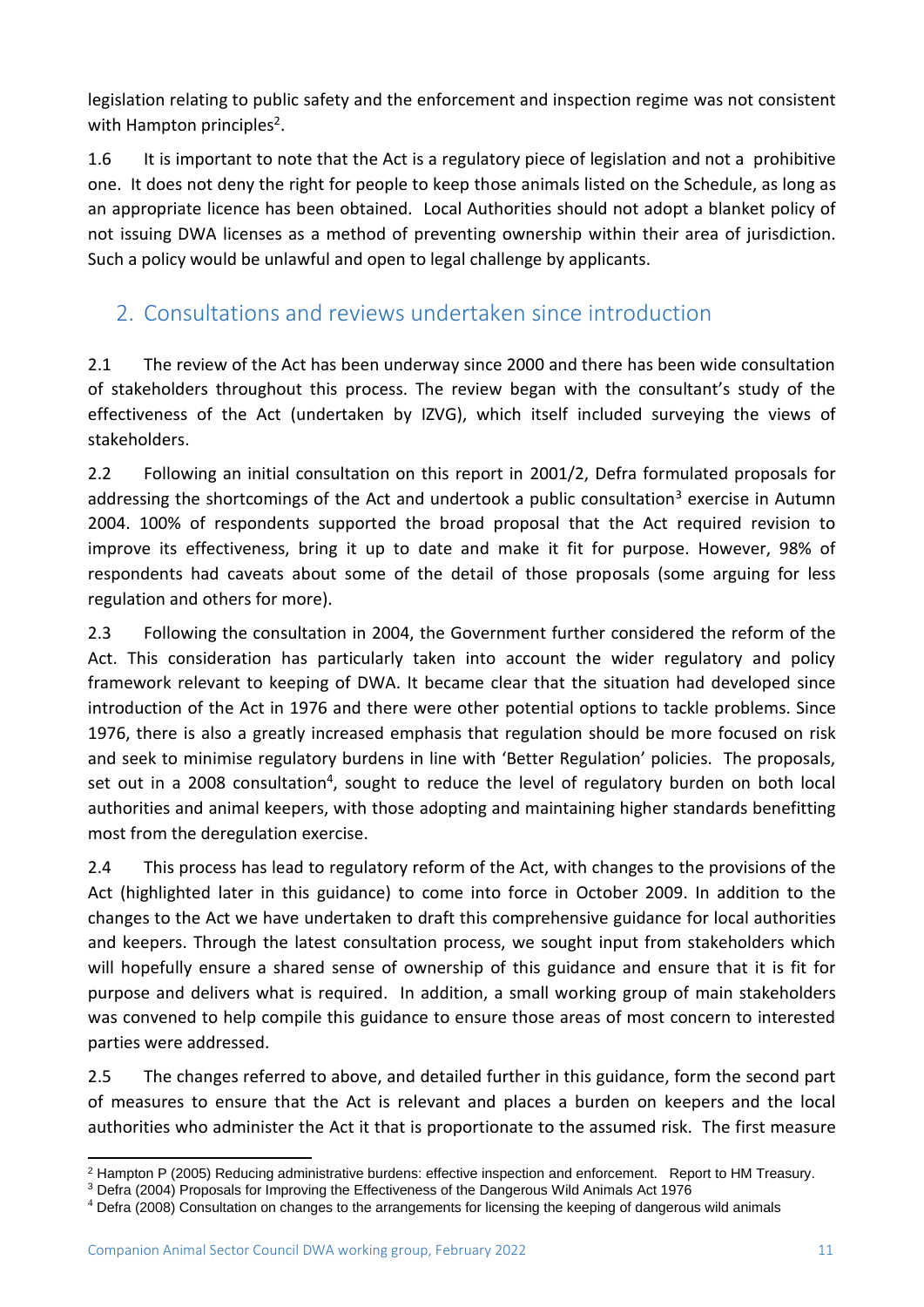legislation relating to public safety and the enforcement and inspection regime was not consistent with Hampton principles[2].

1.6 It is important to note that the Act is a regulatory piece of legislation and not a prohibitive one. It does not deny the right for people to keep those animals listed on the Schedule, as long as an appropriate licence has been obtained. Local Authorities should not adopt a blanket policy of not issuing DWA licenses as a method of preventing ownership within their area of jurisdiction. Such a policy would be unlawful and open to legal challenge by applicants.

## 2. Consultations and reviews undertaken since introduction

2.1 The review of the Act has been underway since 2000 and there has been wide consultation of stakeholders throughout this process. The review began with the consultant's study of the effectiveness of the Act (undertaken by IZVG), which itself included surveying the views of stakeholders.

2.2 Following an initial consultation on this report in 2001/2, Defra formulated proposals for addressing the shortcomings of the Act and undertook a public consultation[3] exercise in Autumn 2004. 100% of respondents supported the broad proposal that the Act required revision to improve its effectiveness, bring it up to date and make it fit for purpose. However, 98% of respondents had caveats about some of the detail of those proposals (some arguing for less regulation and others for more).

2.3 Following the consultation in 2004, the Government further considered the reform of the Act. This consideration has particularly taken into account the wider regulatory and policy framework relevant to keeping of DWA. It became clear that the situation had developed since introduction of the Act in 1976 and there were other potential options to tackle problems. Since 1976, there is also a greatly increased emphasis that regulation should be more focused on risk and seek to minimise regulatory burdens in line with 'Better Regulation' policies. The proposals, set out in a 2008 consultation[4], sought to reduce the level of regulatory burden on both local authorities and animal keepers, with those adopting and maintaining higher standards benefitting most from the deregulation exercise.

2.4 This process has lead to regulatory reform of the Act, with changes to the provisions of the Act (highlighted later in this guidance) to come into force in October 2009. In addition to the changes to the Act we have undertaken to draft this comprehensive guidance for local authorities and keepers. Through the latest consultation process, we sought input from stakeholders which will hopefully ensure a shared sense of ownership of this guidance and ensure that it is fit for purpose and delivers what is required. In addition, a small working group of main stakeholders was convened to help compile this guidance to ensure those areas of most concern to interested parties were addressed.

2.5 The changes referred to above, and detailed further in this guidance, form the second part of measures to ensure that the Act is relevant and places a burden on keepers and the local authorities who administer the Act it that is proportionate to the assumed risk. The first measure

---

[2] Hampton P (2005) Reducing administrative burdens: effective inspection and enforcement. Report to HM Treasury.

[3] Defra (2004) Proposals for Improving the Effectiveness of the Dangerous Wild Animals Act 1976

[4] Defra (2008) Consultation on changes to the arrangements for licensing the keeping of dangerous wild animals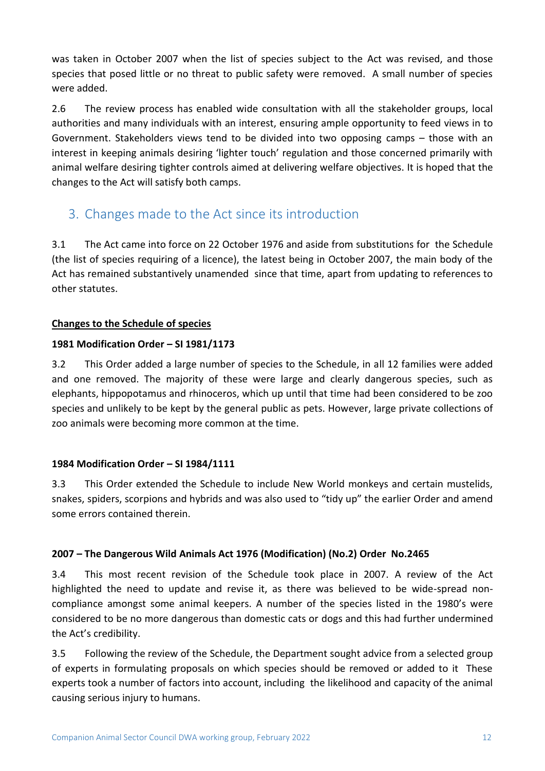was taken in October 2007 when the list of species subject to the Act was revised, and those species that posed little or no threat to public safety were removed. A small number of species were added.

2.6 The review process has enabled wide consultation with all the stakeholder groups, local authorities and many individuals with an interest, ensuring ample opportunity to feed views in to Government. Stakeholders views tend to be divided into two opposing camps – those with an interest in keeping animals desiring 'lighter touch' regulation and those concerned primarily with animal welfare desiring tighter controls aimed at delivering welfare objectives. It is hoped that the changes to the Act will satisfy both camps.

## 3. Changes made to the Act since its introduction

3.1 The Act came into force on 22 October 1976 and aside from substitutions for the Schedule (the list of species requiring of a licence), the latest being in October 2007, the main body of the Act has remained substantively unamended since that time, apart from updating to references to other statutes.

**Changes to the Schedule of species**

**1981 Modification Order – SI 1981/1173**

3.2 This Order added a large number of species to the Schedule, in all 12 families were added and one removed. The majority of these were large and clearly dangerous species, such as elephants, hippopotamus and rhinoceros, which up until that time had been considered to be zoo species and unlikely to be kept by the general public as pets. However, large private collections of zoo animals were becoming more common at the time.

**1984 Modification Order – SI 1984/1111**

3.3 This Order extended the Schedule to include New World monkeys and certain mustelids, snakes, spiders, scorpions and hybrids and was also used to "tidy up" the earlier Order and amend some errors contained therein.

**2007 – The Dangerous Wild Animals Act 1976 (Modification) (No.2) Order No.2465**

3.4 This most recent revision of the Schedule took place in 2007. A review of the Act highlighted the need to update and revise it, as there was believed to be wide-spread non-compliance amongst some animal keepers. A number of the species listed in the 1980's were considered to be no more dangerous than domestic cats or dogs and this had further undermined the Act's credibility.

3.5 Following the review of the Schedule, the Department sought advice from a selected group of experts in formulating proposals on which species should be removed or added to it These experts took a number of factors into account, including the likelihood and capacity of the animal causing serious injury to humans.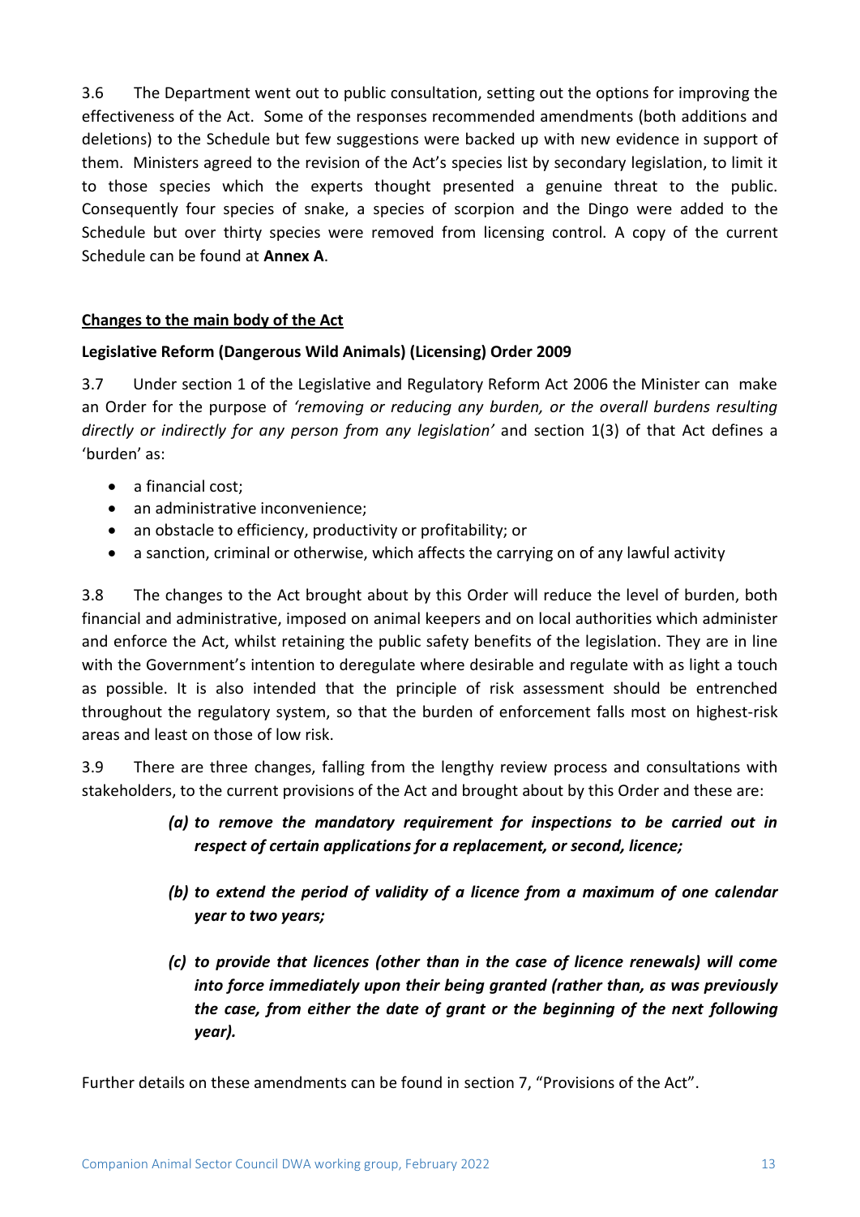3.6 The Department went out to public consultation, setting out the options for improving the effectiveness of the Act. Some of the responses recommended amendments (both additions and deletions) to the Schedule but few suggestions were backed up with new evidence in support of them. Ministers agreed to the revision of the Act's species list by secondary legislation, to limit it to those species which the experts thought presented a genuine threat to the public. Consequently four species of snake, a species of scorpion and the Dingo were added to the Schedule but over thirty species were removed from licensing control. A copy of the current Schedule can be found at **Annex A**.

## Changes to the main body of the Act

### Legislative Reform (Dangerous Wild Animals) (Licensing) Order 2009

3.7 Under section 1 of the Legislative and Regulatory Reform Act 2006 the Minister can make an Order for the purpose of *'removing or reducing any burden, or the overall burdens resulting directly or indirectly for any person from any legislation'* and section 1(3) of that Act defines a 'burden' as:

- a financial cost;
- an administrative inconvenience;
- an obstacle to efficiency, productivity or profitability; or
- a sanction, criminal or otherwise, which affects the carrying on of any lawful activity

3.8 The changes to the Act brought about by this Order will reduce the level of burden, both financial and administrative, imposed on animal keepers and on local authorities which administer and enforce the Act, whilst retaining the public safety benefits of the legislation. They are in line with the Government's intention to deregulate where desirable and regulate with as light a touch as possible. It is also intended that the principle of risk assessment should be entrenched throughout the regulatory system, so that the burden of enforcement falls most on highest-risk areas and least on those of low risk.

3.9 There are three changes, falling from the lengthy review process and consultations with stakeholders, to the current provisions of the Act and brought about by this Order and these are:

> ***(a) to remove the mandatory requirement for inspections to be carried out in respect of certain applications for a replacement, or second, licence;***
>
> ***(b) to extend the period of validity of a licence from a maximum of one calendar year to two years;***
>
> ***(c) to provide that licences (other than in the case of licence renewals) will come into force immediately upon their being granted (rather than, as was previously the case, from either the date of grant or the beginning of the next following year).***

Further details on these amendments can be found in section 7, "Provisions of the Act".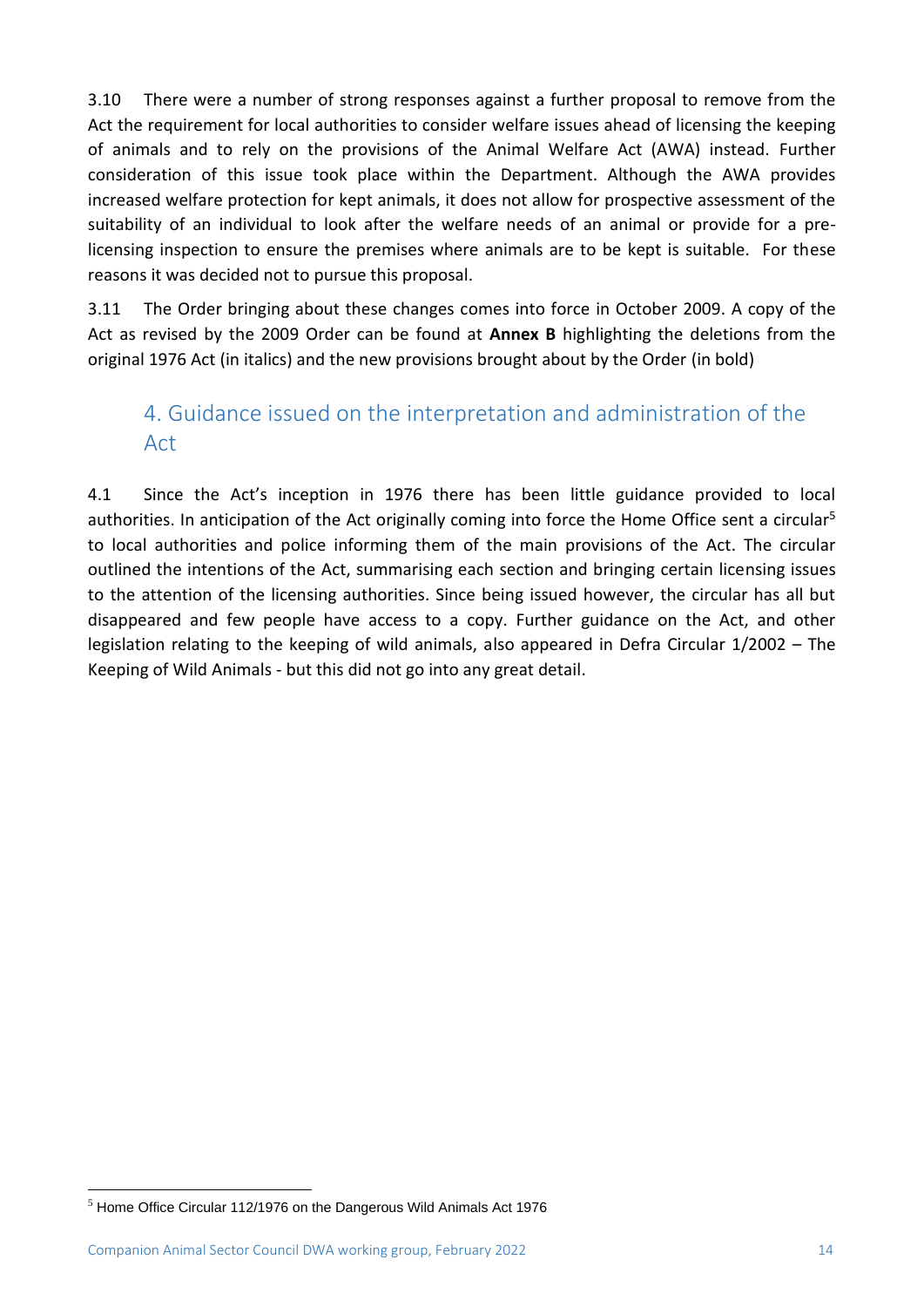3.10 There were a number of strong responses against a further proposal to remove from the Act the requirement for local authorities to consider welfare issues ahead of licensing the keeping of animals and to rely on the provisions of the Animal Welfare Act (AWA) instead. Further consideration of this issue took place within the Department. Although the AWA provides increased welfare protection for kept animals, it does not allow for prospective assessment of the suitability of an individual to look after the welfare needs of an animal or provide for a pre-licensing inspection to ensure the premises where animals are to be kept is suitable. For these reasons it was decided not to pursue this proposal.

3.11 The Order bringing about these changes comes into force in October 2009. A copy of the Act as revised by the 2009 Order can be found at **Annex B** highlighting the deletions from the original 1976 Act (in italics) and the new provisions brought about by the Order (in bold)

## 4. Guidance issued on the interpretation and administration of the Act

4.1 Since the Act's inception in 1976 there has been little guidance provided to local authorities. In anticipation of the Act originally coming into force the Home Office sent a circular[5] to local authorities and police informing them of the main provisions of the Act. The circular outlined the intentions of the Act, summarising each section and bringing certain licensing issues to the attention of the licensing authorities. Since being issued however, the circular has all but disappeared and few people have access to a copy. Further guidance on the Act, and other legislation relating to the keeping of wild animals, also appeared in Defra Circular 1/2002 – The Keeping of Wild Animals - but this did not go into any great detail.

[5] Home Office Circular 112/1976 on the Dangerous Wild Animals Act 1976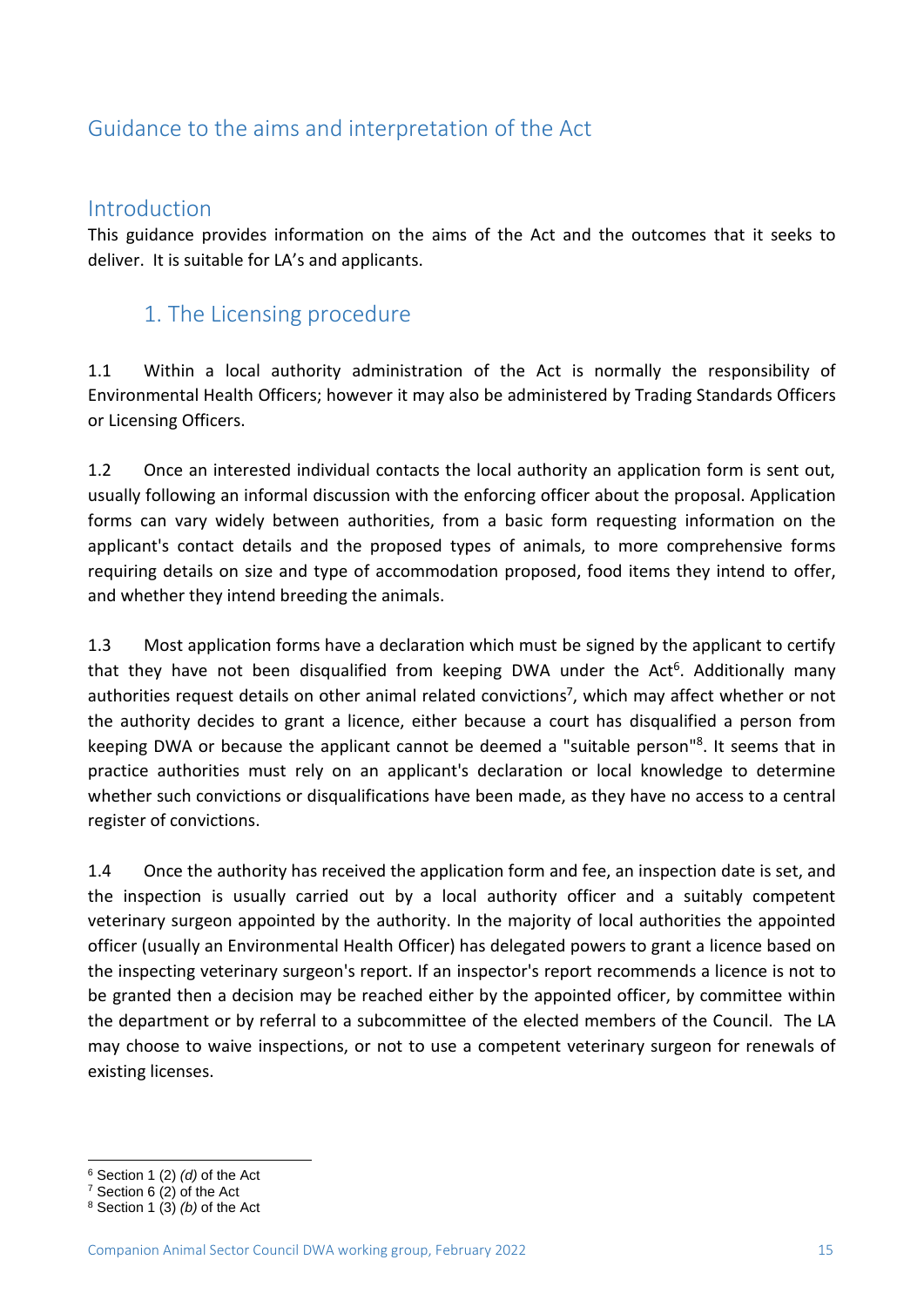# Guidance to the aims and interpretation of the Act

## Introduction

This guidance provides information on the aims of the Act and the outcomes that it seeks to deliver. It is suitable for LA's and applicants.

### 1. The Licensing procedure

1.1 Within a local authority administration of the Act is normally the responsibility of Environmental Health Officers; however it may also be administered by Trading Standards Officers or Licensing Officers.

1.2 Once an interested individual contacts the local authority an application form is sent out, usually following an informal discussion with the enforcing officer about the proposal. Application forms can vary widely between authorities, from a basic form requesting information on the applicant's contact details and the proposed types of animals, to more comprehensive forms requiring details on size and type of accommodation proposed, food items they intend to offer, and whether they intend breeding the animals.

1.3 Most application forms have a declaration which must be signed by the applicant to certify that they have not been disqualified from keeping DWA under the Act[6]. Additionally many authorities request details on other animal related convictions[7], which may affect whether or not the authority decides to grant a licence, either because a court has disqualified a person from keeping DWA or because the applicant cannot be deemed a "suitable person"[8]. It seems that in practice authorities must rely on an applicant's declaration or local knowledge to determine whether such convictions or disqualifications have been made, as they have no access to a central register of convictions.

1.4 Once the authority has received the application form and fee, an inspection date is set, and the inspection is usually carried out by a local authority officer and a suitably competent veterinary surgeon appointed by the authority. In the majority of local authorities the appointed officer (usually an Environmental Health Officer) has delegated powers to grant a licence based on the inspecting veterinary surgeon's report. If an inspector's report recommends a licence is not to be granted then a decision may be reached either by the appointed officer, by committee within the department or by referral to a subcommittee of the elected members of the Council. The LA may choose to waive inspections, or not to use a competent veterinary surgeon for renewals of existing licenses.

---

[6] Section 1 (2) *(d)* of the Act
[7] Section 6 (2) of the Act
[8] Section 1 (3) *(b)* of the Act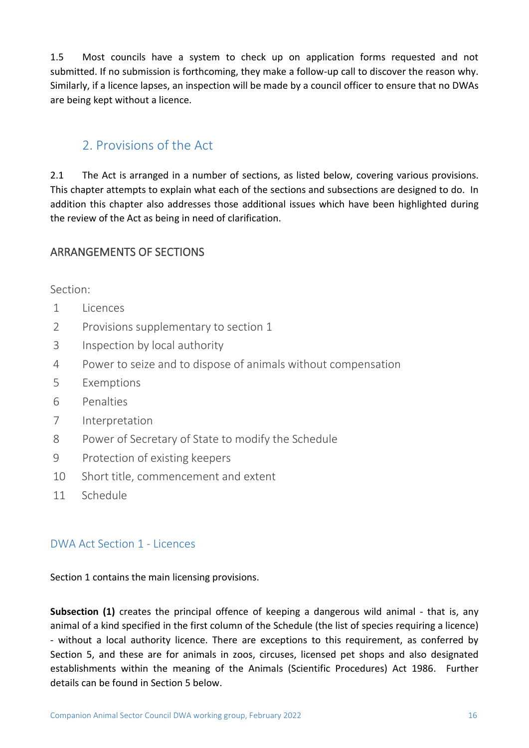1.5 Most councils have a system to check up on application forms requested and not submitted. If no submission is forthcoming, they make a follow-up call to discover the reason why. Similarly, if a licence lapses, an inspection will be made by a council officer to ensure that no DWAs are being kept without a licence.

## 2. Provisions of the Act

2.1 The Act is arranged in a number of sections, as listed below, covering various provisions. This chapter attempts to explain what each of the sections and subsections are designed to do. In addition this chapter also addresses those additional issues which have been highlighted during the review of the Act as being in need of clarification.

### ARRANGEMENTS OF SECTIONS

Section:

1 Licences
2 Provisions supplementary to section 1
3 Inspection by local authority
4 Power to seize and to dispose of animals without compensation
5 Exemptions
6 Penalties
7 Interpretation
8 Power of Secretary of State to modify the Schedule
9 Protection of existing keepers
10 Short title, commencement and extent
11 Schedule

### DWA Act Section 1 - Licences

Section 1 contains the main licensing provisions.

**Subsection (1)** creates the principal offence of keeping a dangerous wild animal - that is, any animal of a kind specified in the first column of the Schedule (the list of species requiring a licence) - without a local authority licence. There are exceptions to this requirement, as conferred by Section 5, and these are for animals in zoos, circuses, licensed pet shops and also designated establishments within the meaning of the Animals (Scientific Procedures) Act 1986. Further details can be found in Section 5 below.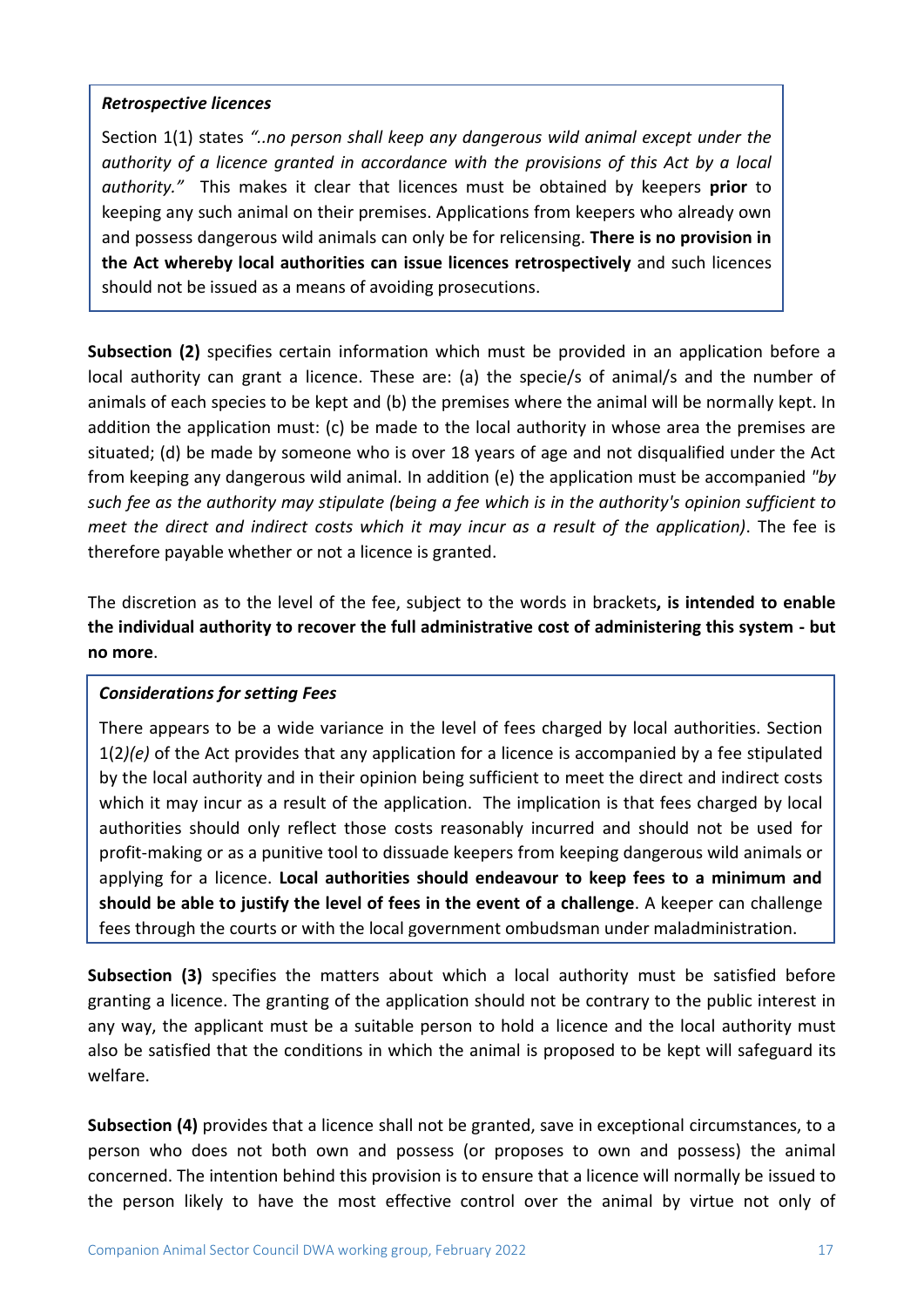***Retrospective licences***

Section 1(1) states *"..no person shall keep any dangerous wild animal except under the authority of a licence granted in accordance with the provisions of this Act by a local authority."* This makes it clear that licences must be obtained by keepers **prior** to keeping any such animal on their premises. Applications from keepers who already own and possess dangerous wild animals can only be for relicensing. **There is no provision in the Act whereby local authorities can issue licences retrospectively** and such licences should not be issued as a means of avoiding prosecutions.

**Subsection (2)** specifies certain information which must be provided in an application before a local authority can grant a licence. These are: (a) the specie/s of animal/s and the number of animals of each species to be kept and (b) the premises where the animal will be normally kept. In addition the application must: (c) be made to the local authority in whose area the premises are situated; (d) be made by someone who is over 18 years of age and not disqualified under the Act from keeping any dangerous wild animal. In addition (e) the application must be accompanied *"by such fee as the authority may stipulate (being a fee which is in the authority's opinion sufficient to meet the direct and indirect costs which it may incur as a result of the application)*. The fee is therefore payable whether or not a licence is granted.

The discretion as to the level of the fee, subject to the words in brackets**, is intended to enable the individual authority to recover the full administrative cost of administering this system - but no more**.

***Considerations for setting Fees***

There appears to be a wide variance in the level of fees charged by local authorities. Section 1(2*)(e)* of the Act provides that any application for a licence is accompanied by a fee stipulated by the local authority and in their opinion being sufficient to meet the direct and indirect costs which it may incur as a result of the application. The implication is that fees charged by local authorities should only reflect those costs reasonably incurred and should not be used for profit-making or as a punitive tool to dissuade keepers from keeping dangerous wild animals or applying for a licence. **Local authorities should endeavour to keep fees to a minimum and should be able to justify the level of fees in the event of a challenge**. A keeper can challenge fees through the courts or with the local government ombudsman under maladministration.

**Subsection (3)** specifies the matters about which a local authority must be satisfied before granting a licence. The granting of the application should not be contrary to the public interest in any way, the applicant must be a suitable person to hold a licence and the local authority must also be satisfied that the conditions in which the animal is proposed to be kept will safeguard its welfare.

**Subsection (4)** provides that a licence shall not be granted, save in exceptional circumstances, to a person who does not both own and possess (or proposes to own and possess) the animal concerned. The intention behind this provision is to ensure that a licence will normally be issued to the person likely to have the most effective control over the animal by virtue not only of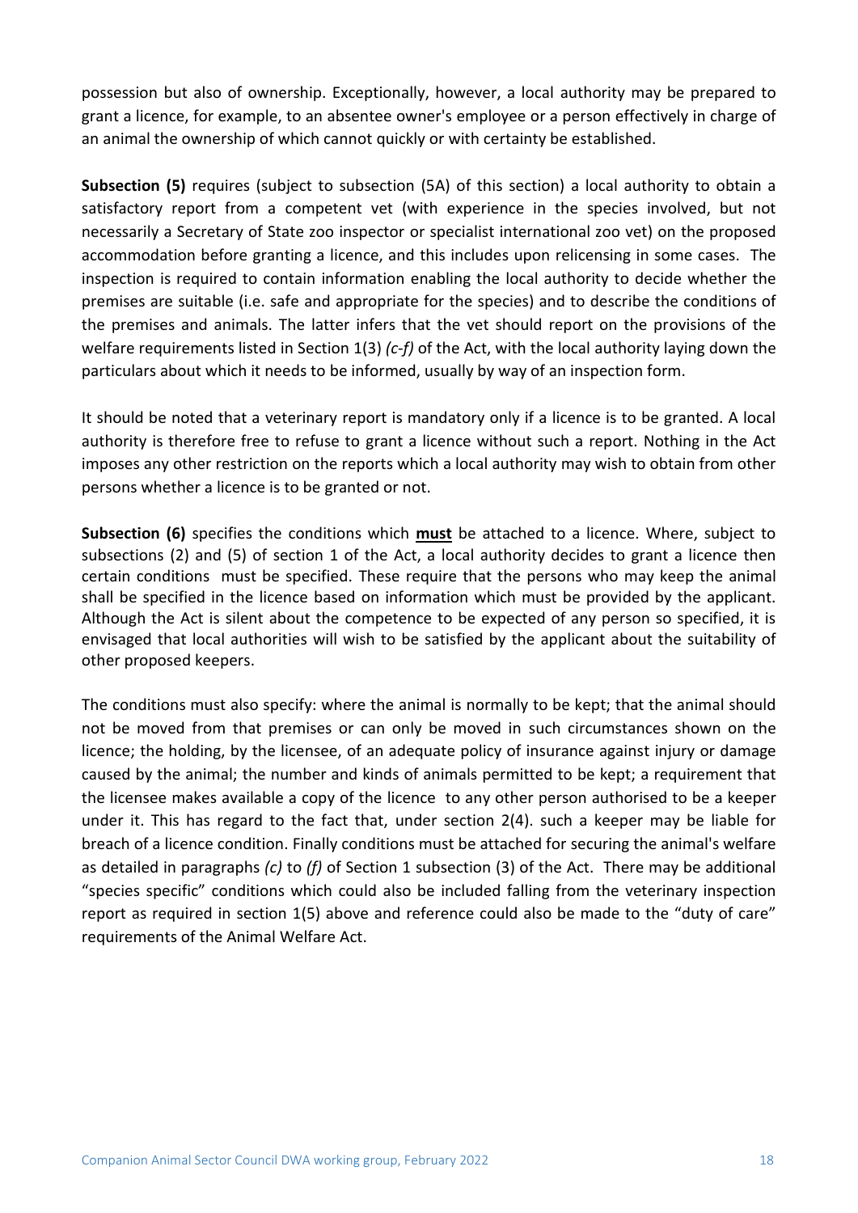possession but also of ownership. Exceptionally, however, a local authority may be prepared to grant a licence, for example, to an absentee owner's employee or a person effectively in charge of an animal the ownership of which cannot quickly or with certainty be established.

**Subsection (5)** requires (subject to subsection (5A) of this section) a local authority to obtain a satisfactory report from a competent vet (with experience in the species involved, but not necessarily a Secretary of State zoo inspector or specialist international zoo vet) on the proposed accommodation before granting a licence, and this includes upon relicensing in some cases. The inspection is required to contain information enabling the local authority to decide whether the premises are suitable (i.e. safe and appropriate for the species) and to describe the conditions of the premises and animals. The latter infers that the vet should report on the provisions of the welfare requirements listed in Section 1(3) *(c-f)* of the Act, with the local authority laying down the particulars about which it needs to be informed, usually by way of an inspection form.

It should be noted that a veterinary report is mandatory only if a licence is to be granted. A local authority is therefore free to refuse to grant a licence without such a report. Nothing in the Act imposes any other restriction on the reports which a local authority may wish to obtain from other persons whether a licence is to be granted or not.

**Subsection (6)** specifies the conditions which **must** be attached to a licence. Where, subject to subsections (2) and (5) of section 1 of the Act, a local authority decides to grant a licence then certain conditions must be specified. These require that the persons who may keep the animal shall be specified in the licence based on information which must be provided by the applicant. Although the Act is silent about the competence to be expected of any person so specified, it is envisaged that local authorities will wish to be satisfied by the applicant about the suitability of other proposed keepers.

The conditions must also specify: where the animal is normally to be kept; that the animal should not be moved from that premises or can only be moved in such circumstances shown on the licence; the holding, by the licensee, of an adequate policy of insurance against injury or damage caused by the animal; the number and kinds of animals permitted to be kept; a requirement that the licensee makes available a copy of the licence to any other person authorised to be a keeper under it. This has regard to the fact that, under section 2(4). such a keeper may be liable for breach of a licence condition. Finally conditions must be attached for securing the animal's welfare as detailed in paragraphs *(c)* to *(f)* of Section 1 subsection (3) of the Act. There may be additional "species specific" conditions which could also be included falling from the veterinary inspection report as required in section 1(5) above and reference could also be made to the "duty of care" requirements of the Animal Welfare Act.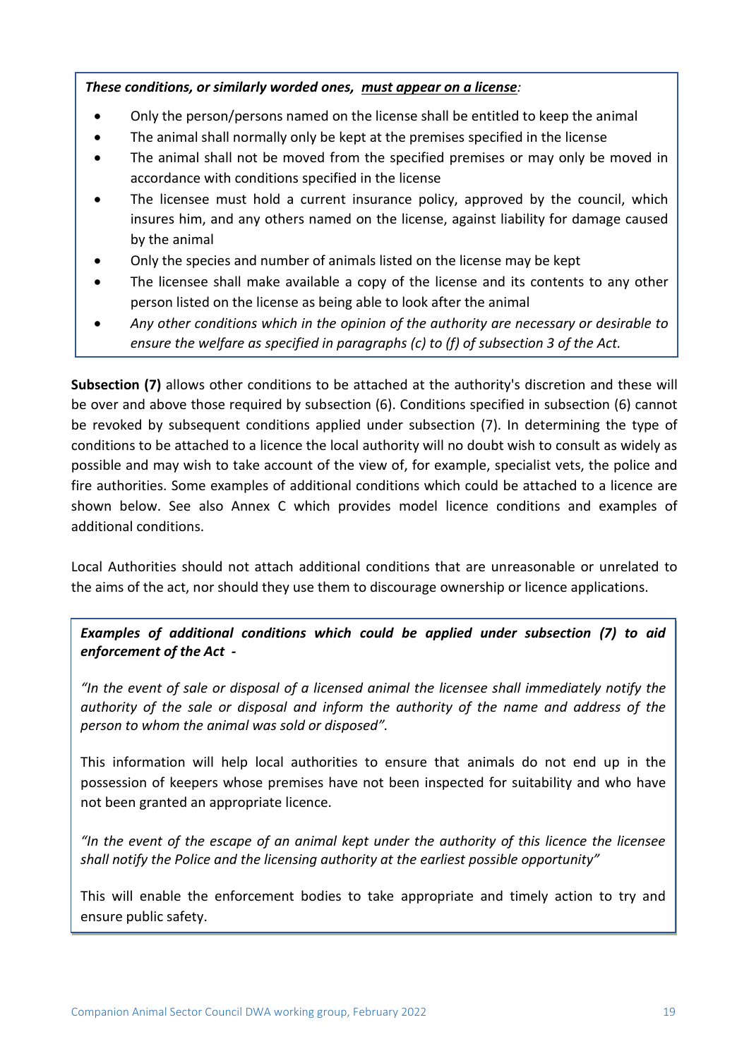***These conditions, or similarly worded ones, <u>must appear on a license</u>:***

- Only the person/persons named on the license shall be entitled to keep the animal
- The animal shall normally only be kept at the premises specified in the license
- The animal shall not be moved from the specified premises or may only be moved in accordance with conditions specified in the license
- The licensee must hold a current insurance policy, approved by the council, which insures him, and any others named on the license, against liability for damage caused by the animal
- Only the species and number of animals listed on the license may be kept
- The licensee shall make available a copy of the license and its contents to any other person listed on the license as being able to look after the animal
- *Any other conditions which in the opinion of the authority are necessary or desirable to ensure the welfare as specified in paragraphs (c) to (f) of subsection 3 of the Act.*

**Subsection (7)** allows other conditions to be attached at the authority's discretion and these will be over and above those required by subsection (6). Conditions specified in subsection (6) cannot be revoked by subsequent conditions applied under subsection (7). In determining the type of conditions to be attached to a licence the local authority will no doubt wish to consult as widely as possible and may wish to take account of the view of, for example, specialist vets, the police and fire authorities. Some examples of additional conditions which could be attached to a licence are shown below. See also Annex C which provides model licence conditions and examples of additional conditions.

Local Authorities should not attach additional conditions that are unreasonable or unrelated to the aims of the act, nor should they use them to discourage ownership or licence applications.

***Examples of additional conditions which could be applied under subsection (7) to aid enforcement of the Act -***

*"In the event of sale or disposal of a licensed animal the licensee shall immediately notify the authority of the sale or disposal and inform the authority of the name and address of the person to whom the animal was sold or disposed".*

This information will help local authorities to ensure that animals do not end up in the possession of keepers whose premises have not been inspected for suitability and who have not been granted an appropriate licence.

*"In the event of the escape of an animal kept under the authority of this licence the licensee shall notify the Police and the licensing authority at the earliest possible opportunity"*

This will enable the enforcement bodies to take appropriate and timely action to try and ensure public safety.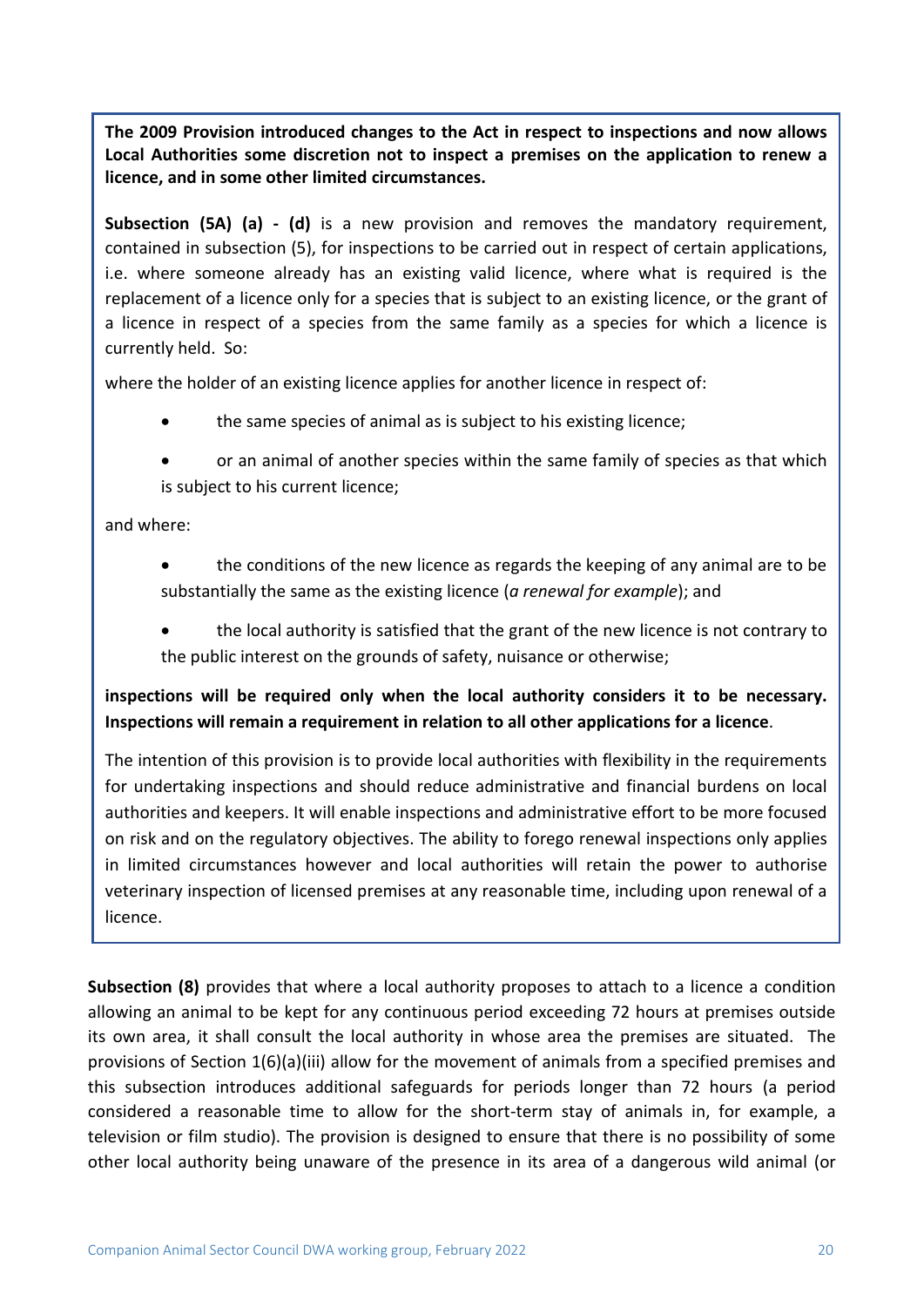**The 2009 Provision introduced changes to the Act in respect to inspections and now allows Local Authorities some discretion not to inspect a premises on the application to renew a licence, and in some other limited circumstances.**

**Subsection (5A) (a) - (d)** is a new provision and removes the mandatory requirement, contained in subsection (5), for inspections to be carried out in respect of certain applications, i.e. where someone already has an existing valid licence, where what is required is the replacement of a licence only for a species that is subject to an existing licence, or the grant of a licence in respect of a species from the same family as a species for which a licence is currently held. So:

where the holder of an existing licence applies for another licence in respect of:

- the same species of animal as is subject to his existing licence;
- or an animal of another species within the same family of species as that which is subject to his current licence;

and where:

- the conditions of the new licence as regards the keeping of any animal are to be substantially the same as the existing licence (*a renewal for example*); and
- the local authority is satisfied that the grant of the new licence is not contrary to the public interest on the grounds of safety, nuisance or otherwise;

**inspections will be required only when the local authority considers it to be necessary. Inspections will remain a requirement in relation to all other applications for a licence**.

The intention of this provision is to provide local authorities with flexibility in the requirements for undertaking inspections and should reduce administrative and financial burdens on local authorities and keepers. It will enable inspections and administrative effort to be more focused on risk and on the regulatory objectives. The ability to forego renewal inspections only applies in limited circumstances however and local authorities will retain the power to authorise veterinary inspection of licensed premises at any reasonable time, including upon renewal of a licence.

**Subsection (8)** provides that where a local authority proposes to attach to a licence a condition allowing an animal to be kept for any continuous period exceeding 72 hours at premises outside its own area, it shall consult the local authority in whose area the premises are situated. The provisions of Section 1(6)(a)(iii) allow for the movement of animals from a specified premises and this subsection introduces additional safeguards for periods longer than 72 hours (a period considered a reasonable time to allow for the short-term stay of animals in, for example, a television or film studio). The provision is designed to ensure that there is no possibility of some other local authority being unaware of the presence in its area of a dangerous wild animal (or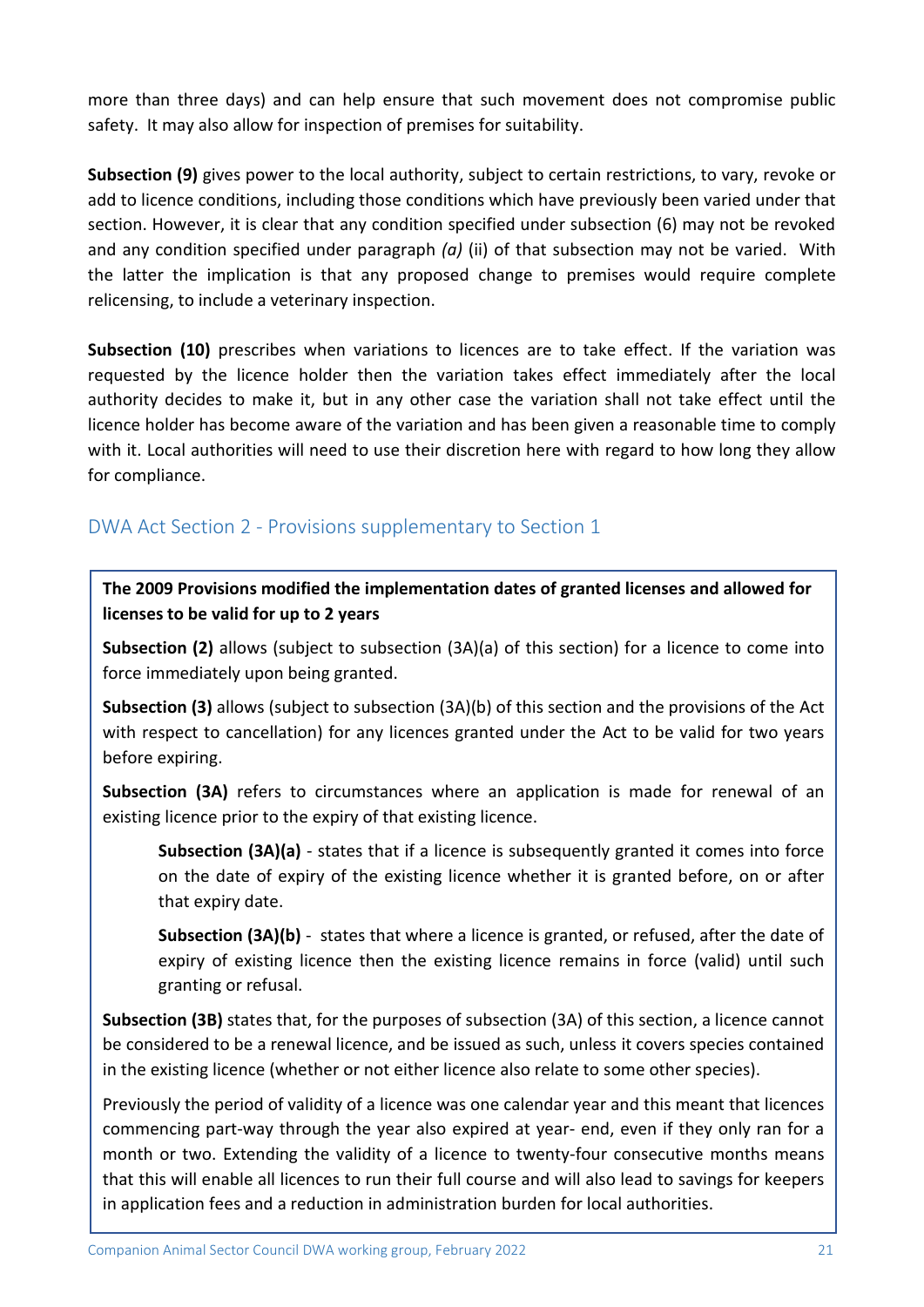more than three days) and can help ensure that such movement does not compromise public safety. It may also allow for inspection of premises for suitability.

**Subsection (9)** gives power to the local authority, subject to certain restrictions, to vary, revoke or add to licence conditions, including those conditions which have previously been varied under that section. However, it is clear that any condition specified under subsection (6) may not be revoked and any condition specified under paragraph *(a)* (ii) of that subsection may not be varied. With the latter the implication is that any proposed change to premises would require complete relicensing, to include a veterinary inspection.

**Subsection (10)** prescribes when variations to licences are to take effect. If the variation was requested by the licence holder then the variation takes effect immediately after the local authority decides to make it, but in any other case the variation shall not take effect until the licence holder has become aware of the variation and has been given a reasonable time to comply with it. Local authorities will need to use their discretion here with regard to how long they allow for compliance.

## DWA Act Section 2 - Provisions supplementary to Section 1

**The 2009 Provisions modified the implementation dates of granted licenses and allowed for licenses to be valid for up to 2 years**

**Subsection (2)** allows (subject to subsection (3A)(a) of this section) for a licence to come into force immediately upon being granted.

**Subsection (3)** allows (subject to subsection (3A)(b) of this section and the provisions of the Act with respect to cancellation) for any licences granted under the Act to be valid for two years before expiring.

**Subsection (3A)** refers to circumstances where an application is made for renewal of an existing licence prior to the expiry of that existing licence.

> **Subsection (3A)(a)** - states that if a licence is subsequently granted it comes into force on the date of expiry of the existing licence whether it is granted before, on or after that expiry date.
>
> **Subsection (3A)(b)** - states that where a licence is granted, or refused, after the date of expiry of existing licence then the existing licence remains in force (valid) until such granting or refusal.

**Subsection (3B)** states that, for the purposes of subsection (3A) of this section, a licence cannot be considered to be a renewal licence, and be issued as such, unless it covers species contained in the existing licence (whether or not either licence also relate to some other species).

Previously the period of validity of a licence was one calendar year and this meant that licences commencing part-way through the year also expired at year- end, even if they only ran for a month or two. Extending the validity of a licence to twenty-four consecutive months means that this will enable all licences to run their full course and will also lead to savings for keepers in application fees and a reduction in administration burden for local authorities.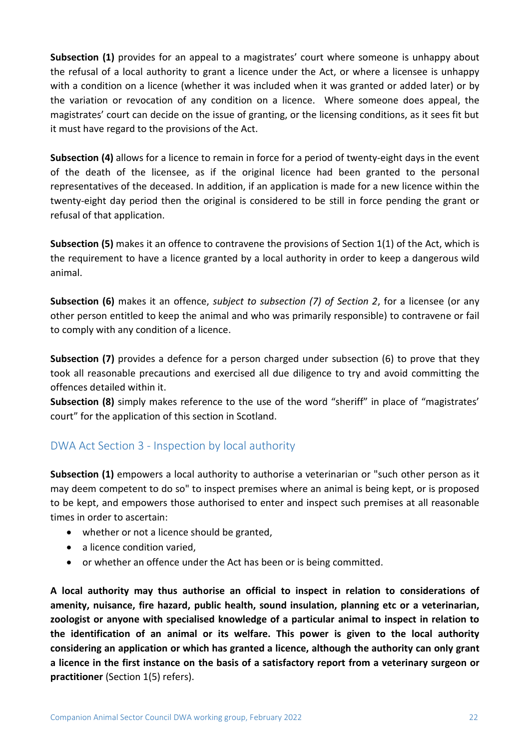**Subsection (1)** provides for an appeal to a magistrates' court where someone is unhappy about the refusal of a local authority to grant a licence under the Act, or where a licensee is unhappy with a condition on a licence (whether it was included when it was granted or added later) or by the variation or revocation of any condition on a licence. Where someone does appeal, the magistrates' court can decide on the issue of granting, or the licensing conditions, as it sees fit but it must have regard to the provisions of the Act.

**Subsection (4)** allows for a licence to remain in force for a period of twenty-eight days in the event of the death of the licensee, as if the original licence had been granted to the personal representatives of the deceased. In addition, if an application is made for a new licence within the twenty-eight day period then the original is considered to be still in force pending the grant or refusal of that application.

**Subsection (5)** makes it an offence to contravene the provisions of Section 1(1) of the Act, which is the requirement to have a licence granted by a local authority in order to keep a dangerous wild animal.

**Subsection (6)** makes it an offence, *subject to subsection (7) of Section 2*, for a licensee (or any other person entitled to keep the animal and who was primarily responsible) to contravene or fail to comply with any condition of a licence.

**Subsection (7)** provides a defence for a person charged under subsection (6) to prove that they took all reasonable precautions and exercised all due diligence to try and avoid committing the offences detailed within it.

**Subsection (8)** simply makes reference to the use of the word "sheriff" in place of "magistrates' court" for the application of this section in Scotland.

## DWA Act Section 3 - Inspection by local authority

**Subsection (1)** empowers a local authority to authorise a veterinarian or "such other person as it may deem competent to do so" to inspect premises where an animal is being kept, or is proposed to be kept, and empowers those authorised to enter and inspect such premises at all reasonable times in order to ascertain:

- whether or not a licence should be granted,
- a licence condition varied,
- or whether an offence under the Act has been or is being committed.

**A local authority may thus authorise an official to inspect in relation to considerations of amenity, nuisance, fire hazard, public health, sound insulation, planning etc or a veterinarian, zoologist or anyone with specialised knowledge of a particular animal to inspect in relation to the identification of an animal or its welfare. This power is given to the local authority considering an application or which has granted a licence, although the authority can only grant a licence in the first instance on the basis of a satisfactory report from a veterinary surgeon or practitioner** (Section 1(5) refers).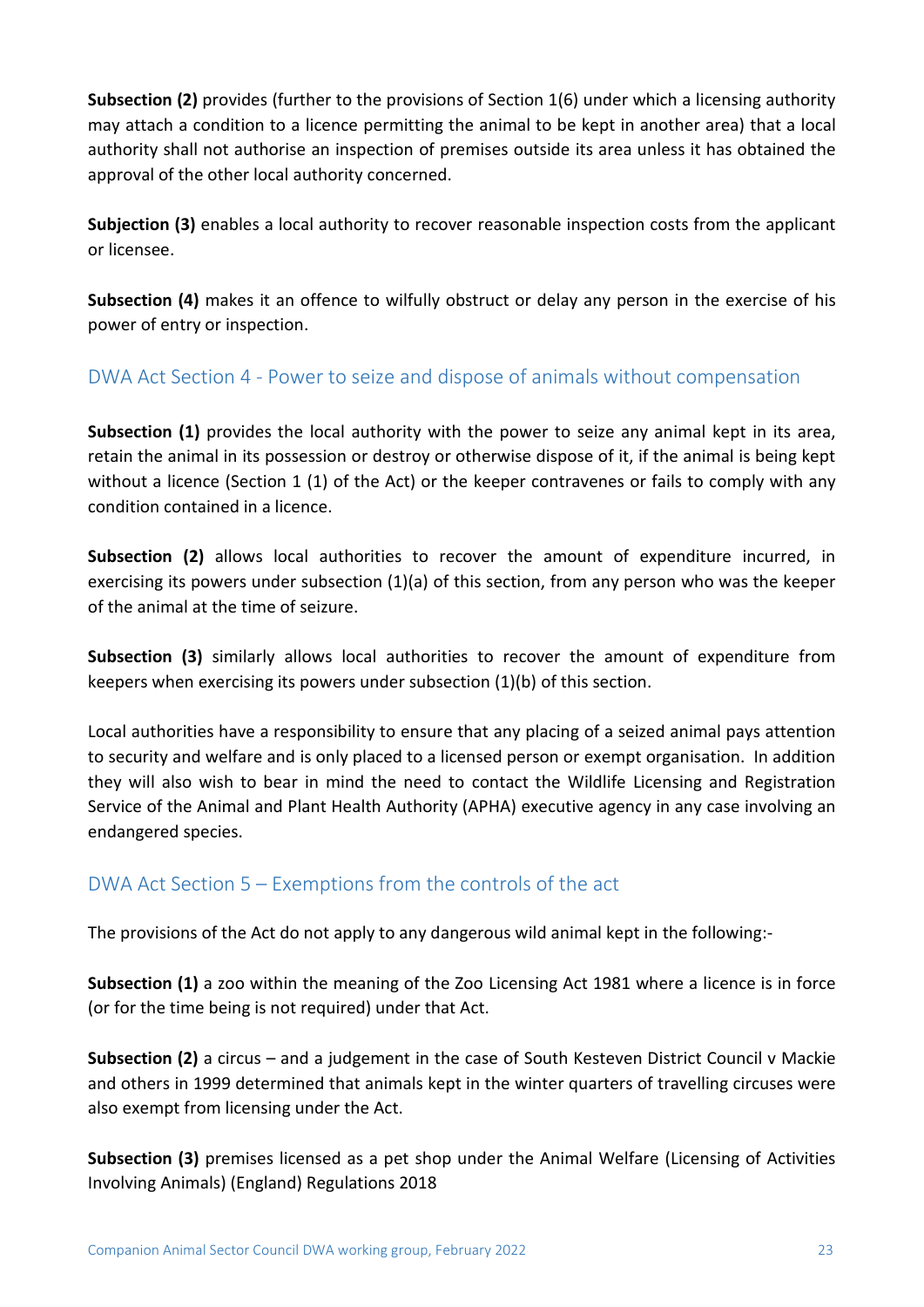**Subsection (2)** provides (further to the provisions of Section 1(6) under which a licensing authority may attach a condition to a licence permitting the animal to be kept in another area) that a local authority shall not authorise an inspection of premises outside its area unless it has obtained the approval of the other local authority concerned.

**Subjection (3)** enables a local authority to recover reasonable inspection costs from the applicant or licensee.

**Subsection (4)** makes it an offence to wilfully obstruct or delay any person in the exercise of his power of entry or inspection.

## DWA Act Section 4 - Power to seize and dispose of animals without compensation

**Subsection (1)** provides the local authority with the power to seize any animal kept in its area, retain the animal in its possession or destroy or otherwise dispose of it, if the animal is being kept without a licence (Section 1 (1) of the Act) or the keeper contravenes or fails to comply with any condition contained in a licence.

**Subsection (2)** allows local authorities to recover the amount of expenditure incurred, in exercising its powers under subsection (1)(a) of this section, from any person who was the keeper of the animal at the time of seizure.

**Subsection (3)** similarly allows local authorities to recover the amount of expenditure from keepers when exercising its powers under subsection (1)(b) of this section.

Local authorities have a responsibility to ensure that any placing of a seized animal pays attention to security and welfare and is only placed to a licensed person or exempt organisation. In addition they will also wish to bear in mind the need to contact the Wildlife Licensing and Registration Service of the Animal and Plant Health Authority (APHA) executive agency in any case involving an endangered species.

## DWA Act Section 5 – Exemptions from the controls of the act

The provisions of the Act do not apply to any dangerous wild animal kept in the following:-

**Subsection (1)** a zoo within the meaning of the Zoo Licensing Act 1981 where a licence is in force (or for the time being is not required) under that Act.

**Subsection (2)** a circus – and a judgement in the case of South Kesteven District Council v Mackie and others in 1999 determined that animals kept in the winter quarters of travelling circuses were also exempt from licensing under the Act.

**Subsection (3)** premises licensed as a pet shop under the Animal Welfare (Licensing of Activities Involving Animals) (England) Regulations 2018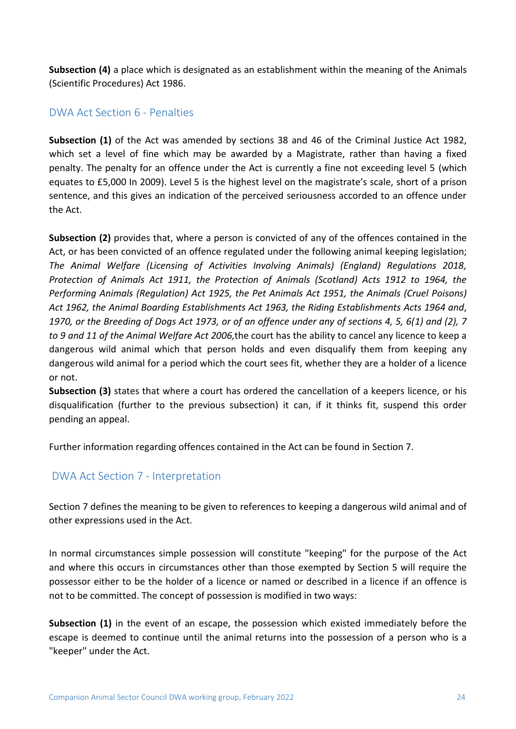**Subsection (4)** a place which is designated as an establishment within the meaning of the Animals (Scientific Procedures) Act 1986.

## DWA Act Section 6 - Penalties

**Subsection (1)** of the Act was amended by sections 38 and 46 of the Criminal Justice Act 1982, which set a level of fine which may be awarded by a Magistrate, rather than having a fixed penalty. The penalty for an offence under the Act is currently a fine not exceeding level 5 (which equates to £5,000 In 2009). Level 5 is the highest level on the magistrate's scale, short of a prison sentence, and this gives an indication of the perceived seriousness accorded to an offence under the Act.

**Subsection (2)** provides that, where a person is convicted of any of the offences contained in the Act, or has been convicted of an offence regulated under the following animal keeping legislation; *The Animal Welfare (Licensing of Activities Involving Animals) (England) Regulations 2018, Protection of Animals Act 1911, the Protection of Animals (Scotland) Acts 1912 to 1964, the Performing Animals (Regulation) Act 1925, the Pet Animals Act 1951, the Animals (Cruel Poisons) Act 1962, the Animal Boarding Establishments Act 1963, the Riding Establishments Acts 1964 and*, *1970, or the Breeding of Dogs Act 1973, or of an offence under any of sections 4, 5, 6(1) and (2), 7 to 9 and 11 of the Animal Welfare Act 2006,*the court has the ability to cancel any licence to keep a dangerous wild animal which that person holds and even disqualify them from keeping any dangerous wild animal for a period which the court sees fit, whether they are a holder of a licence or not.

**Subsection (3)** states that where a court has ordered the cancellation of a keepers licence, or his disqualification (further to the previous subsection) it can, if it thinks fit, suspend this order pending an appeal.

Further information regarding offences contained in the Act can be found in Section 7.

## DWA Act Section 7 - Interpretation

Section 7 defines the meaning to be given to references to keeping a dangerous wild animal and of other expressions used in the Act.

In normal circumstances simple possession will constitute "keeping" for the purpose of the Act and where this occurs in circumstances other than those exempted by Section 5 will require the possessor either to be the holder of a licence or named or described in a licence if an offence is not to be committed. The concept of possession is modified in two ways:

**Subsection (1)** in the event of an escape, the possession which existed immediately before the escape is deemed to continue until the animal returns into the possession of a person who is a "keeper" under the Act.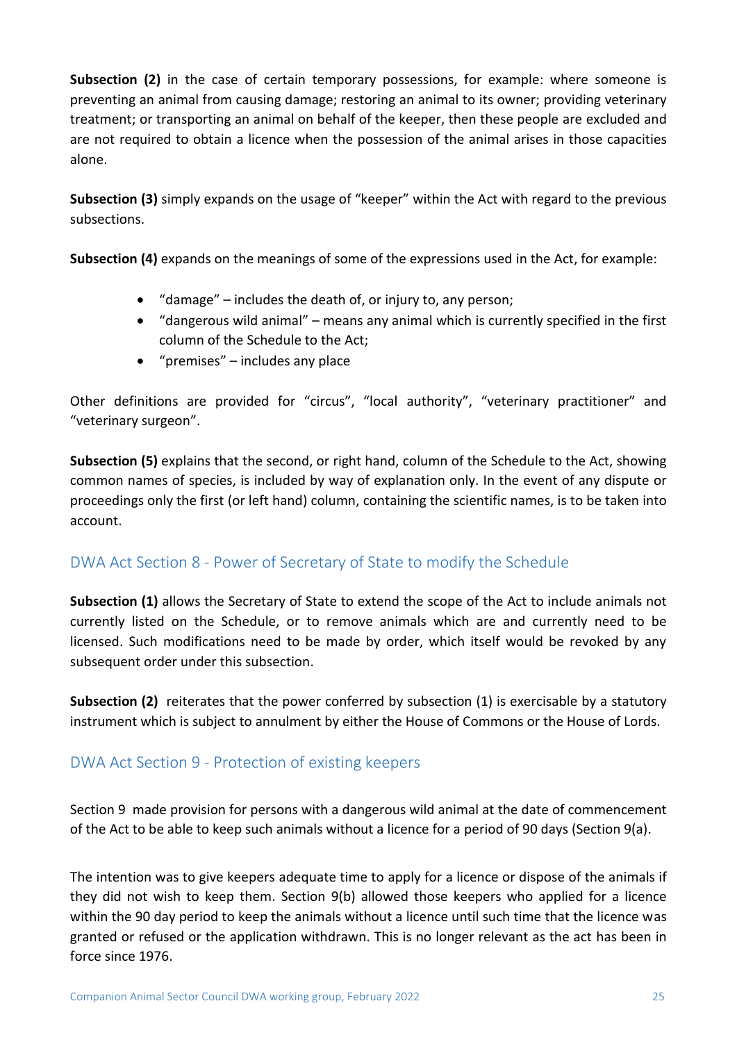**Subsection (2)** in the case of certain temporary possessions, for example: where someone is preventing an animal from causing damage; restoring an animal to its owner; providing veterinary treatment; or transporting an animal on behalf of the keeper, then these people are excluded and are not required to obtain a licence when the possession of the animal arises in those capacities alone.

**Subsection (3)** simply expands on the usage of "keeper" within the Act with regard to the previous subsections.

**Subsection (4)** expands on the meanings of some of the expressions used in the Act, for example:

- "damage" – includes the death of, or injury to, any person;
- "dangerous wild animal" – means any animal which is currently specified in the first column of the Schedule to the Act;
- "premises" – includes any place

Other definitions are provided for "circus", "local authority", "veterinary practitioner" and "veterinary surgeon".

**Subsection (5)** explains that the second, or right hand, column of the Schedule to the Act, showing common names of species, is included by way of explanation only. In the event of any dispute or proceedings only the first (or left hand) column, containing the scientific names, is to be taken into account.

## DWA Act Section 8 - Power of Secretary of State to modify the Schedule

**Subsection (1)** allows the Secretary of State to extend the scope of the Act to include animals not currently listed on the Schedule, or to remove animals which are and currently need to be licensed. Such modifications need to be made by order, which itself would be revoked by any subsequent order under this subsection.

**Subsection (2)** reiterates that the power conferred by subsection (1) is exercisable by a statutory instrument which is subject to annulment by either the House of Commons or the House of Lords.

## DWA Act Section 9 - Protection of existing keepers

Section 9 made provision for persons with a dangerous wild animal at the date of commencement of the Act to be able to keep such animals without a licence for a period of 90 days (Section 9(a).

The intention was to give keepers adequate time to apply for a licence or dispose of the animals if they did not wish to keep them. Section 9(b) allowed those keepers who applied for a licence within the 90 day period to keep the animals without a licence until such time that the licence was granted or refused or the application withdrawn. This is no longer relevant as the act has been in force since 1976.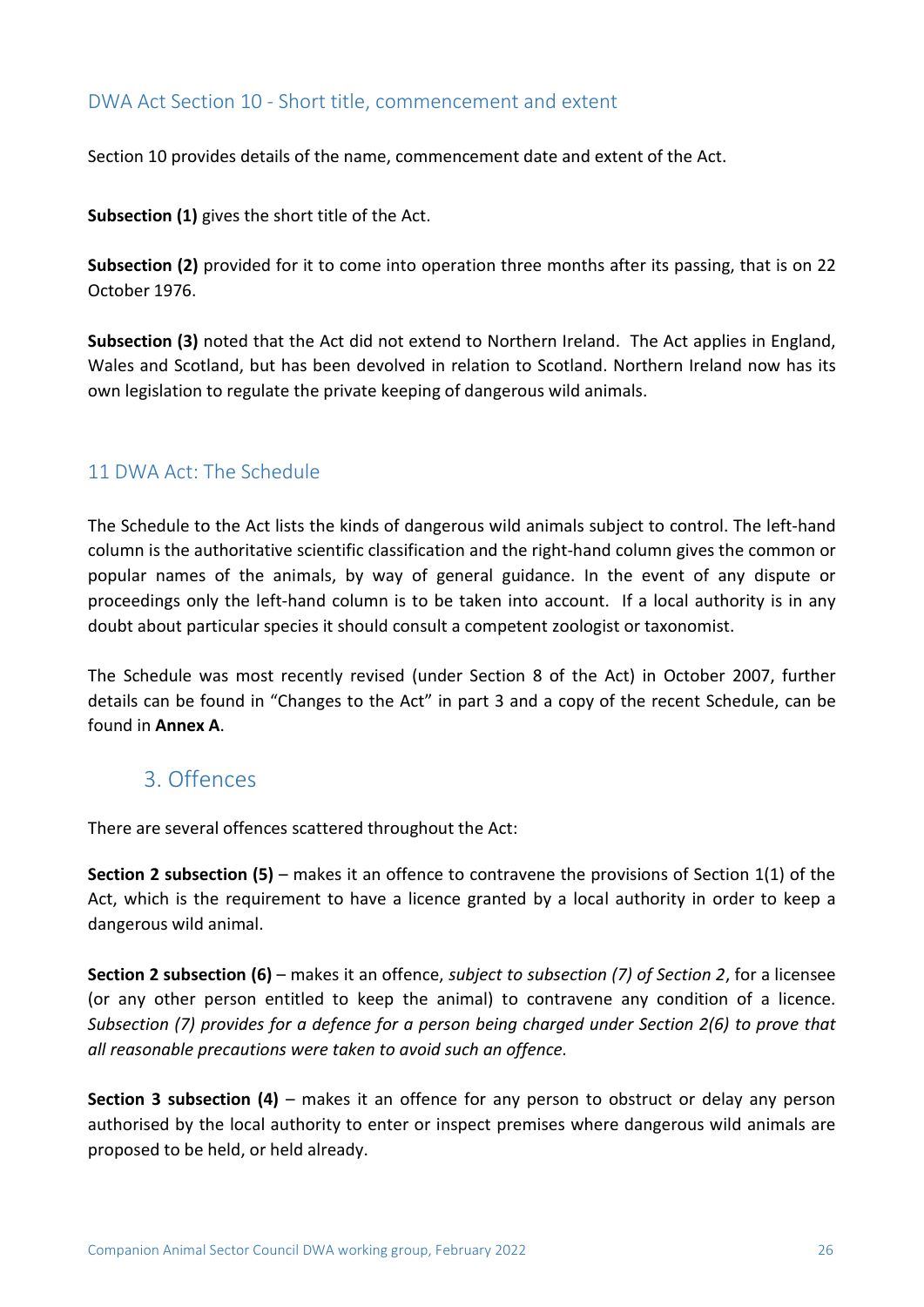### DWA Act Section 10 - Short title, commencement and extent

Section 10 provides details of the name, commencement date and extent of the Act.

**Subsection (1)** gives the short title of the Act.

**Subsection (2)** provided for it to come into operation three months after its passing, that is on 22 October 1976.

**Subsection (3)** noted that the Act did not extend to Northern Ireland. The Act applies in England, Wales and Scotland, but has been devolved in relation to Scotland. Northern Ireland now has its own legislation to regulate the private keeping of dangerous wild animals.

### 11 DWA Act: The Schedule

The Schedule to the Act lists the kinds of dangerous wild animals subject to control. The left-hand column is the authoritative scientific classification and the right-hand column gives the common or popular names of the animals, by way of general guidance. In the event of any dispute or proceedings only the left-hand column is to be taken into account. If a local authority is in any doubt about particular species it should consult a competent zoologist or taxonomist.

The Schedule was most recently revised (under Section 8 of the Act) in October 2007, further details can be found in "Changes to the Act" in part 3 and a copy of the recent Schedule, can be found in **Annex A**.

## 3. Offences

There are several offences scattered throughout the Act:

**Section 2 subsection (5)** – makes it an offence to contravene the provisions of Section 1(1) of the Act, which is the requirement to have a licence granted by a local authority in order to keep a dangerous wild animal.

**Section 2 subsection (6)** – makes it an offence, *subject to subsection (7) of Section 2*, for a licensee (or any other person entitled to keep the animal) to contravene any condition of a licence. *Subsection (7) provides for a defence for a person being charged under Section 2(6) to prove that all reasonable precautions were taken to avoid such an offence.*

**Section 3 subsection (4)** – makes it an offence for any person to obstruct or delay any person authorised by the local authority to enter or inspect premises where dangerous wild animals are proposed to be held, or held already.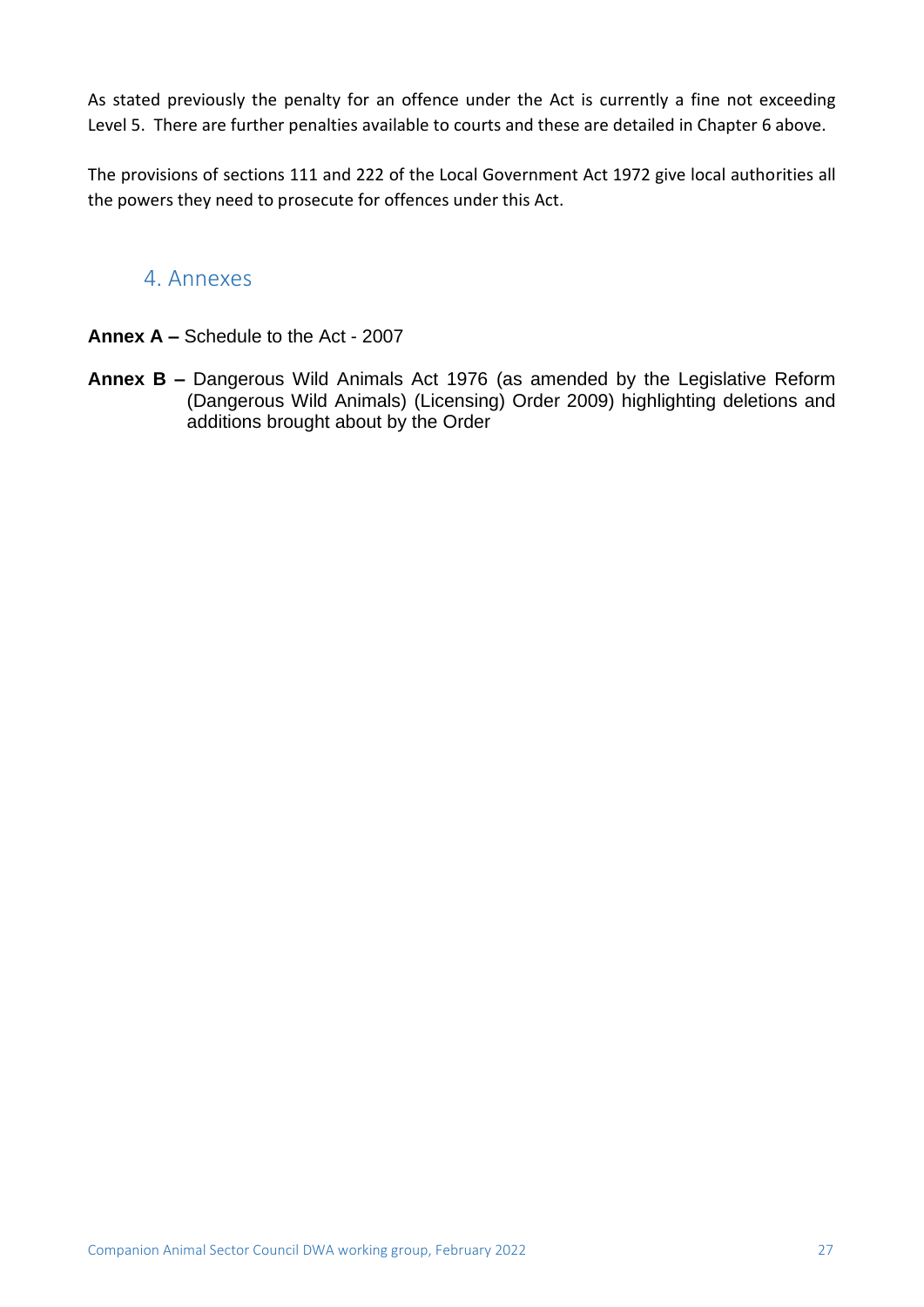As stated previously the penalty for an offence under the Act is currently a fine not exceeding Level 5. There are further penalties available to courts and these are detailed in Chapter 6 above.

The provisions of sections 111 and 222 of the Local Government Act 1972 give local authorities all the powers they need to prosecute for offences under this Act.

## 4. Annexes

**Annex A –** Schedule to the Act - 2007

**Annex B –** Dangerous Wild Animals Act 1976 (as amended by the Legislative Reform (Dangerous Wild Animals) (Licensing) Order 2009) highlighting deletions and additions brought about by the Order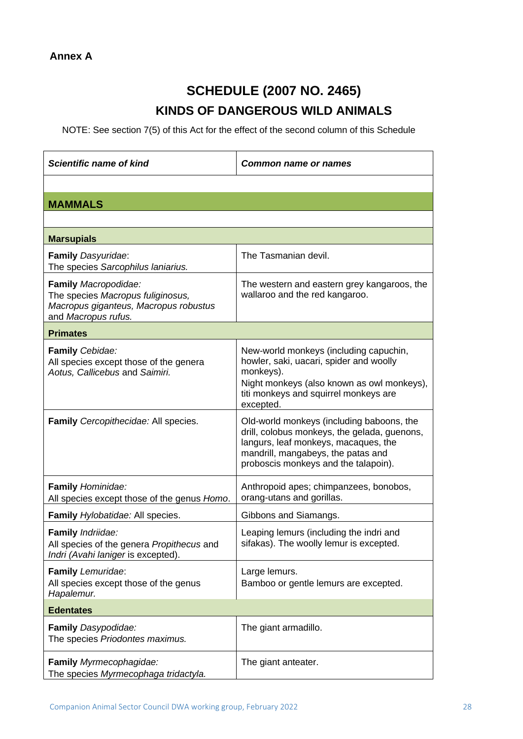**Annex A**

# SCHEDULE (2007 NO. 2465)

## KINDS OF DANGEROUS WILD ANIMALS

NOTE: See section 7(5) of this Act for the effect of the second column of this Schedule

| ***Scientific name of kind*** | ***Common name or names*** |
|---|---|
| | |
| **MAMMALS** | |
| | |
| **Marsupials** | |
| **Family** *Dasyuridae*:<br>The species *Sarcophilus laniarius.* | The Tasmanian devil. |
| **Family** *Macropodidae:*<br>The species *Macropus fuliginosus, Macropus giganteus, Macropus robustus* and *Macropus rufus.* | The western and eastern grey kangaroos, the wallaroo and the red kangaroo. |
| **Primates** | |
| **Family** *Cebidae:*<br>All species except those of the genera *Aotus, Callicebus* and *Saimiri.* | New-world monkeys (including capuchin, howler, saki, uacari, spider and woolly monkeys).<br>Night monkeys (also known as owl monkeys), titi monkeys and squirrel monkeys are excepted. |
| **Family** *Cercopithecidae:* All species. | Old-world monkeys (including baboons, the drill, colobus monkeys, the gelada, guenons, langurs, leaf monkeys, macaques, the mandrill, mangabeys, the patas and proboscis monkeys and the talapoin). |
| **Family** *Hominidae:*<br>All species except those of the genus *Homo*. | Anthropoid apes; chimpanzees, bonobos, orang-utans and gorillas. |
| **Family** *Hylobatidae:* All species. | Gibbons and Siamangs. |
| **Family** *Indriidae:*<br>All species of the genera *Propithecus* and *Indri (Avahi laniger* is excepted). | Leaping lemurs (including the indri and sifakas). The woolly lemur is excepted. |
| **Family** *Lemuridae*:<br>All species except those of the genus *Hapalemur.* | Large lemurs.<br>Bamboo or gentle lemurs are excepted. |
| **Edentates** | |
| **Family** *Dasypodidae:*<br>The species *Priodontes maximus.* | The giant armadillo. |
| **Family** *Myrmecophagidae:*<br>The species *Myrmecophaga tridactyla.* | The giant anteater. |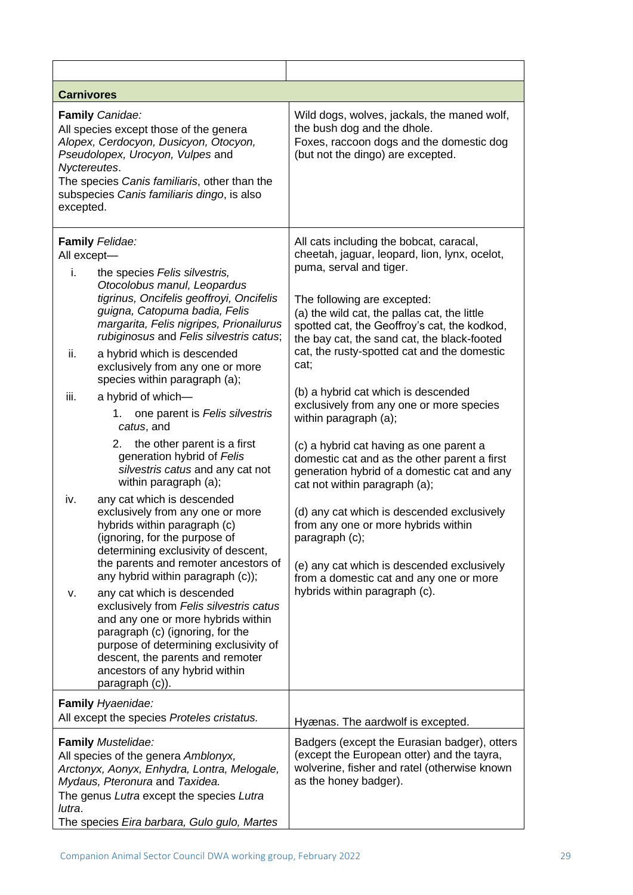| | |
|---|---|
| **Carnivores** | |
| **Family** *Canidae:*<br>All species except those of the genera *Alopex, Cerdocyon, Dusicyon, Otocyon, Pseudolopex, Urocyon, Vulpes* and *Nyctereutes*.<br>The species *Canis familiaris*, other than the subspecies *Canis familiaris dingo*, is also excepted. | Wild dogs, wolves, jackals, the maned wolf, the bush dog and the dhole.<br>Foxes, raccoon dogs and the domestic dog (but not the dingo) are excepted. |
| **Family** *Felidae:*<br>All except—<br>i. the species *Felis silvestris, Otocolobus manul, Leopardus tigrinus, Oncifelis geoffroyi, Oncifelis guigna, Catopuma badia, Felis margarita, Felis nigripes, Prionailurus rubiginosus* and *Felis silvestris catus*;<br>ii. a hybrid which is descended exclusively from any one or more species within paragraph (a);<br>iii. a hybrid of which—<br>1. one parent is *Felis silvestris catus*, and<br>2. the other parent is a first generation hybrid of *Felis silvestris catus* and any cat not within paragraph (a);<br>iv. any cat which is descended exclusively from any one or more hybrids within paragraph (c) (ignoring, for the purpose of determining exclusivity of descent, the parents and remoter ancestors of any hybrid within paragraph (c));<br>v. any cat which is descended exclusively from *Felis silvestris catus* and any one or more hybrids within paragraph (c) (ignoring, for the purpose of determining exclusivity of descent, the parents and remoter ancestors of any hybrid within paragraph (c)). | All cats including the bobcat, caracal, cheetah, jaguar, leopard, lion, lynx, ocelot, puma, serval and tiger.<br><br>The following are excepted:<br>(a) the wild cat, the pallas cat, the little spotted cat, the Geoffroy's cat, the kodkod, the bay cat, the sand cat, the black-footed cat, the rusty-spotted cat and the domestic cat;<br>(b) a hybrid cat which is descended exclusively from any one or more species within paragraph (a);<br>(c) a hybrid cat having as one parent a domestic cat and as the other parent a first generation hybrid of a domestic cat and any cat not within paragraph (a);<br>(d) any cat which is descended exclusively from any one or more hybrids within paragraph (c);<br>(e) any cat which is descended exclusively from a domestic cat and any one or more hybrids within paragraph (c). |
| **Family** *Hyaenidae:*<br>All except the species *Proteles cristatus.* | Hyænas. The aardwolf is excepted. |
| **Family** *Mustelidae:*<br>All species of the genera *Amblonyx, Arctonyx, Aonyx, Enhydra, Lontra, Melogale, Mydaus, Pteronura* and *Taxidea.*<br>The genus *Lutra* except the species *Lutra lutra*.<br>The species *Eira barbara, Gulo gulo, Martes* | Badgers (except the Eurasian badger), otters (except the European otter) and the tayra, wolverine, fisher and ratel (otherwise known as the honey badger). |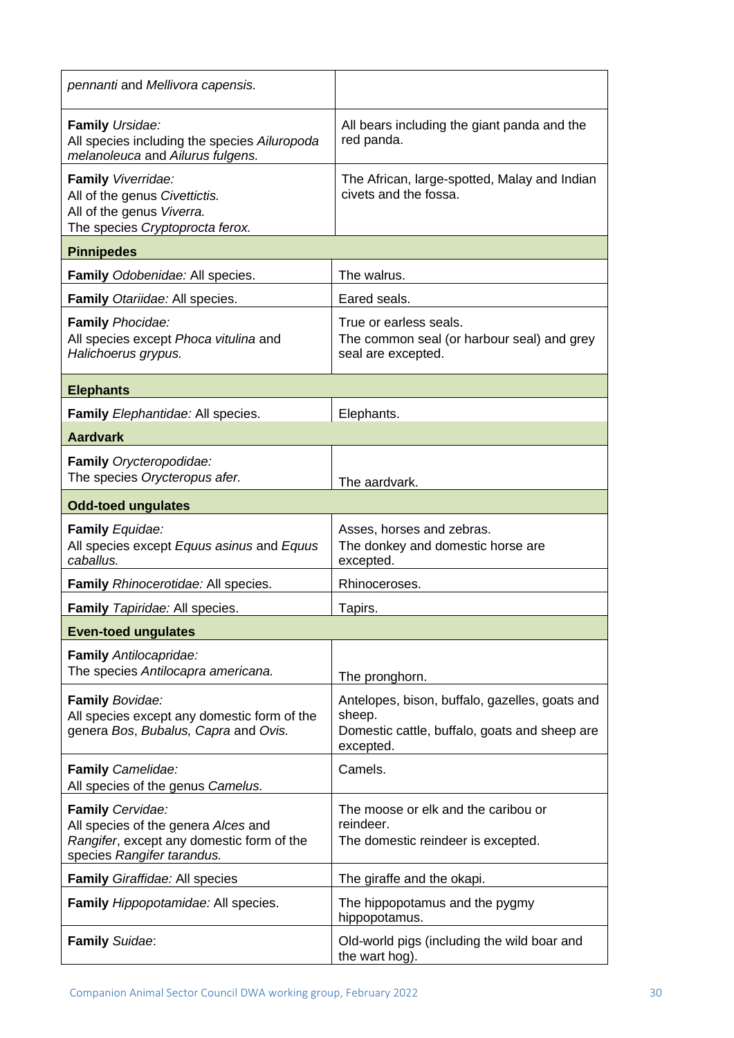| | |
|---|---|
| *pennanti* and *Mellivora capensis.* | |
| **Family** *Ursidae:*<br>All species including the species *Ailuropoda melanoleuca* and *Ailurus fulgens.* | All bears including the giant panda and the red panda. |
| **Family** *Viverridae:*<br>All of the genus *Civettictis.*<br>All of the genus *Viverra.*<br>The species *Cryptoprocta ferox.* | The African, large-spotted, Malay and Indian civets and the fossa. |
| **Pinnipedes** | |
| **Family** *Odobenidae:* All species. | The walrus. |
| **Family** *Otariidae:* All species. | Eared seals. |
| **Family** *Phocidae:*<br>All species except *Phoca vitulina* and *Halichoerus grypus.* | True or earless seals.<br>The common seal (or harbour seal) and grey seal are excepted. |
| **Elephants** | |
| **Family** *Elephantidae:* All species. | Elephants. |
| **Aardvark** | |
| **Family** *Orycteropodidae:*<br>The species *Orycteropus afer.* | The aardvark. |
| **Odd-toed ungulates** | |
| **Family** *Equidae:*<br>All species except *Equus asinus* and *Equus caballus.* | Asses, horses and zebras.<br>The donkey and domestic horse are excepted. |
| **Family** *Rhinocerotidae:* All species. | Rhinoceroses. |
| **Family** *Tapiridae:* All species. | Tapirs. |
| **Even-toed ungulates** | |
| **Family** *Antilocapridae:*<br>The species *Antilocapra americana.* | The pronghorn. |
| **Family** *Bovidae:*<br>All species except any domestic form of the genera *Bos*, *Bubalus, Capra* and *Ovis.* | Antelopes, bison, buffalo, gazelles, goats and sheep.<br>Domestic cattle, buffalo, goats and sheep are excepted. |
| **Family** *Camelidae:*<br>All species of the genus *Camelus.* | Camels. |
| **Family** *Cervidae:*<br>All species of the genera *Alces* and *Rangifer*, except any domestic form of the species *Rangifer tarandus.* | The moose or elk and the caribou or reindeer.<br>The domestic reindeer is excepted. |
| **Family** *Giraffidae:* All species | The giraffe and the okapi. |
| **Family** *Hippopotamidae:* All species. | The hippopotamus and the pygmy hippopotamus. |
| **Family** *Suidae*: | Old-world pigs (including the wild boar and the wart hog). |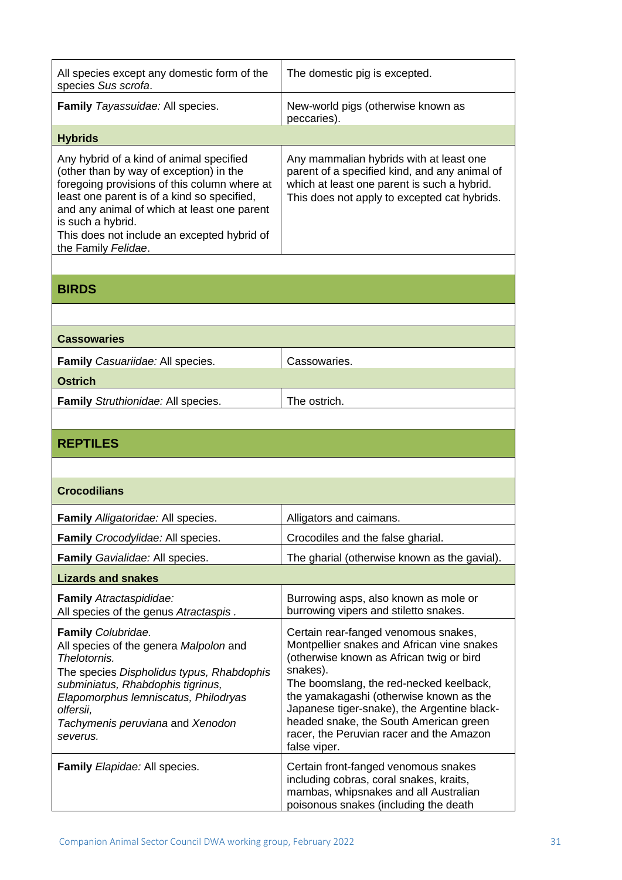| | |
|---|---|
| All species except any domestic form of the species *Sus scrofa*. | The domestic pig is excepted. |
| **Family** *Tayassuidae:* All species. | New-world pigs (otherwise known as peccaries). |
| **Hybrids** | |
| Any hybrid of a kind of animal specified (other than by way of exception) in the foregoing provisions of this column where at least one parent is of a kind so specified, and any animal of which at least one parent is such a hybrid.<br>This does not include an excepted hybrid of the Family *Felidae*. | Any mammalian hybrids with at least one parent of a specified kind, and any animal of which at least one parent is such a hybrid. This does not apply to excepted cat hybrids. |

## BIRDS

| | |
|---|---|
| **Cassowaries** | |
| **Family** *Casuariidae:* All species. | Cassowaries. |
| **Ostrich** | |
| **Family** *Struthionidae:* All species. | The ostrich. |

## REPTILES

| | |
|---|---|
| **Crocodilians** | |
| **Family** *Alligatoridae:* All species. | Alligators and caimans. |
| **Family** *Crocodylidae:* All species. | Crocodiles and the false gharial. |
| **Family** *Gavialidae:* All species. | The gharial (otherwise known as the gavial). |
| **Lizards and snakes** | |
| **Family** *Atractaspididae:*<br>All species of the genus *Atractaspis* . | Burrowing asps, also known as mole or burrowing vipers and stiletto snakes. |
| **Family** *Colubridae.*<br>All species of the genera *Malpolon* and *Thelotornis.*<br>The species *Dispholidus typus, Rhabdophis subminiatus, Rhabdophis tigrinus, Elapomorphus lemniscatus, Philodryas olfersii, Tachymenis peruviana* and *Xenodon severus.* | Certain rear-fanged venomous snakes, Montpellier snakes and African vine snakes (otherwise known as African twig or bird snakes).<br>The boomslang, the red-necked keelback, the yamakagashi (otherwise known as the Japanese tiger-snake), the Argentine black-headed snake, the South American green racer, the Peruvian racer and the Amazon false viper. |
| **Family** *Elapidae:* All species. | Certain front-fanged venomous snakes including cobras, coral snakes, kraits, mambas, whipsnakes and all Australian poisonous snakes (including the death |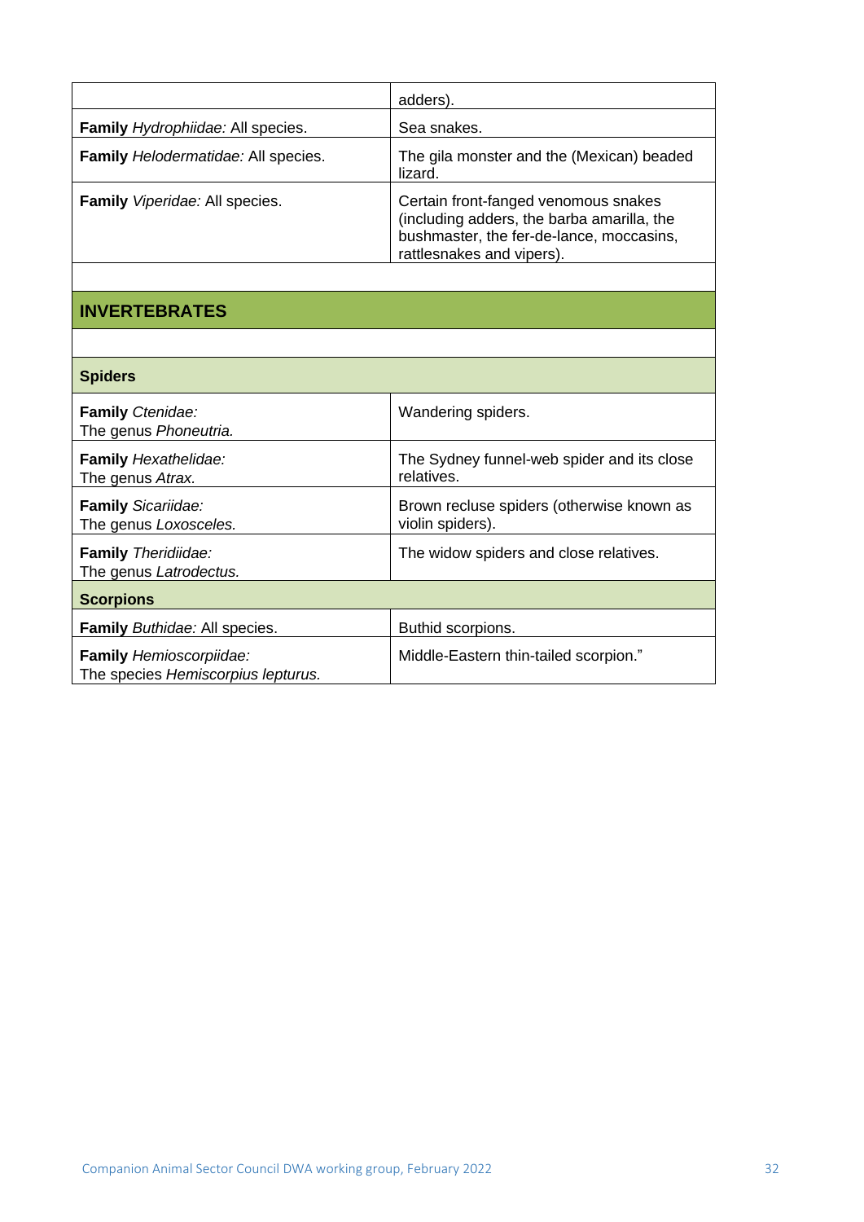| | |
|---|---|
| | adders). |
| **Family** *Hydrophiidae:* All species. | Sea snakes. |
| **Family** *Helodermatidae:* All species. | The gila monster and the (Mexican) beaded lizard. |
| **Family** *Viperidae:* All species. | Certain front-fanged venomous snakes (including adders, the barba amarilla, the bushmaster, the fer-de-lance, moccasins, rattlesnakes and vipers). |
| | |
| **INVERTEBRATES** | |
| | |
| **Spiders** | |
| **Family** *Ctenidae:* The genus *Phoneutria.* | Wandering spiders. |
| **Family** *Hexathelidae:* The genus *Atrax.* | The Sydney funnel-web spider and its close relatives. |
| **Family** *Sicariidae:* The genus *Loxosceles.* | Brown recluse spiders (otherwise known as violin spiders). |
| **Family** *Theridiidae:* The genus *Latrodectus.* | The widow spiders and close relatives. |
| **Scorpions** | |
| **Family** *Buthidae:* All species. | Buthid scorpions. |
| **Family** *Hemioscorpiidae:* The species *Hemiscorpius lepturus.* | Middle-Eastern thin-tailed scorpion." |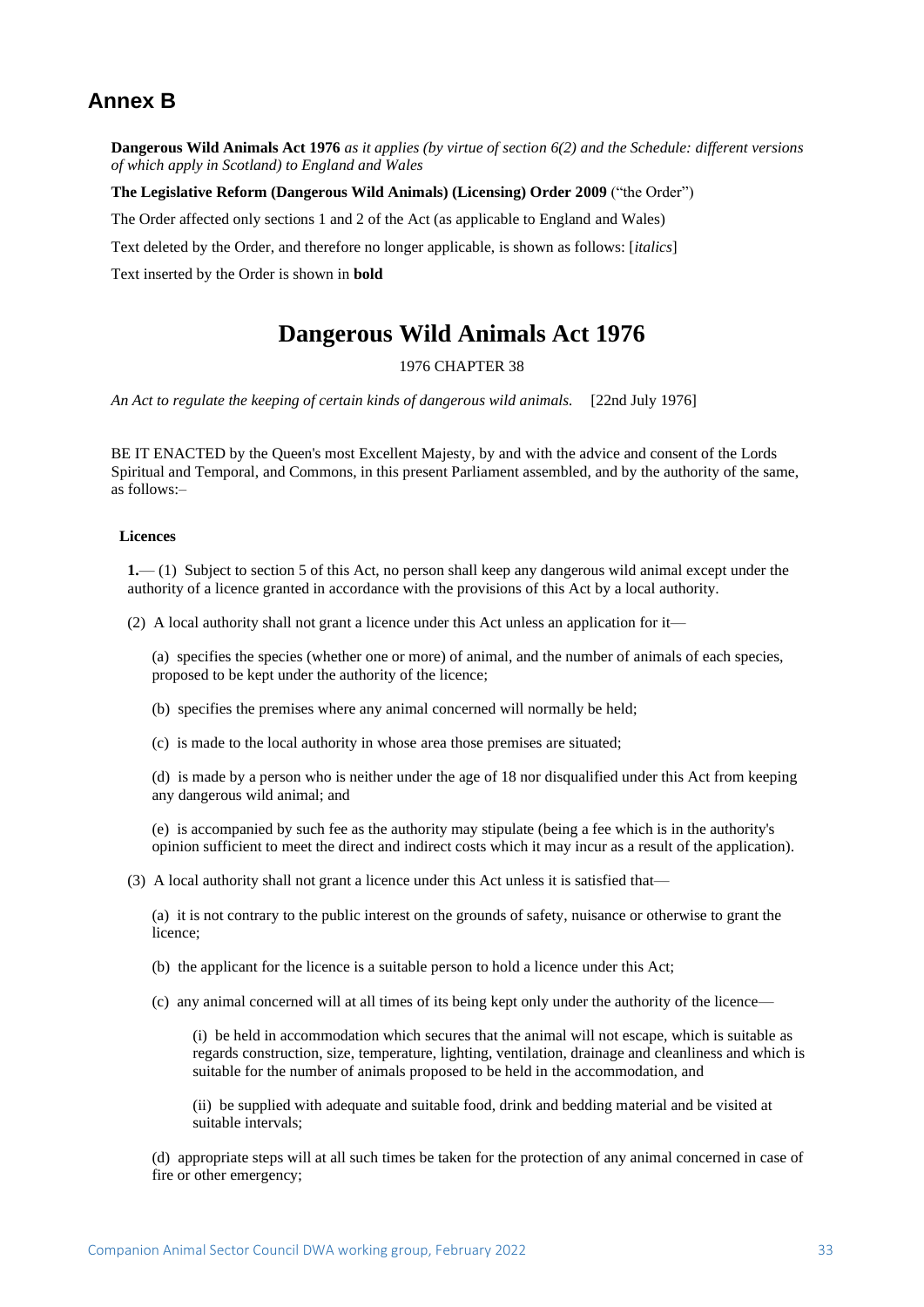## Annex B

**Dangerous Wild Animals Act 1976** *as it applies (by virtue of section 6(2) and the Schedule: different versions of which apply in Scotland) to England and Wales*

**The Legislative Reform (Dangerous Wild Animals) (Licensing) Order 2009** ("the Order")

The Order affected only sections 1 and 2 of the Act (as applicable to England and Wales)

Text deleted by the Order, and therefore no longer applicable, is shown as follows: [*italics*]

Text inserted by the Order is shown in **bold**

# Dangerous Wild Animals Act 1976

1976 CHAPTER 38

*An Act to regulate the keeping of certain kinds of dangerous wild animals.* [22nd July 1976]

BE IT ENACTED by the Queen's most Excellent Majesty, by and with the advice and consent of the Lords Spiritual and Temporal, and Commons, in this present Parliament assembled, and by the authority of the same, as follows:–

**Licences**

**1.**— (1) Subject to section 5 of this Act, no person shall keep any dangerous wild animal except under the authority of a licence granted in accordance with the provisions of this Act by a local authority.

(2) A local authority shall not grant a licence under this Act unless an application for it—

(a) specifies the species (whether one or more) of animal, and the number of animals of each species, proposed to be kept under the authority of the licence;

(b) specifies the premises where any animal concerned will normally be held;

(c) is made to the local authority in whose area those premises are situated;

(d) is made by a person who is neither under the age of 18 nor disqualified under this Act from keeping any dangerous wild animal; and

(e) is accompanied by such fee as the authority may stipulate (being a fee which is in the authority's opinion sufficient to meet the direct and indirect costs which it may incur as a result of the application).

(3) A local authority shall not grant a licence under this Act unless it is satisfied that—

(a) it is not contrary to the public interest on the grounds of safety, nuisance or otherwise to grant the licence;

(b) the applicant for the licence is a suitable person to hold a licence under this Act;

(c) any animal concerned will at all times of its being kept only under the authority of the licence—

(i) be held in accommodation which secures that the animal will not escape, which is suitable as regards construction, size, temperature, lighting, ventilation, drainage and cleanliness and which is suitable for the number of animals proposed to be held in the accommodation, and

(ii) be supplied with adequate and suitable food, drink and bedding material and be visited at suitable intervals;

(d) appropriate steps will at all such times be taken for the protection of any animal concerned in case of fire or other emergency;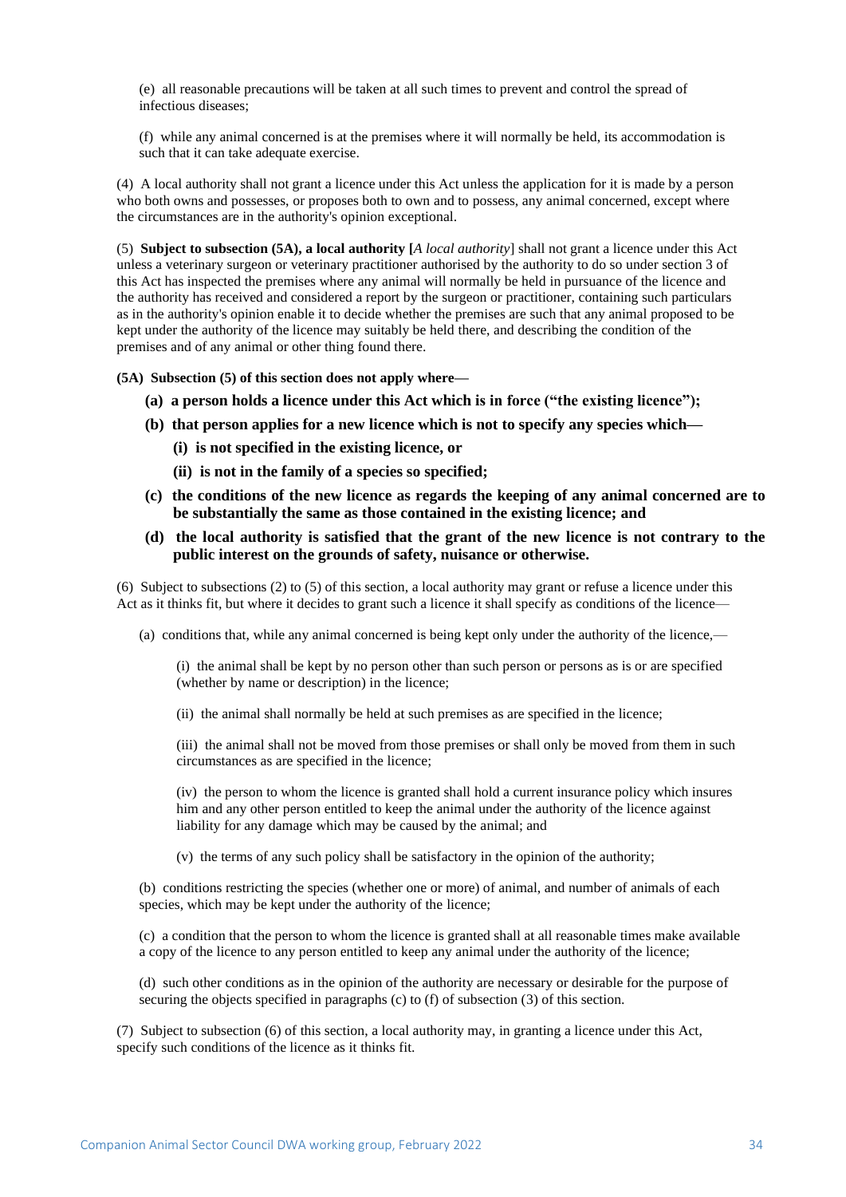(e) all reasonable precautions will be taken at all such times to prevent and control the spread of infectious diseases;

(f) while any animal concerned is at the premises where it will normally be held, its accommodation is such that it can take adequate exercise.

(4) A local authority shall not grant a licence under this Act unless the application for it is made by a person who both owns and possesses, or proposes both to own and to possess, any animal concerned, except where the circumstances are in the authority's opinion exceptional.

(5) **Subject to subsection (5A), a local authority [***A local authority*] shall not grant a licence under this Act unless a veterinary surgeon or veterinary practitioner authorised by the authority to do so under section 3 of this Act has inspected the premises where any animal will normally be held in pursuance of the licence and the authority has received and considered a report by the surgeon or practitioner, containing such particulars as in the authority's opinion enable it to decide whether the premises are such that any animal proposed to be kept under the authority of the licence may suitably be held there, and describing the condition of the premises and of any animal or other thing found there.

**(5A) Subsection (5) of this section does not apply where—**

- **(a) a person holds a licence under this Act which is in force ("the existing licence");**
- **(b) that person applies for a new licence which is not to specify any species which—**
  - **(i) is not specified in the existing licence, or**
  - **(ii) is not in the family of a species so specified;**
- **(c) the conditions of the new licence as regards the keeping of any animal concerned are to be substantially the same as those contained in the existing licence; and**
- **(d) the local authority is satisfied that the grant of the new licence is not contrary to the public interest on the grounds of safety, nuisance or otherwise.**

(6) Subject to subsections (2) to (5) of this section, a local authority may grant or refuse a licence under this Act as it thinks fit, but where it decides to grant such a licence it shall specify as conditions of the licence—

(a) conditions that, while any animal concerned is being kept only under the authority of the licence,—

(i) the animal shall be kept by no person other than such person or persons as is or are specified (whether by name or description) in the licence;

(ii) the animal shall normally be held at such premises as are specified in the licence;

(iii) the animal shall not be moved from those premises or shall only be moved from them in such circumstances as are specified in the licence;

(iv) the person to whom the licence is granted shall hold a current insurance policy which insures him and any other person entitled to keep the animal under the authority of the licence against liability for any damage which may be caused by the animal; and

(v) the terms of any such policy shall be satisfactory in the opinion of the authority;

(b) conditions restricting the species (whether one or more) of animal, and number of animals of each species, which may be kept under the authority of the licence;

(c) a condition that the person to whom the licence is granted shall at all reasonable times make available a copy of the licence to any person entitled to keep any animal under the authority of the licence;

(d) such other conditions as in the opinion of the authority are necessary or desirable for the purpose of securing the objects specified in paragraphs (c) to (f) of subsection (3) of this section.

(7) Subject to subsection (6) of this section, a local authority may, in granting a licence under this Act, specify such conditions of the licence as it thinks fit.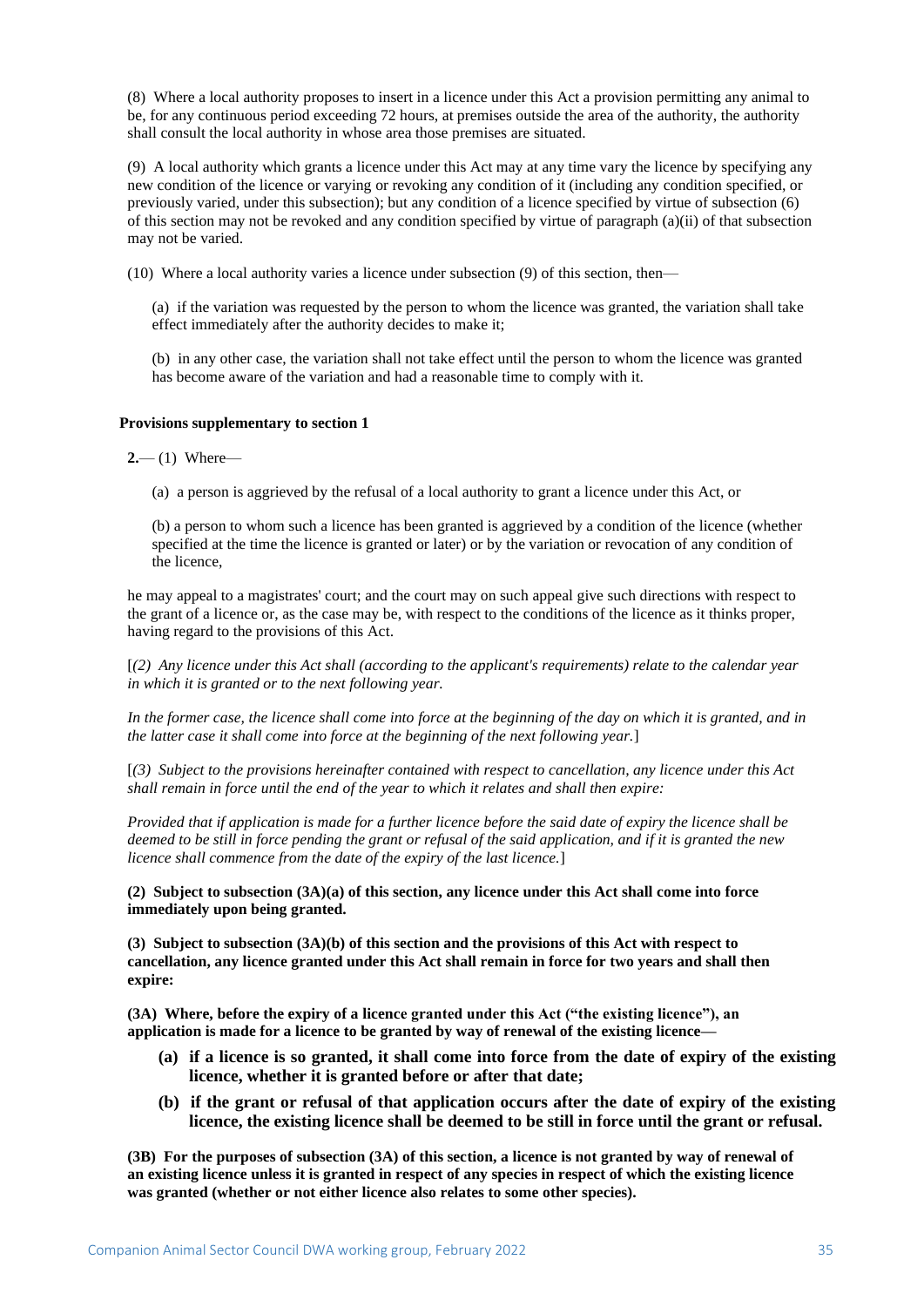(8) Where a local authority proposes to insert in a licence under this Act a provision permitting any animal to be, for any continuous period exceeding 72 hours, at premises outside the area of the authority, the authority shall consult the local authority in whose area those premises are situated.

(9) A local authority which grants a licence under this Act may at any time vary the licence by specifying any new condition of the licence or varying or revoking any condition of it (including any condition specified, or previously varied, under this subsection); but any condition of a licence specified by virtue of subsection (6) of this section may not be revoked and any condition specified by virtue of paragraph (a)(ii) of that subsection may not be varied.

(10) Where a local authority varies a licence under subsection (9) of this section, then—

(a) if the variation was requested by the person to whom the licence was granted, the variation shall take effect immediately after the authority decides to make it;

(b) in any other case, the variation shall not take effect until the person to whom the licence was granted has become aware of the variation and had a reasonable time to comply with it.

**Provisions supplementary to section 1**

**2.**— (1) Where—

(a) a person is aggrieved by the refusal of a local authority to grant a licence under this Act, or

(b) a person to whom such a licence has been granted is aggrieved by a condition of the licence (whether specified at the time the licence is granted or later) or by the variation or revocation of any condition of the licence,

he may appeal to a magistrates' court; and the court may on such appeal give such directions with respect to the grant of a licence or, as the case may be, with respect to the conditions of the licence as it thinks proper, having regard to the provisions of this Act.

[*(2) Any licence under this Act shall (according to the applicant's requirements) relate to the calendar year in which it is granted or to the next following year.*

*In the former case, the licence shall come into force at the beginning of the day on which it is granted, and in the latter case it shall come into force at the beginning of the next following year.*]

[*(3) Subject to the provisions hereinafter contained with respect to cancellation, any licence under this Act shall remain in force until the end of the year to which it relates and shall then expire:*

*Provided that if application is made for a further licence before the said date of expiry the licence shall be deemed to be still in force pending the grant or refusal of the said application, and if it is granted the new licence shall commence from the date of the expiry of the last licence.*]

**(2) Subject to subsection (3A)(a) of this section, any licence under this Act shall come into force immediately upon being granted.**

**(3) Subject to subsection (3A)(b) of this section and the provisions of this Act with respect to cancellation, any licence granted under this Act shall remain in force for two years and shall then expire:**

**(3A) Where, before the expiry of a licence granted under this Act ("the existing licence"), an application is made for a licence to be granted by way of renewal of the existing licence—**

**(a) if a licence is so granted, it shall come into force from the date of expiry of the existing licence, whether it is granted before or after that date;**

**(b) if the grant or refusal of that application occurs after the date of expiry of the existing licence, the existing licence shall be deemed to be still in force until the grant or refusal.**

**(3B) For the purposes of subsection (3A) of this section, a licence is not granted by way of renewal of an existing licence unless it is granted in respect of any species in respect of which the existing licence was granted (whether or not either licence also relates to some other species).**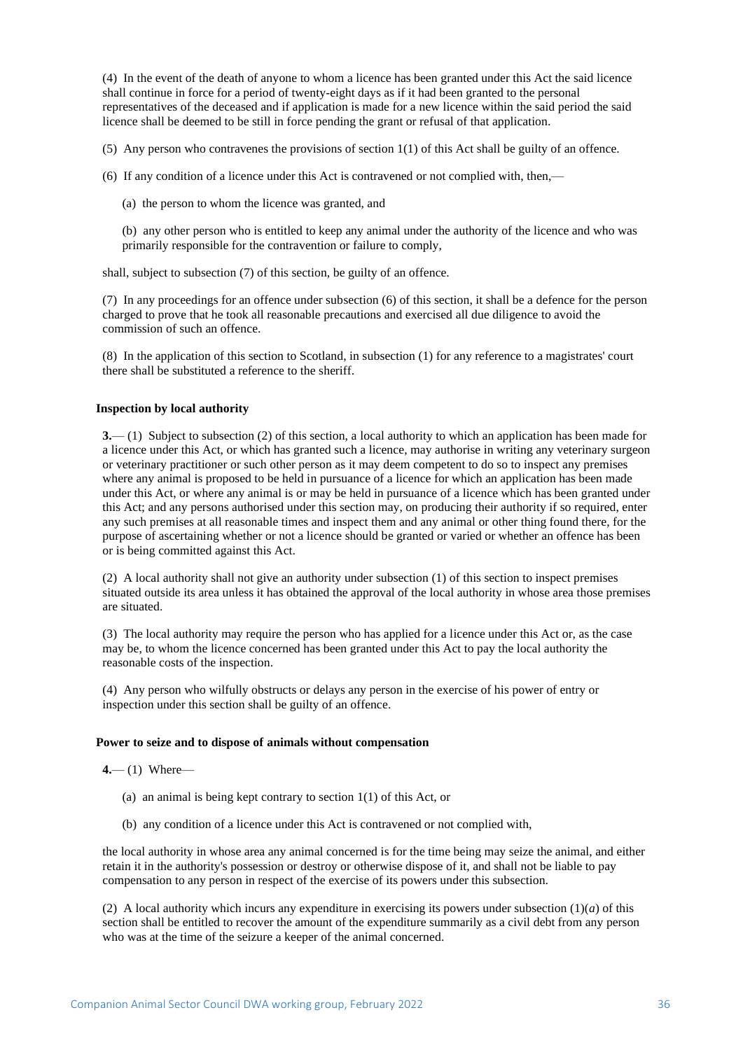(4) In the event of the death of anyone to whom a licence has been granted under this Act the said licence shall continue in force for a period of twenty-eight days as if it had been granted to the personal representatives of the deceased and if application is made for a new licence within the said period the said licence shall be deemed to be still in force pending the grant or refusal of that application.

(5) Any person who contravenes the provisions of section 1(1) of this Act shall be guilty of an offence.

(6) If any condition of a licence under this Act is contravened or not complied with, then,—

(a) the person to whom the licence was granted, and

(b) any other person who is entitled to keep any animal under the authority of the licence and who was primarily responsible for the contravention or failure to comply,

shall, subject to subsection (7) of this section, be guilty of an offence.

(7) In any proceedings for an offence under subsection (6) of this section, it shall be a defence for the person charged to prove that he took all reasonable precautions and exercised all due diligence to avoid the commission of such an offence.

(8) In the application of this section to Scotland, in subsection (1) for any reference to a magistrates' court there shall be substituted a reference to the sheriff.

**Inspection by local authority**

**3.**— (1) Subject to subsection (2) of this section, a local authority to which an application has been made for a licence under this Act, or which has granted such a licence, may authorise in writing any veterinary surgeon or veterinary practitioner or such other person as it may deem competent to do so to inspect any premises where any animal is proposed to be held in pursuance of a licence for which an application has been made under this Act, or where any animal is or may be held in pursuance of a licence which has been granted under this Act; and any persons authorised under this section may, on producing their authority if so required, enter any such premises at all reasonable times and inspect them and any animal or other thing found there, for the purpose of ascertaining whether or not a licence should be granted or varied or whether an offence has been or is being committed against this Act.

(2) A local authority shall not give an authority under subsection (1) of this section to inspect premises situated outside its area unless it has obtained the approval of the local authority in whose area those premises are situated.

(3) The local authority may require the person who has applied for a licence under this Act or, as the case may be, to whom the licence concerned has been granted under this Act to pay the local authority the reasonable costs of the inspection.

(4) Any person who wilfully obstructs or delays any person in the exercise of his power of entry or inspection under this section shall be guilty of an offence.

**Power to seize and to dispose of animals without compensation**

**4.**— (1) Where—

(a) an animal is being kept contrary to section 1(1) of this Act, or

(b) any condition of a licence under this Act is contravened or not complied with,

the local authority in whose area any animal concerned is for the time being may seize the animal, and either retain it in the authority's possession or destroy or otherwise dispose of it, and shall not be liable to pay compensation to any person in respect of the exercise of its powers under this subsection.

(2) A local authority which incurs any expenditure in exercising its powers under subsection (1)(*a*) of this section shall be entitled to recover the amount of the expenditure summarily as a civil debt from any person who was at the time of the seizure a keeper of the animal concerned.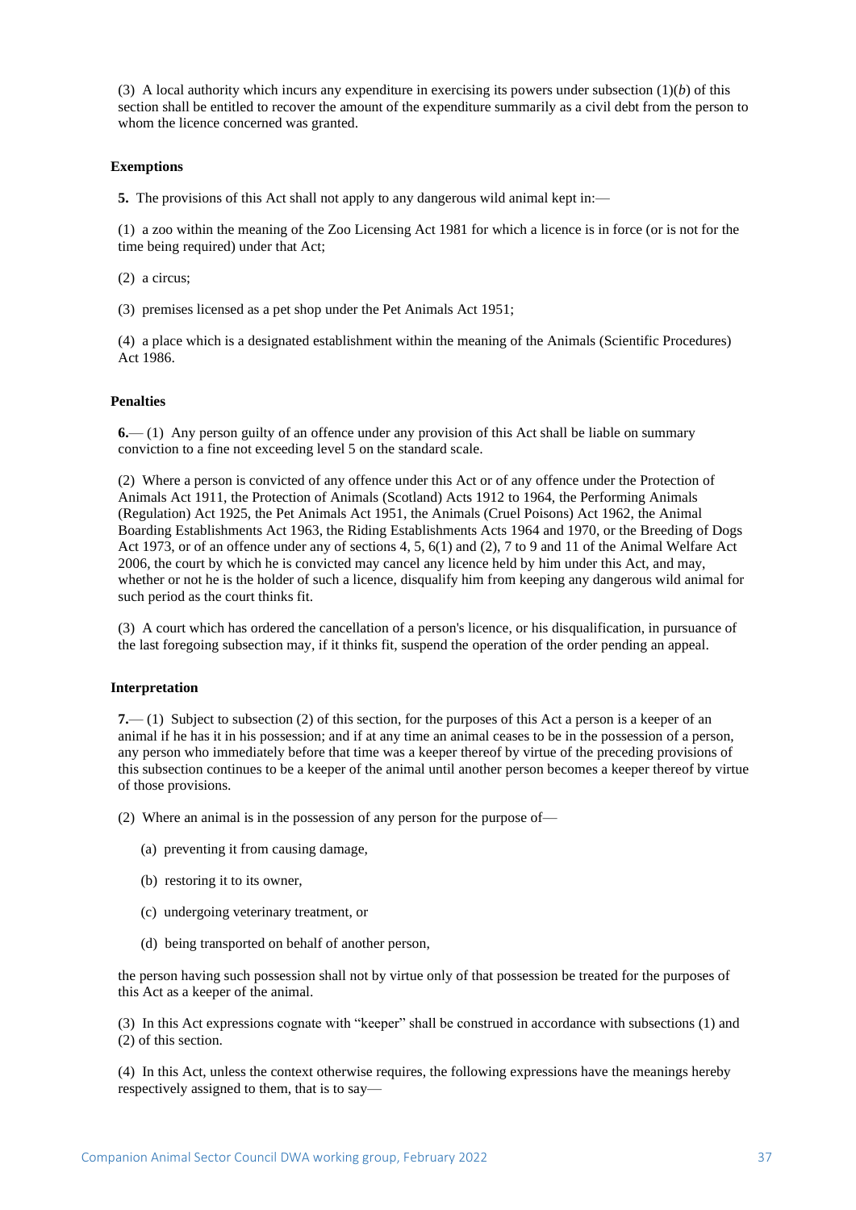(3) A local authority which incurs any expenditure in exercising its powers under subsection (1)(*b*) of this section shall be entitled to recover the amount of the expenditure summarily as a civil debt from the person to whom the licence concerned was granted.

**Exemptions**

**5.** The provisions of this Act shall not apply to any dangerous wild animal kept in:—

(1) a zoo within the meaning of the Zoo Licensing Act 1981 for which a licence is in force (or is not for the time being required) under that Act;

(2) a circus;

(3) premises licensed as a pet shop under the Pet Animals Act 1951;

(4) a place which is a designated establishment within the meaning of the Animals (Scientific Procedures) Act 1986.

**Penalties**

**6.**— (1) Any person guilty of an offence under any provision of this Act shall be liable on summary conviction to a fine not exceeding level 5 on the standard scale.

(2) Where a person is convicted of any offence under this Act or of any offence under the Protection of Animals Act 1911, the Protection of Animals (Scotland) Acts 1912 to 1964, the Performing Animals (Regulation) Act 1925, the Pet Animals Act 1951, the Animals (Cruel Poisons) Act 1962, the Animal Boarding Establishments Act 1963, the Riding Establishments Acts 1964 and 1970, or the Breeding of Dogs Act 1973, or of an offence under any of sections 4, 5, 6(1) and (2), 7 to 9 and 11 of the Animal Welfare Act 2006, the court by which he is convicted may cancel any licence held by him under this Act, and may, whether or not he is the holder of such a licence, disqualify him from keeping any dangerous wild animal for such period as the court thinks fit.

(3) A court which has ordered the cancellation of a person's licence, or his disqualification, in pursuance of the last foregoing subsection may, if it thinks fit, suspend the operation of the order pending an appeal.

**Interpretation**

**7.**— (1) Subject to subsection (2) of this section, for the purposes of this Act a person is a keeper of an animal if he has it in his possession; and if at any time an animal ceases to be in the possession of a person, any person who immediately before that time was a keeper thereof by virtue of the preceding provisions of this subsection continues to be a keeper of the animal until another person becomes a keeper thereof by virtue of those provisions.

(2) Where an animal is in the possession of any person for the purpose of—

(a) preventing it from causing damage,

(b) restoring it to its owner,

(c) undergoing veterinary treatment, or

(d) being transported on behalf of another person,

the person having such possession shall not by virtue only of that possession be treated for the purposes of this Act as a keeper of the animal.

(3) In this Act expressions cognate with "keeper" shall be construed in accordance with subsections (1) and (2) of this section.

(4) In this Act, unless the context otherwise requires, the following expressions have the meanings hereby respectively assigned to them, that is to say—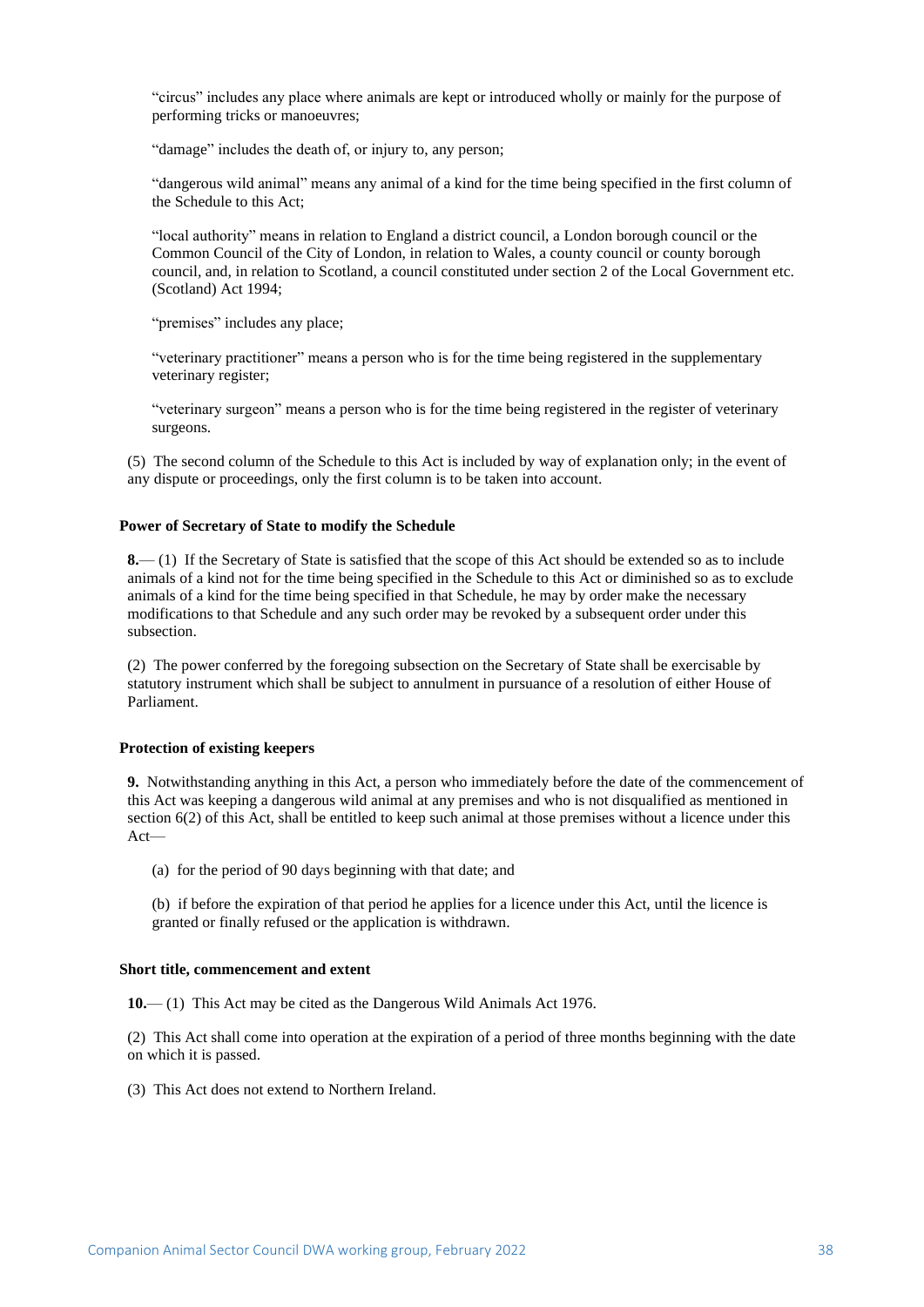"circus" includes any place where animals are kept or introduced wholly or mainly for the purpose of performing tricks or manoeuvres;

"damage" includes the death of, or injury to, any person;

"dangerous wild animal" means any animal of a kind for the time being specified in the first column of the Schedule to this Act;

"local authority" means in relation to England a district council, a London borough council or the Common Council of the City of London, in relation to Wales, a county council or county borough council, and, in relation to Scotland, a council constituted under section 2 of the Local Government etc. (Scotland) Act 1994;

"premises" includes any place;

"veterinary practitioner" means a person who is for the time being registered in the supplementary veterinary register;

"veterinary surgeon" means a person who is for the time being registered in the register of veterinary surgeons.

(5) The second column of the Schedule to this Act is included by way of explanation only; in the event of any dispute or proceedings, only the first column is to be taken into account.

**Power of Secretary of State to modify the Schedule**

**8.**— (1) If the Secretary of State is satisfied that the scope of this Act should be extended so as to include animals of a kind not for the time being specified in the Schedule to this Act or diminished so as to exclude animals of a kind for the time being specified in that Schedule, he may by order make the necessary modifications to that Schedule and any such order may be revoked by a subsequent order under this subsection.

(2) The power conferred by the foregoing subsection on the Secretary of State shall be exercisable by statutory instrument which shall be subject to annulment in pursuance of a resolution of either House of Parliament.

**Protection of existing keepers**

**9.** Notwithstanding anything in this Act, a person who immediately before the date of the commencement of this Act was keeping a dangerous wild animal at any premises and who is not disqualified as mentioned in section 6(2) of this Act, shall be entitled to keep such animal at those premises without a licence under this Act—

(a) for the period of 90 days beginning with that date; and

(b) if before the expiration of that period he applies for a licence under this Act, until the licence is granted or finally refused or the application is withdrawn.

**Short title, commencement and extent**

**10.**— (1) This Act may be cited as the Dangerous Wild Animals Act 1976.

(2) This Act shall come into operation at the expiration of a period of three months beginning with the date on which it is passed.

(3) This Act does not extend to Northern Ireland.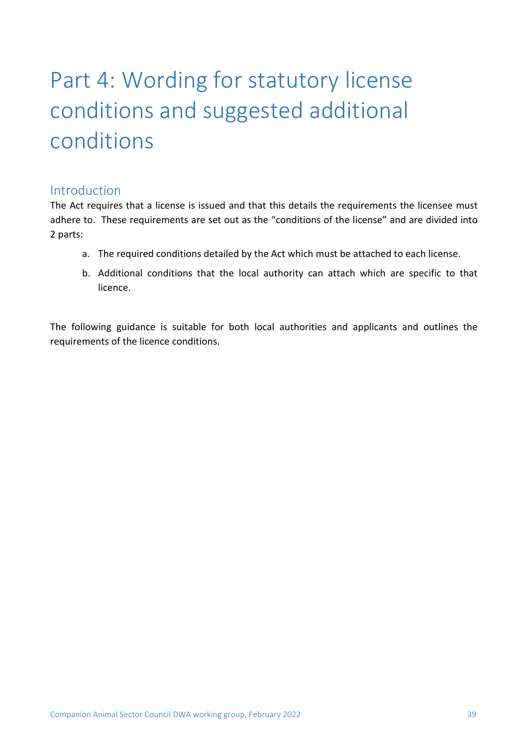# Part 4: Wording for statutory license conditions and suggested additional conditions

## Introduction

The Act requires that a license is issued and that this details the requirements the licensee must adhere to. These requirements are set out as the "conditions of the license" and are divided into 2 parts:

a. The required conditions detailed by the Act which must be attached to each license.

b. Additional conditions that the local authority can attach which are specific to that licence.

The following guidance is suitable for both local authorities and applicants and outlines the requirements of the licence conditions.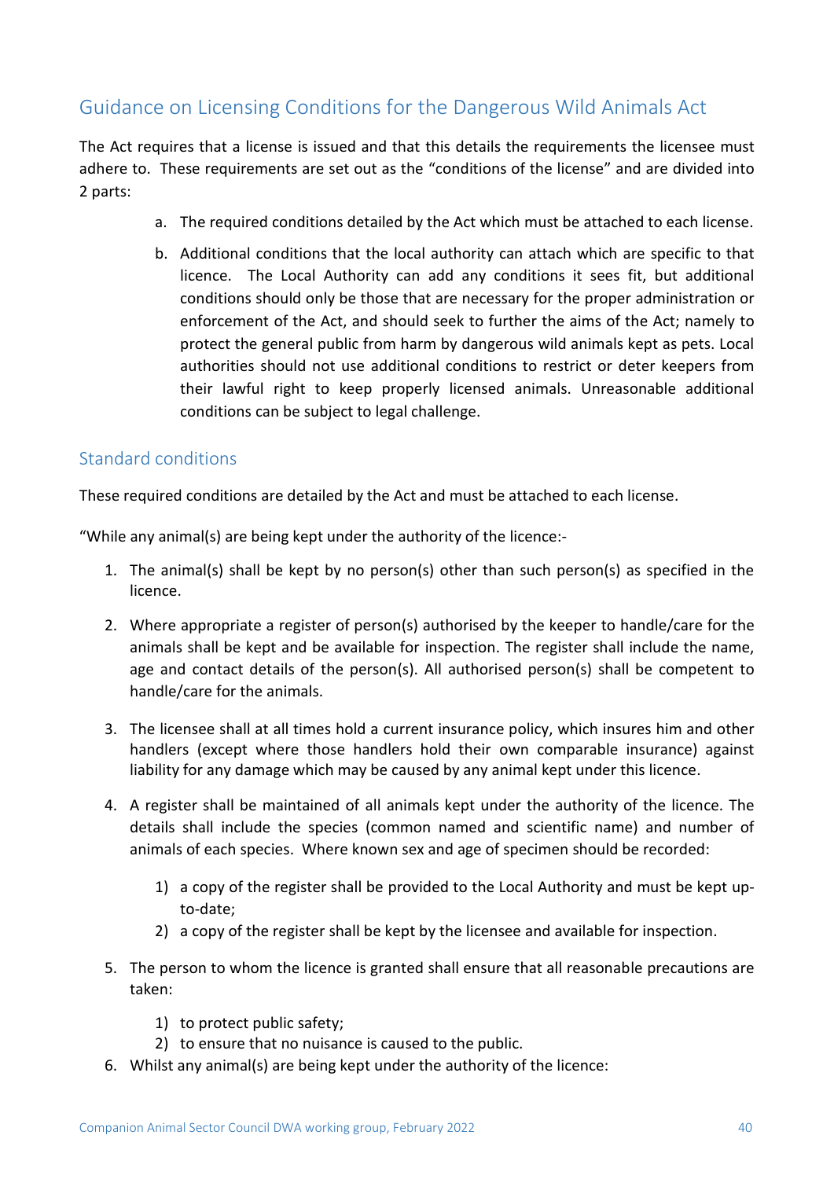## Guidance on Licensing Conditions for the Dangerous Wild Animals Act

The Act requires that a license is issued and that this details the requirements the licensee must adhere to. These requirements are set out as the "conditions of the license" and are divided into 2 parts:

a. The required conditions detailed by the Act which must be attached to each license.

b. Additional conditions that the local authority can attach which are specific to that licence. The Local Authority can add any conditions it sees fit, but additional conditions should only be those that are necessary for the proper administration or enforcement of the Act, and should seek to further the aims of the Act; namely to protect the general public from harm by dangerous wild animals kept as pets. Local authorities should not use additional conditions to restrict or deter keepers from their lawful right to keep properly licensed animals. Unreasonable additional conditions can be subject to legal challenge.

### Standard conditions

These required conditions are detailed by the Act and must be attached to each license.

"While any animal(s) are being kept under the authority of the licence:-

1. The animal(s) shall be kept by no person(s) other than such person(s) as specified in the licence.

2. Where appropriate a register of person(s) authorised by the keeper to handle/care for the animals shall be kept and be available for inspection. The register shall include the name, age and contact details of the person(s). All authorised person(s) shall be competent to handle/care for the animals.

3. The licensee shall at all times hold a current insurance policy, which insures him and other handlers (except where those handlers hold their own comparable insurance) against liability for any damage which may be caused by any animal kept under this licence.

4. A register shall be maintained of all animals kept under the authority of the licence. The details shall include the species (common named and scientific name) and number of animals of each species. Where known sex and age of specimen should be recorded:

    1) a copy of the register shall be provided to the Local Authority and must be kept up-to-date;
    2) a copy of the register shall be kept by the licensee and available for inspection.

5. The person to whom the licence is granted shall ensure that all reasonable precautions are taken:

    1) to protect public safety;
    2) to ensure that no nuisance is caused to the public.

6. Whilst any animal(s) are being kept under the authority of the licence: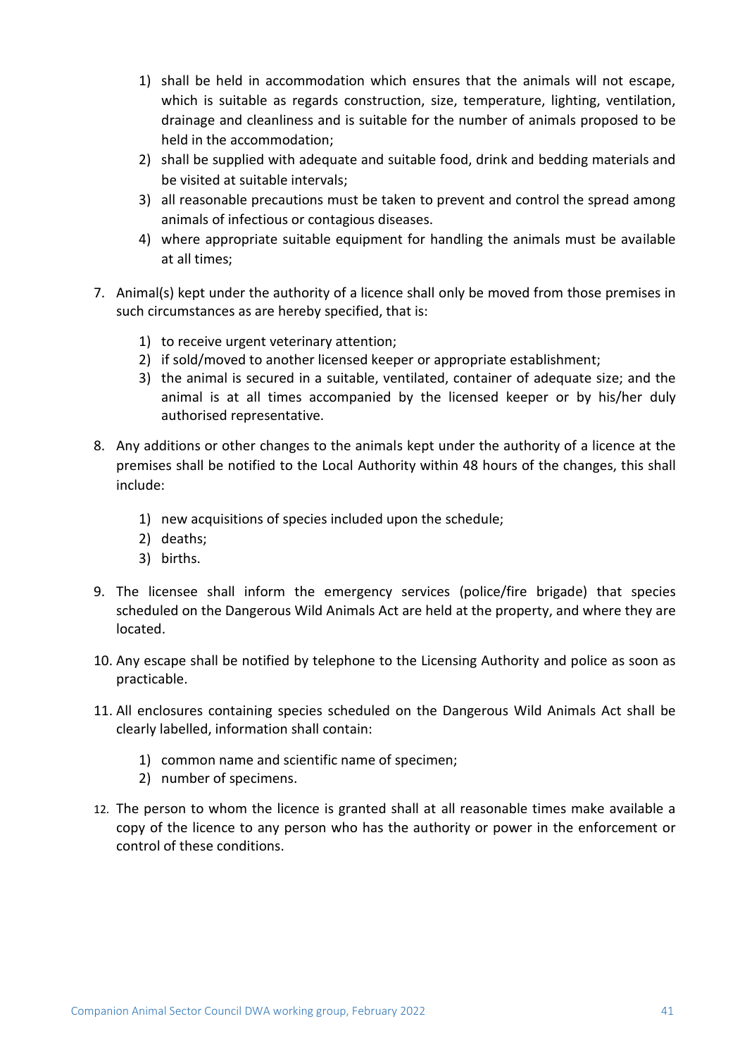1) shall be held in accommodation which ensures that the animals will not escape, which is suitable as regards construction, size, temperature, lighting, ventilation, drainage and cleanliness and is suitable for the number of animals proposed to be held in the accommodation;
2) shall be supplied with adequate and suitable food, drink and bedding materials and be visited at suitable intervals;
3) all reasonable precautions must be taken to prevent and control the spread among animals of infectious or contagious diseases.
4) where appropriate suitable equipment for handling the animals must be available at all times;

7. Animal(s) kept under the authority of a licence shall only be moved from those premises in such circumstances as are hereby specified, that is:

    1) to receive urgent veterinary attention;
    2) if sold/moved to another licensed keeper or appropriate establishment;
    3) the animal is secured in a suitable, ventilated, container of adequate size; and the animal is at all times accompanied by the licensed keeper or by his/her duly authorised representative.

8. Any additions or other changes to the animals kept under the authority of a licence at the premises shall be notified to the Local Authority within 48 hours of the changes, this shall include:

    1) new acquisitions of species included upon the schedule;
    2) deaths;
    3) births.

9. The licensee shall inform the emergency services (police/fire brigade) that species scheduled on the Dangerous Wild Animals Act are held at the property, and where they are located.

10. Any escape shall be notified by telephone to the Licensing Authority and police as soon as practicable.

11. All enclosures containing species scheduled on the Dangerous Wild Animals Act shall be clearly labelled, information shall contain:

    1) common name and scientific name of specimen;
    2) number of specimens.

12. The person to whom the licence is granted shall at all reasonable times make available a copy of the licence to any person who has the authority or power in the enforcement or control of these conditions.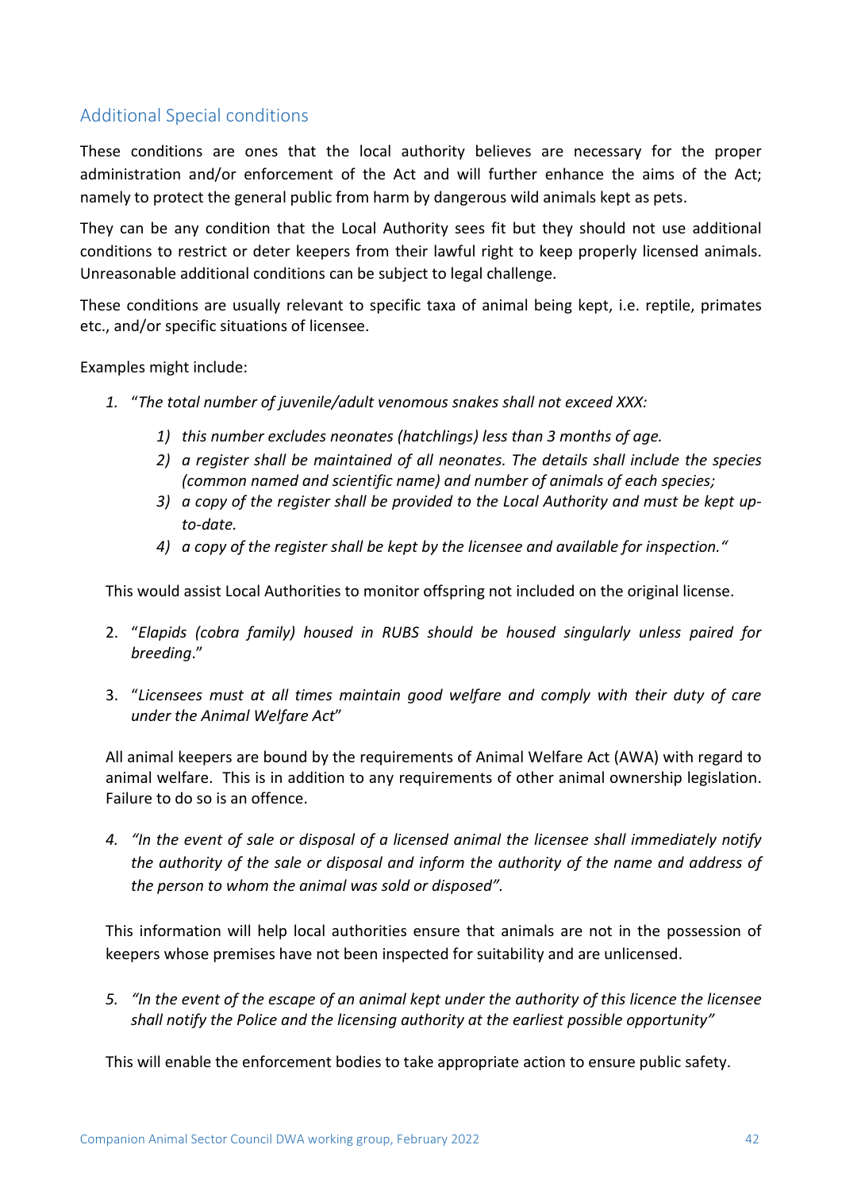## Additional Special conditions

These conditions are ones that the local authority believes are necessary for the proper administration and/or enforcement of the Act and will further enhance the aims of the Act; namely to protect the general public from harm by dangerous wild animals kept as pets.

They can be any condition that the Local Authority sees fit but they should not use additional conditions to restrict or deter keepers from their lawful right to keep properly licensed animals. Unreasonable additional conditions can be subject to legal challenge.

These conditions are usually relevant to specific taxa of animal being kept, i.e. reptile, primates etc., and/or specific situations of licensee.

Examples might include:

1. "*The total number of juvenile/adult venomous snakes shall not exceed XXX:*
   1) *this number excludes neonates (hatchlings) less than 3 months of age.*
   2) *a register shall be maintained of all neonates. The details shall include the species (common named and scientific name) and number of animals of each species;*
   3) *a copy of the register shall be provided to the Local Authority and must be kept up-to-date.*
   4) *a copy of the register shall be kept by the licensee and available for inspection."*

   This would assist Local Authorities to monitor offspring not included on the original license.

2. "*Elapids (cobra family) housed in RUBS should be housed singularly unless paired for breeding*."

3. "*Licensees must at all times maintain good welfare and comply with their duty of care under the Animal Welfare Act*"

   All animal keepers are bound by the requirements of Animal Welfare Act (AWA) with regard to animal welfare. This is in addition to any requirements of other animal ownership legislation. Failure to do so is an offence.

4. *"In the event of sale or disposal of a licensed animal the licensee shall immediately notify the authority of the sale or disposal and inform the authority of the name and address of the person to whom the animal was sold or disposed".*

   This information will help local authorities ensure that animals are not in the possession of keepers whose premises have not been inspected for suitability and are unlicensed.

5. *"In the event of the escape of an animal kept under the authority of this licence the licensee shall notify the Police and the licensing authority at the earliest possible opportunity"*

   This will enable the enforcement bodies to take appropriate action to ensure public safety.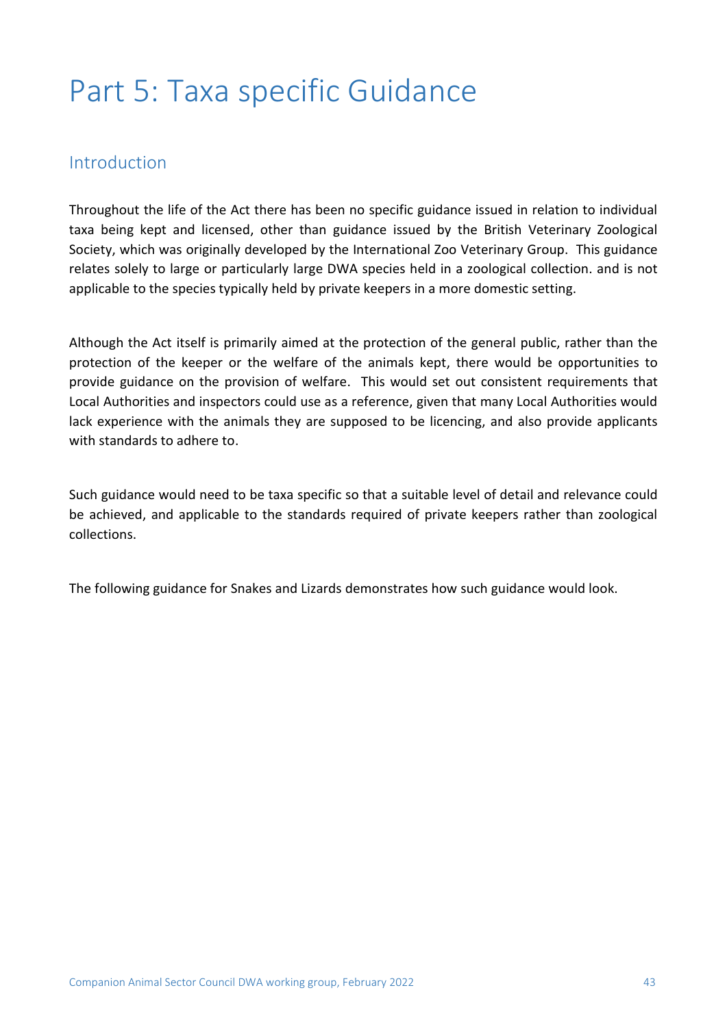# Part 5: Taxa specific Guidance

## Introduction

Throughout the life of the Act there has been no specific guidance issued in relation to individual taxa being kept and licensed, other than guidance issued by the British Veterinary Zoological Society, which was originally developed by the International Zoo Veterinary Group. This guidance relates solely to large or particularly large DWA species held in a zoological collection. and is not applicable to the species typically held by private keepers in a more domestic setting.

Although the Act itself is primarily aimed at the protection of the general public, rather than the protection of the keeper or the welfare of the animals kept, there would be opportunities to provide guidance on the provision of welfare. This would set out consistent requirements that Local Authorities and inspectors could use as a reference, given that many Local Authorities would lack experience with the animals they are supposed to be licencing, and also provide applicants with standards to adhere to.

Such guidance would need to be taxa specific so that a suitable level of detail and relevance could be achieved, and applicable to the standards required of private keepers rather than zoological collections.

The following guidance for Snakes and Lizards demonstrates how such guidance would look.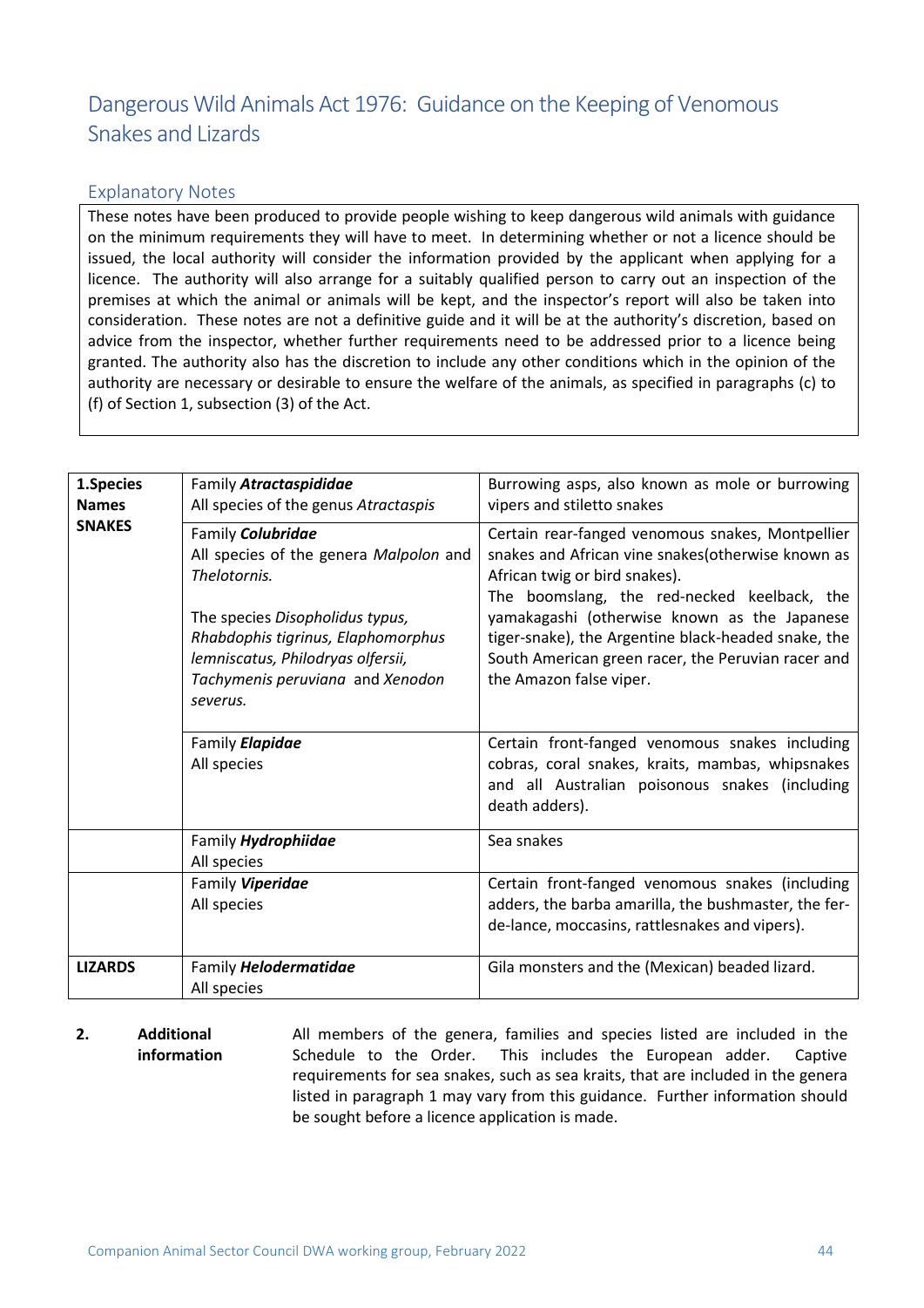# Dangerous Wild Animals Act 1976: Guidance on the Keeping of Venomous Snakes and Lizards

## Explanatory Notes

These notes have been produced to provide people wishing to keep dangerous wild animals with guidance on the minimum requirements they will have to meet. In determining whether or not a licence should be issued, the local authority will consider the information provided by the applicant when applying for a licence. The authority will also arrange for a suitably qualified person to carry out an inspection of the premises at which the animal or animals will be kept, and the inspector's report will also be taken into consideration. These notes are not a definitive guide and it will be at the authority's discretion, based on advice from the inspector, whether further requirements need to be addressed prior to a licence being granted. The authority also has the discretion to include any other conditions which in the opinion of the authority are necessary or desirable to ensure the welfare of the animals, as specified in paragraphs (c) to (f) of Section 1, subsection (3) of the Act.

| | | |
|---|---|---|
| **1.Species Names SNAKES** | Family ***Atractaspididae***<br>All species of the genus *Atractaspis* | Burrowing asps, also known as mole or burrowing vipers and stiletto snakes |
| | Family ***Colubridae***<br>All species of the genera *Malpolon* and *Thelotornis.*<br><br>The species *Disopholidus typus, Rhabdophis tigrinus, Elaphomorphus lemniscatus, Philodryas olfersii, Tachymenis peruviana* and *Xenodon severus.* | Certain rear-fanged venomous snakes, Montpellier snakes and African vine snakes(otherwise known as African twig or bird snakes).<br>The boomslang, the red-necked keelback, the yamakagashi (otherwise known as the Japanese tiger-snake), the Argentine black-headed snake, the South American green racer, the Peruvian racer and the Amazon false viper. |
| | Family ***Elapidae***<br>All species | Certain front-fanged venomous snakes including cobras, coral snakes, kraits, mambas, whipsnakes and all Australian poisonous snakes (including death adders). |
| | Family ***Hydrophiidae***<br>All species | Sea snakes |
| | Family ***Viperidae***<br>All species | Certain front-fanged venomous snakes (including adders, the barba amarilla, the bushmaster, the fer-de-lance, moccasins, rattlesnakes and vipers). |
| **LIZARDS** | Family ***Helodermatidae***<br>All species | Gila monsters and the (Mexican) beaded lizard. |

**2. Additional information**

All members of the genera, families and species listed are included in the Schedule to the Order. This includes the European adder. Captive requirements for sea snakes, such as sea kraits, that are included in the genera listed in paragraph 1 may vary from this guidance. Further information should be sought before a licence application is made.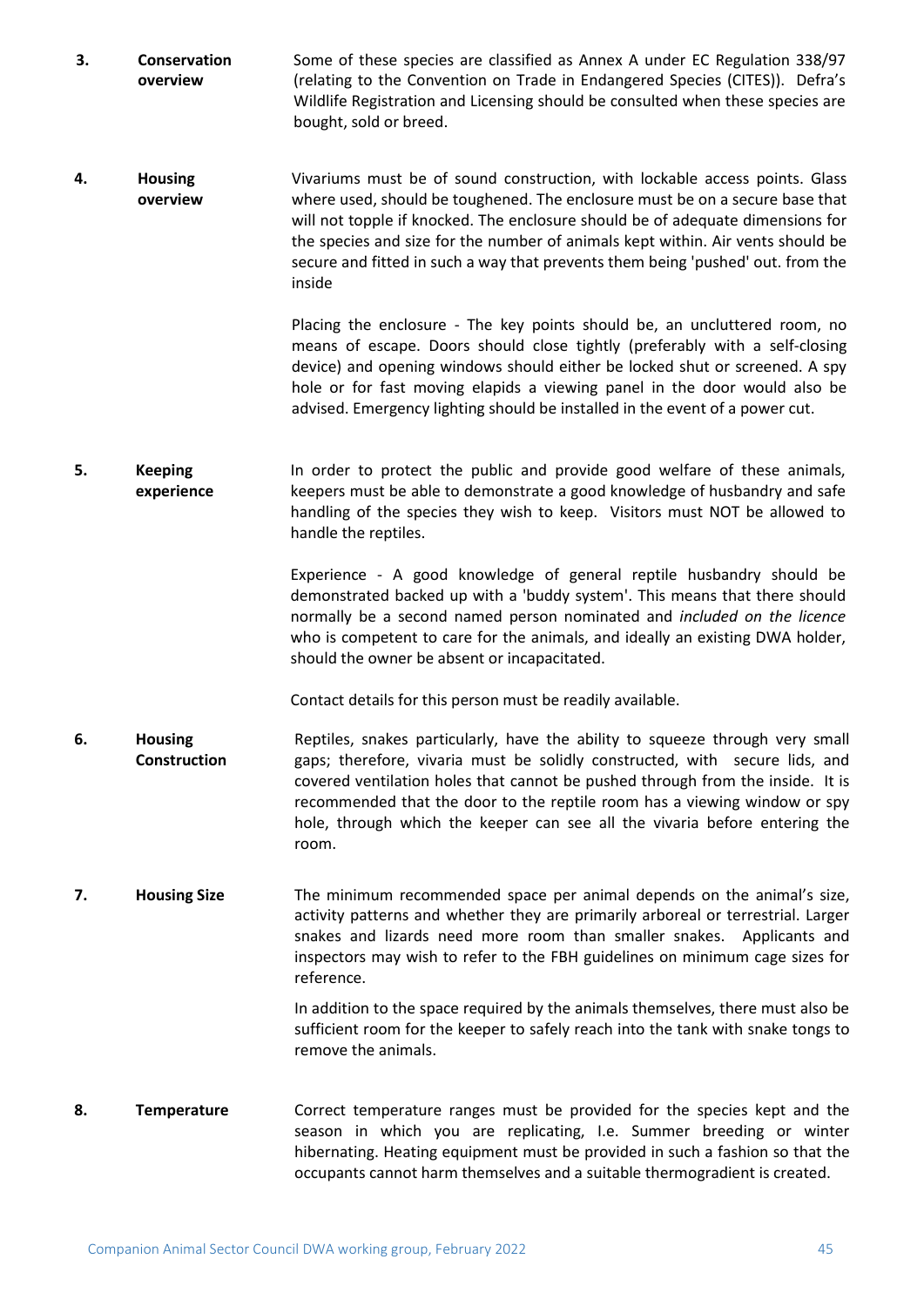| | | |
|---|---|---|
| **3.** | **Conservation overview** | Some of these species are classified as Annex A under EC Regulation 338/97 (relating to the Convention on Trade in Endangered Species (CITES)). Defra's Wildlife Registration and Licensing should be consulted when these species are bought, sold or breed. |
| **4.** | **Housing overview** | Vivariums must be of sound construction, with lockable access points. Glass where used, should be toughened. The enclosure must be on a secure base that will not topple if knocked. The enclosure should be of adequate dimensions for the species and size for the number of animals kept within. Air vents should be secure and fitted in such a way that prevents them being 'pushed' out. from the inside<br><br>Placing the enclosure - The key points should be, an uncluttered room, no means of escape. Doors should close tightly (preferably with a self-closing device) and opening windows should either be locked shut or screened. A spy hole or for fast moving elapids a viewing panel in the door would also be advised. Emergency lighting should be installed in the event of a power cut. |
| **5.** | **Keeping experience** | In order to protect the public and provide good welfare of these animals, keepers must be able to demonstrate a good knowledge of husbandry and safe handling of the species they wish to keep. Visitors must NOT be allowed to handle the reptiles.<br><br>Experience - A good knowledge of general reptile husbandry should be demonstrated backed up with a 'buddy system'. This means that there should normally be a second named person nominated and *included on the licence* who is competent to care for the animals, and ideally an existing DWA holder, should the owner be absent or incapacitated.<br><br>Contact details for this person must be readily available. |
| **6.** | **Housing Construction** | Reptiles, snakes particularly, have the ability to squeeze through very small gaps; therefore, vivaria must be solidly constructed, with secure lids, and covered ventilation holes that cannot be pushed through from the inside. It is recommended that the door to the reptile room has a viewing window or spy hole, through which the keeper can see all the vivaria before entering the room. |
| **7.** | **Housing Size** | The minimum recommended space per animal depends on the animal's size, activity patterns and whether they are primarily arboreal or terrestrial. Larger snakes and lizards need more room than smaller snakes. Applicants and inspectors may wish to refer to the FBH guidelines on minimum cage sizes for reference.<br><br>In addition to the space required by the animals themselves, there must also be sufficient room for the keeper to safely reach into the tank with snake tongs to remove the animals. |
| **8.** | **Temperature** | Correct temperature ranges must be provided for the species kept and the season in which you are replicating, I.e. Summer breeding or winter hibernating. Heating equipment must be provided in such a fashion so that the occupants cannot harm themselves and a suitable thermogradient is created. |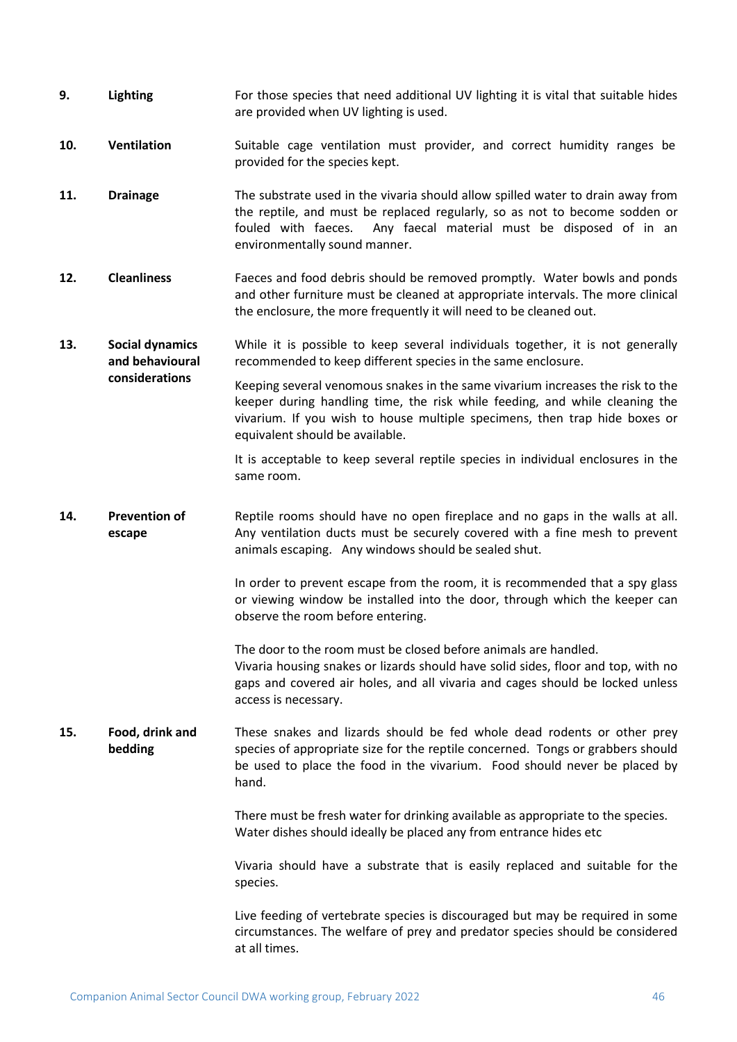**9.** **Lighting**

For those species that need additional UV lighting it is vital that suitable hides are provided when UV lighting is used.

**10.** **Ventilation**

Suitable cage ventilation must provider, and correct humidity ranges be provided for the species kept.

**11.** **Drainage**

The substrate used in the vivaria should allow spilled water to drain away from the reptile, and must be replaced regularly, so as not to become sodden or fouled with faeces. Any faecal material must be disposed of in an environmentally sound manner.

**12.** **Cleanliness**

Faeces and food debris should be removed promptly. Water bowls and ponds and other furniture must be cleaned at appropriate intervals. The more clinical the enclosure, the more frequently it will need to be cleaned out.

**13.** **Social dynamics and behavioural considerations**

While it is possible to keep several individuals together, it is not generally recommended to keep different species in the same enclosure.

Keeping several venomous snakes in the same vivarium increases the risk to the keeper during handling time, the risk while feeding, and while cleaning the vivarium. If you wish to house multiple specimens, then trap hide boxes or equivalent should be available.

It is acceptable to keep several reptile species in individual enclosures in the same room.

**14.** **Prevention of escape**

Reptile rooms should have no open fireplace and no gaps in the walls at all. Any ventilation ducts must be securely covered with a fine mesh to prevent animals escaping. Any windows should be sealed shut.

In order to prevent escape from the room, it is recommended that a spy glass or viewing window be installed into the door, through which the keeper can observe the room before entering.

The door to the room must be closed before animals are handled.
Vivaria housing snakes or lizards should have solid sides, floor and top, with no gaps and covered air holes, and all vivaria and cages should be locked unless access is necessary.

**15.** **Food, drink and bedding**

These snakes and lizards should be fed whole dead rodents or other prey species of appropriate size for the reptile concerned. Tongs or grabbers should be used to place the food in the vivarium. Food should never be placed by hand.

There must be fresh water for drinking available as appropriate to the species.
Water dishes should ideally be placed any from entrance hides etc

Vivaria should have a substrate that is easily replaced and suitable for the species.

Live feeding of vertebrate species is discouraged but may be required in some circumstances. The welfare of prey and predator species should be considered at all times.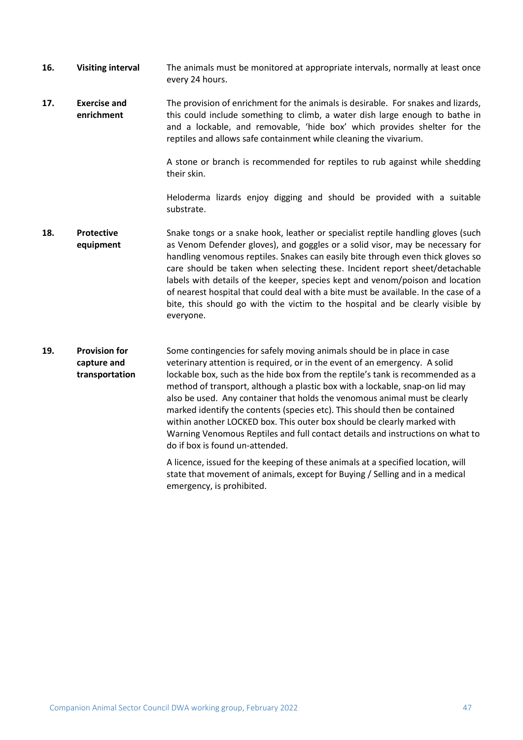**16. Visiting interval**

The animals must be monitored at appropriate intervals, normally at least once every 24 hours.

**17. Exercise and enrichment**

The provision of enrichment for the animals is desirable. For snakes and lizards, this could include something to climb, a water dish large enough to bathe in and a lockable, and removable, 'hide box' which provides shelter for the reptiles and allows safe containment while cleaning the vivarium.

A stone or branch is recommended for reptiles to rub against while shedding their skin.

Heloderma lizards enjoy digging and should be provided with a suitable substrate.

**18. Protective equipment**

Snake tongs or a snake hook, leather or specialist reptile handling gloves (such as Venom Defender gloves), and goggles or a solid visor, may be necessary for handling venomous reptiles. Snakes can easily bite through even thick gloves so care should be taken when selecting these. Incident report sheet/detachable labels with details of the keeper, species kept and venom/poison and location of nearest hospital that could deal with a bite must be available. In the case of a bite, this should go with the victim to the hospital and be clearly visible by everyone.

**19. Provision for capture and transportation**

Some contingencies for safely moving animals should be in place in case veterinary attention is required, or in the event of an emergency. A solid lockable box, such as the hide box from the reptile's tank is recommended as a method of transport, although a plastic box with a lockable, snap-on lid may also be used. Any container that holds the venomous animal must be clearly marked identify the contents (species etc). This should then be contained within another LOCKED box. This outer box should be clearly marked with Warning Venomous Reptiles and full contact details and instructions on what to do if box is found un-attended.

A licence, issued for the keeping of these animals at a specified location, will state that movement of animals, except for Buying / Selling and in a medical emergency, is prohibited.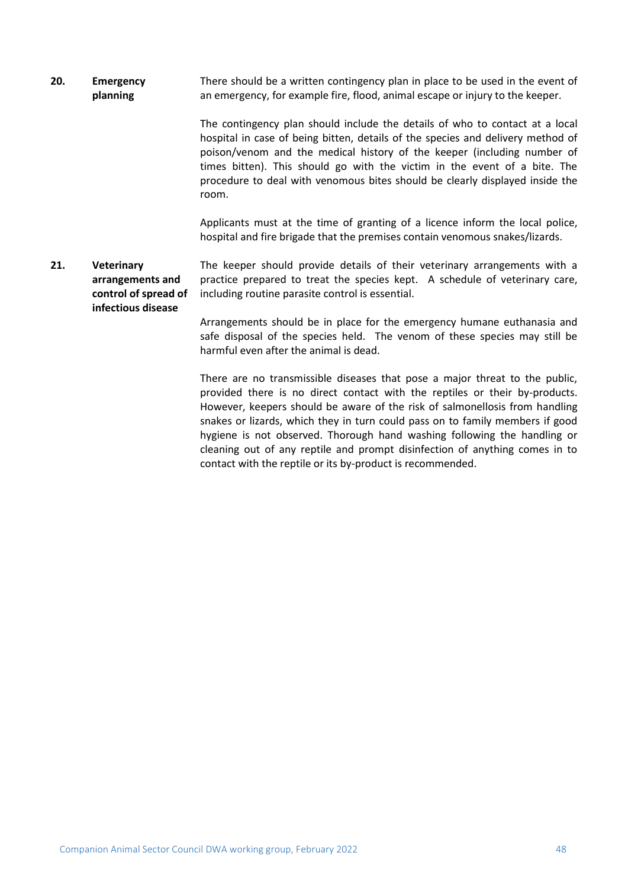**20. Emergency planning**

There should be a written contingency plan in place to be used in the event of an emergency, for example fire, flood, animal escape or injury to the keeper.

The contingency plan should include the details of who to contact at a local hospital in case of being bitten, details of the species and delivery method of poison/venom and the medical history of the keeper (including number of times bitten). This should go with the victim in the event of a bite. The procedure to deal with venomous bites should be clearly displayed inside the room.

Applicants must at the time of granting of a licence inform the local police, hospital and fire brigade that the premises contain venomous snakes/lizards.

**21. Veterinary arrangements and control of spread of infectious disease**

The keeper should provide details of their veterinary arrangements with a practice prepared to treat the species kept. A schedule of veterinary care, including routine parasite control is essential.

Arrangements should be in place for the emergency humane euthanasia and safe disposal of the species held. The venom of these species may still be harmful even after the animal is dead.

There are no transmissible diseases that pose a major threat to the public, provided there is no direct contact with the reptiles or their by-products. However, keepers should be aware of the risk of salmonellosis from handling snakes or lizards, which they in turn could pass on to family members if good hygiene is not observed. Thorough hand washing following the handling or cleaning out of any reptile and prompt disinfection of anything comes in to contact with the reptile or its by-product is recommended.